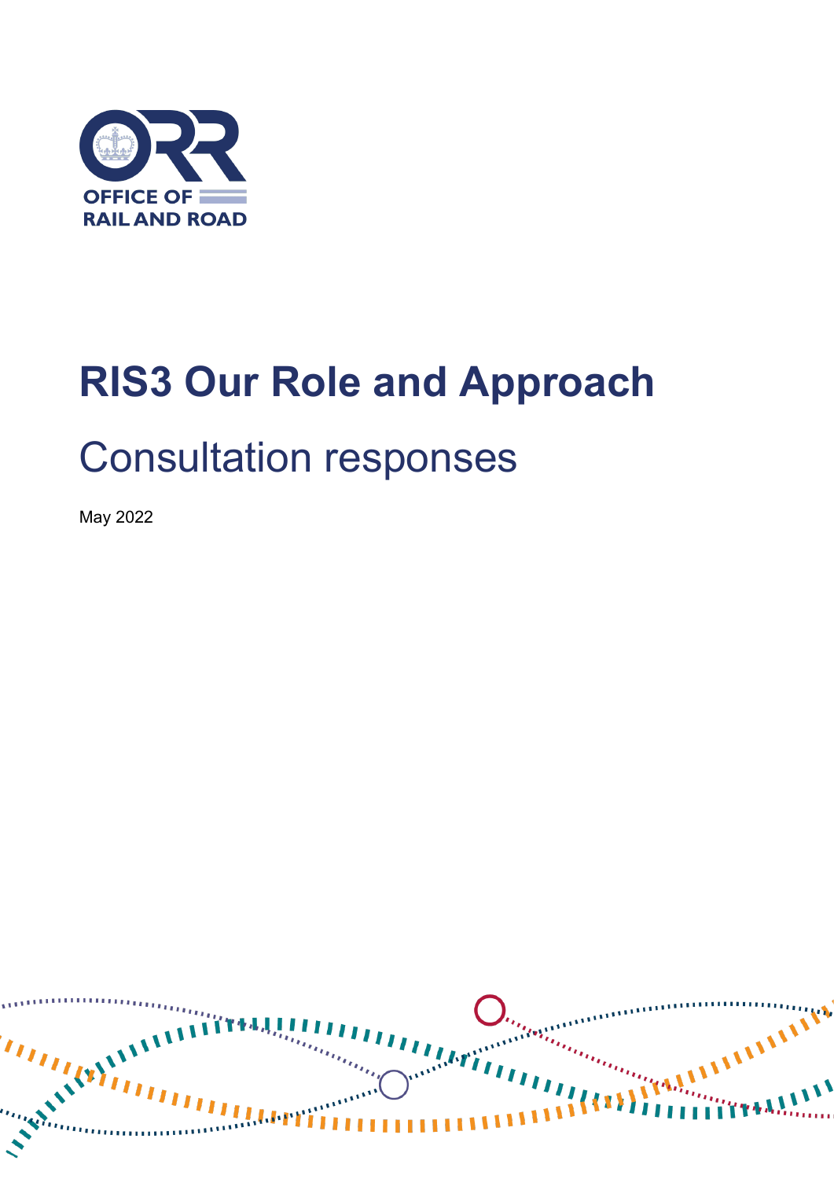OFFICE OF RAIL AND ROAD

# RIS3 Our Role and Approach

## Consultation responses

May 2022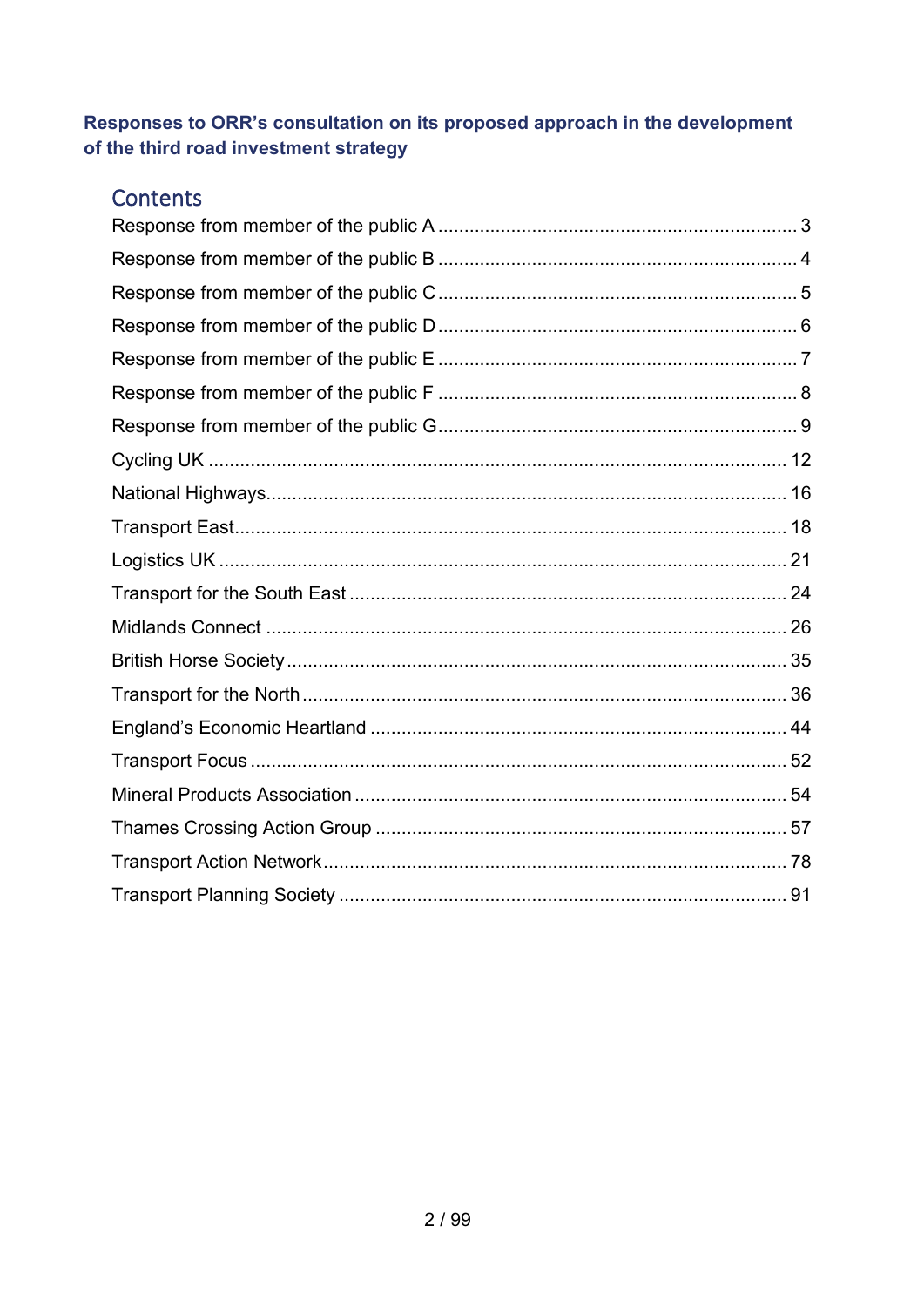**Responses to ORR's consultation on its proposed approach in the development of the third road investment strategy**

## Contents

Response from member of the public A .................................................................... 3

Response from member of the public B .................................................................... 4

Response from member of the public C .................................................................... 5

Response from member of the public D .................................................................... 6

Response from member of the public E .................................................................... 7

Response from member of the public F .................................................................... 8

Response from member of the public G .................................................................... 9

Cycling UK ............................................................................................................. 12

National Highways.................................................................................................. 16

Transport East........................................................................................................ 18

Logistics UK ........................................................................................................... 21

Transport for the South East ................................................................................... 24

Midlands Connect ................................................................................................... 26

British Horse Society .............................................................................................. 35

Transport for the North ........................................................................................... 36

England's Economic Heartland ............................................................................... 44

Transport Focus ...................................................................................................... 52

Mineral Products Association ................................................................................. 54

Thames Crossing Action Group .............................................................................. 57

Transport Action Network........................................................................................ 78

Transport Planning Society ..................................................................................... 91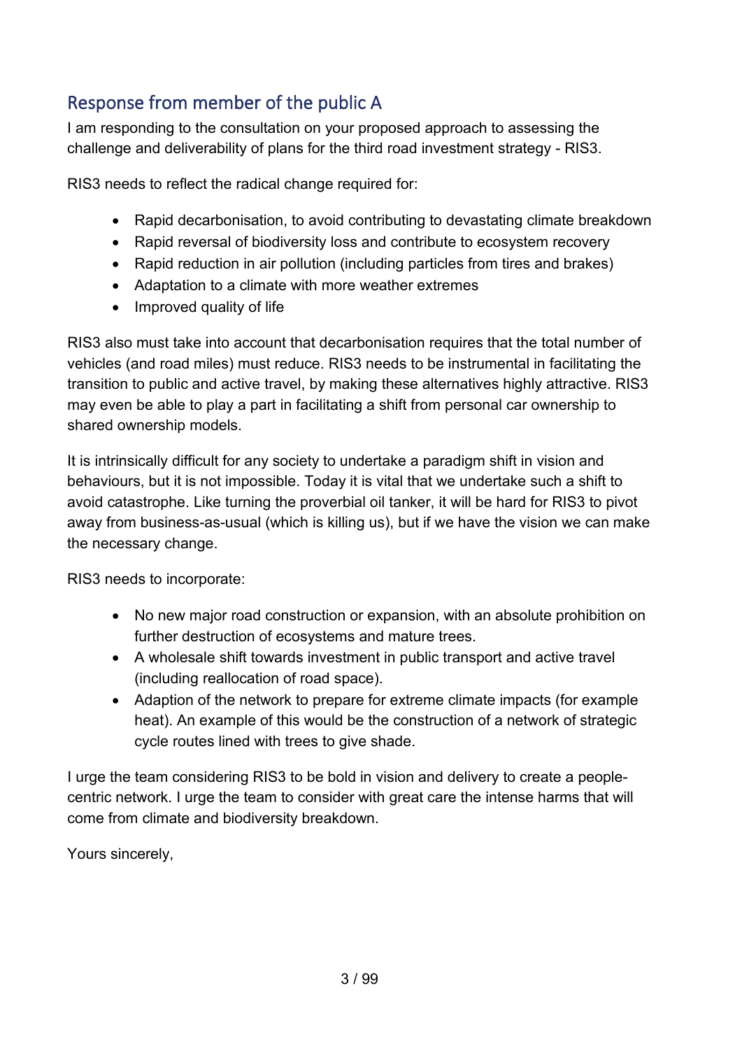## Response from member of the public A

I am responding to the consultation on your proposed approach to assessing the challenge and deliverability of plans for the third road investment strategy - RIS3.

RIS3 needs to reflect the radical change required for:

- Rapid decarbonisation, to avoid contributing to devastating climate breakdown
- Rapid reversal of biodiversity loss and contribute to ecosystem recovery
- Rapid reduction in air pollution (including particles from tires and brakes)
- Adaptation to a climate with more weather extremes
- Improved quality of life

RIS3 also must take into account that decarbonisation requires that the total number of vehicles (and road miles) must reduce. RIS3 needs to be instrumental in facilitating the transition to public and active travel, by making these alternatives highly attractive. RIS3 may even be able to play a part in facilitating a shift from personal car ownership to shared ownership models.

It is intrinsically difficult for any society to undertake a paradigm shift in vision and behaviours, but it is not impossible. Today it is vital that we undertake such a shift to avoid catastrophe. Like turning the proverbial oil tanker, it will be hard for RIS3 to pivot away from business-as-usual (which is killing us), but if we have the vision we can make the necessary change.

RIS3 needs to incorporate:

- No new major road construction or expansion, with an absolute prohibition on further destruction of ecosystems and mature trees.
- A wholesale shift towards investment in public transport and active travel (including reallocation of road space).
- Adaption of the network to prepare for extreme climate impacts (for example heat). An example of this would be the construction of a network of strategic cycle routes lined with trees to give shade.

I urge the team considering RIS3 to be bold in vision and delivery to create a people-centric network. I urge the team to consider with great care the intense harms that will come from climate and biodiversity breakdown.

Yours sincerely,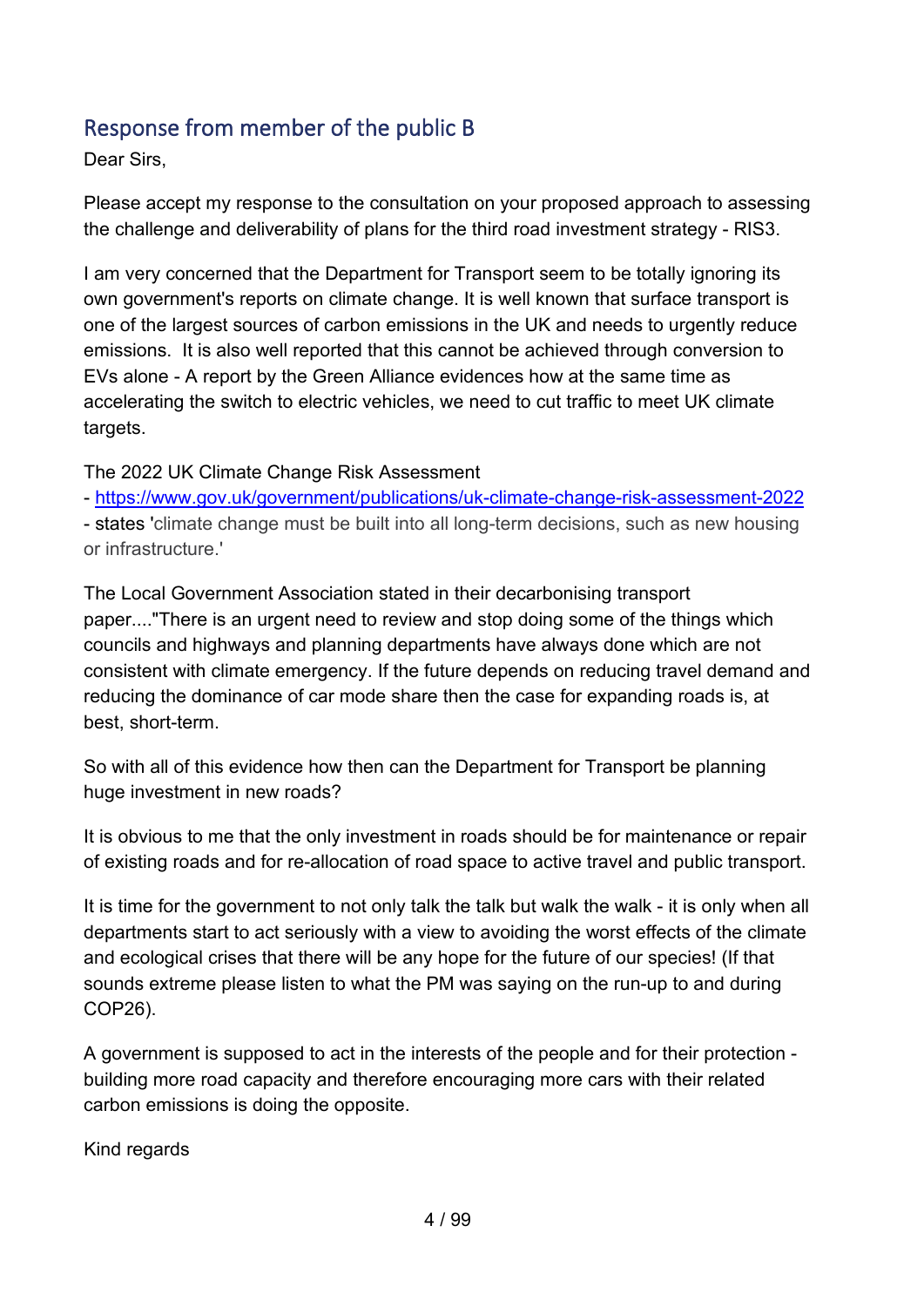## Response from member of the public B

Dear Sirs,

Please accept my response to the consultation on your proposed approach to assessing the challenge and deliverability of plans for the third road investment strategy - RIS3.

I am very concerned that the Department for Transport seem to be totally ignoring its own government's reports on climate change. It is well known that surface transport is one of the largest sources of carbon emissions in the UK and needs to urgently reduce emissions. It is also well reported that this cannot be achieved through conversion to EVs alone - A report by the Green Alliance evidences how at the same time as accelerating the switch to electric vehicles, we need to cut traffic to meet UK climate targets.

The 2022 UK Climate Change Risk Assessment
- [https://www.gov.uk/government/publications/uk-climate-change-risk-assessment-2022](https://www.gov.uk/government/publications/uk-climate-change-risk-assessment-2022)
- states 'climate change must be built into all long-term decisions, such as new housing or infrastructure.'

The Local Government Association stated in their decarbonising transport paper...."There is an urgent need to review and stop doing some of the things which councils and highways and planning departments have always done which are not consistent with climate emergency. If the future depends on reducing travel demand and reducing the dominance of car mode share then the case for expanding roads is, at best, short-term.

So with all of this evidence how then can the Department for Transport be planning huge investment in new roads?

It is obvious to me that the only investment in roads should be for maintenance or repair of existing roads and for re-allocation of road space to active travel and public transport.

It is time for the government to not only talk the talk but walk the walk - it is only when all departments start to act seriously with a view to avoiding the worst effects of the climate and ecological crises that there will be any hope for the future of our species! (If that sounds extreme please listen to what the PM was saying on the run-up to and during COP26).

A government is supposed to act in the interests of the people and for their protection - building more road capacity and therefore encouraging more cars with their related carbon emissions is doing the opposite.

Kind regards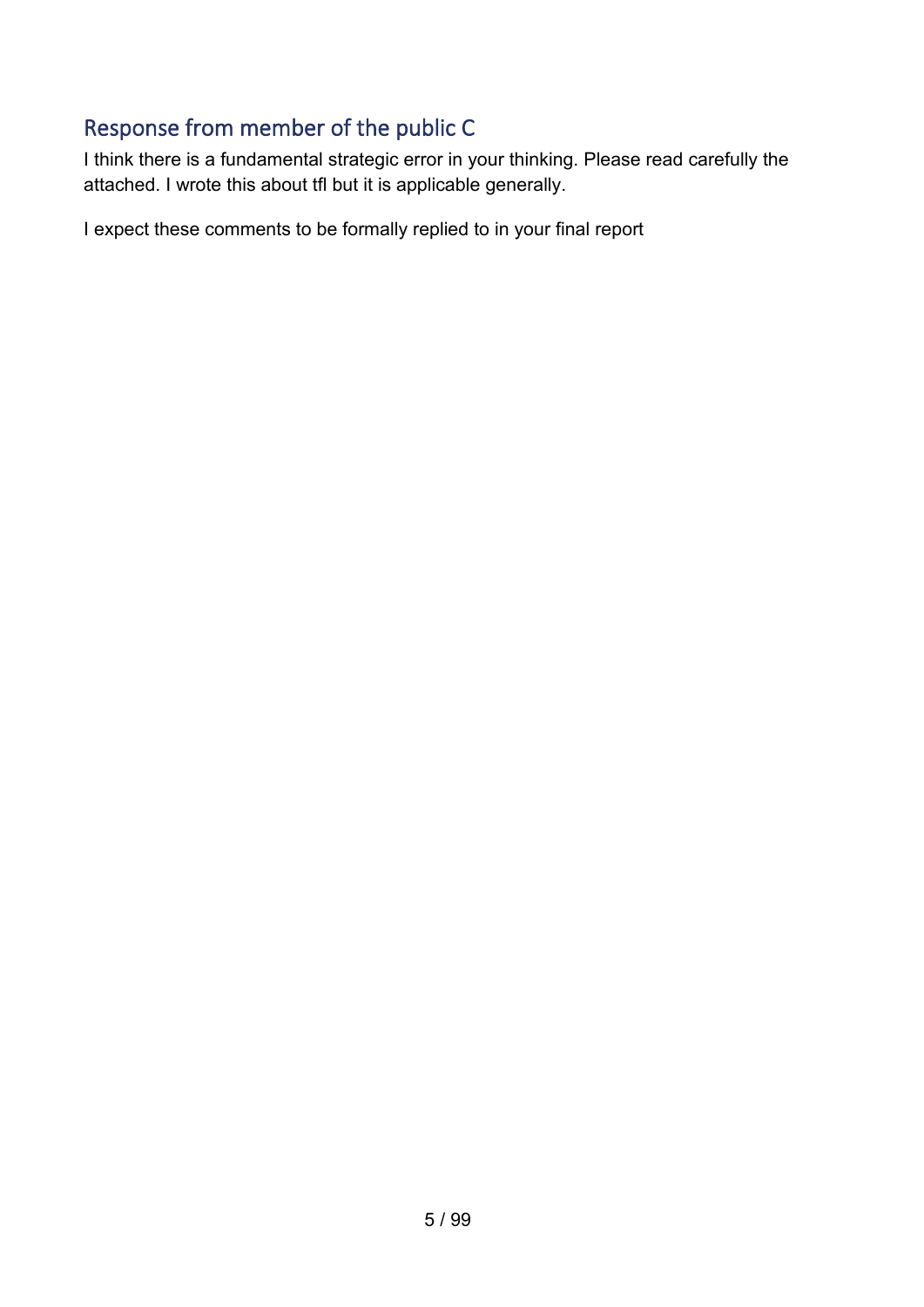## Response from member of the public C

I think there is a fundamental strategic error in your thinking. Please read carefully the attached. I wrote this about tfl but it is applicable generally.

I expect these comments to be formally replied to in your final report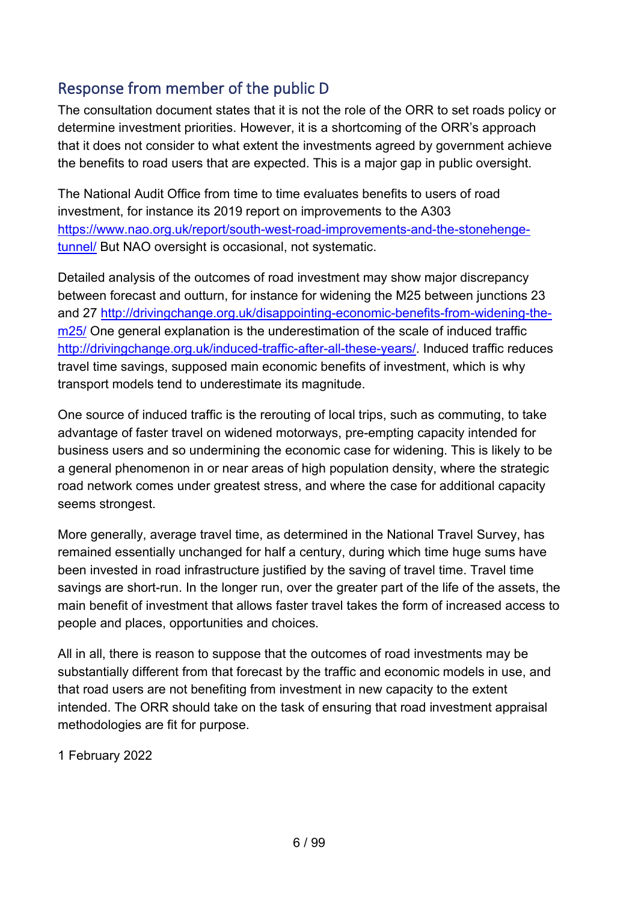## Response from member of the public D

The consultation document states that it is not the role of the ORR to set roads policy or determine investment priorities. However, it is a shortcoming of the ORR's approach that it does not consider to what extent the investments agreed by government achieve the benefits to road users that are expected. This is a major gap in public oversight.

The National Audit Office from time to time evaluates benefits to users of road investment, for instance its 2019 report on improvements to the A303 [https://www.nao.org.uk/report/south-west-road-improvements-and-the-stonehenge-tunnel/](https://www.nao.org.uk/report/south-west-road-improvements-and-the-stonehenge-tunnel/) But NAO oversight is occasional, not systematic.

Detailed analysis of the outcomes of road investment may show major discrepancy between forecast and outturn, for instance for widening the M25 between junctions 23 and 27 [http://drivingchange.org.uk/disappointing-economic-benefits-from-widening-the-m25/](http://drivingchange.org.uk/disappointing-economic-benefits-from-widening-the-m25/) One general explanation is the underestimation of the scale of induced traffic [http://drivingchange.org.uk/induced-traffic-after-all-these-years/](http://drivingchange.org.uk/induced-traffic-after-all-these-years/). Induced traffic reduces travel time savings, supposed main economic benefits of investment, which is why transport models tend to underestimate its magnitude.

One source of induced traffic is the rerouting of local trips, such as commuting, to take advantage of faster travel on widened motorways, pre-empting capacity intended for business users and so undermining the economic case for widening. This is likely to be a general phenomenon in or near areas of high population density, where the strategic road network comes under greatest stress, and where the case for additional capacity seems strongest.

More generally, average travel time, as determined in the National Travel Survey, has remained essentially unchanged for half a century, during which time huge sums have been invested in road infrastructure justified by the saving of travel time. Travel time savings are short-run. In the longer run, over the greater part of the life of the assets, the main benefit of investment that allows faster travel takes the form of increased access to people and places, opportunities and choices.

All in all, there is reason to suppose that the outcomes of road investments may be substantially different from that forecast by the traffic and economic models in use, and that road users are not benefiting from investment in new capacity to the extent intended. The ORR should take on the task of ensuring that road investment appraisal methodologies are fit for purpose.

1 February 2022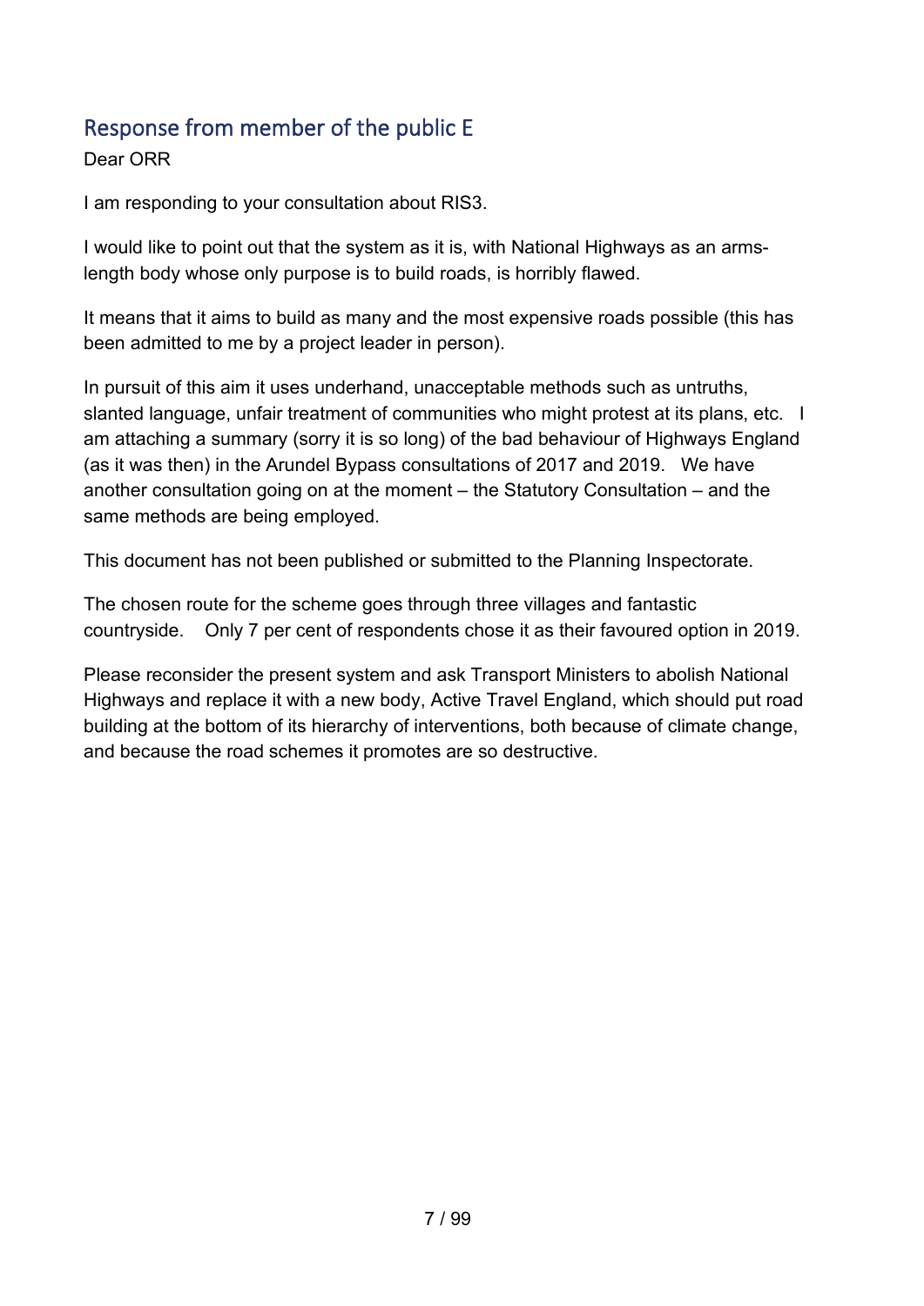## Response from member of the public E

Dear ORR

I am responding to your consultation about RIS3.

I would like to point out that the system as it is, with National Highways as an arms-length body whose only purpose is to build roads, is horribly flawed.

It means that it aims to build as many and the most expensive roads possible (this has been admitted to me by a project leader in person).

In pursuit of this aim it uses underhand, unacceptable methods such as untruths, slanted language, unfair treatment of communities who might protest at its plans, etc. I am attaching a summary (sorry it is so long) of the bad behaviour of Highways England (as it was then) in the Arundel Bypass consultations of 2017 and 2019. We have another consultation going on at the moment – the Statutory Consultation – and the same methods are being employed.

This document has not been published or submitted to the Planning Inspectorate.

The chosen route for the scheme goes through three villages and fantastic countryside. Only 7 per cent of respondents chose it as their favoured option in 2019.

Please reconsider the present system and ask Transport Ministers to abolish National Highways and replace it with a new body, Active Travel England, which should put road building at the bottom of its hierarchy of interventions, both because of climate change, and because the road schemes it promotes are so destructive.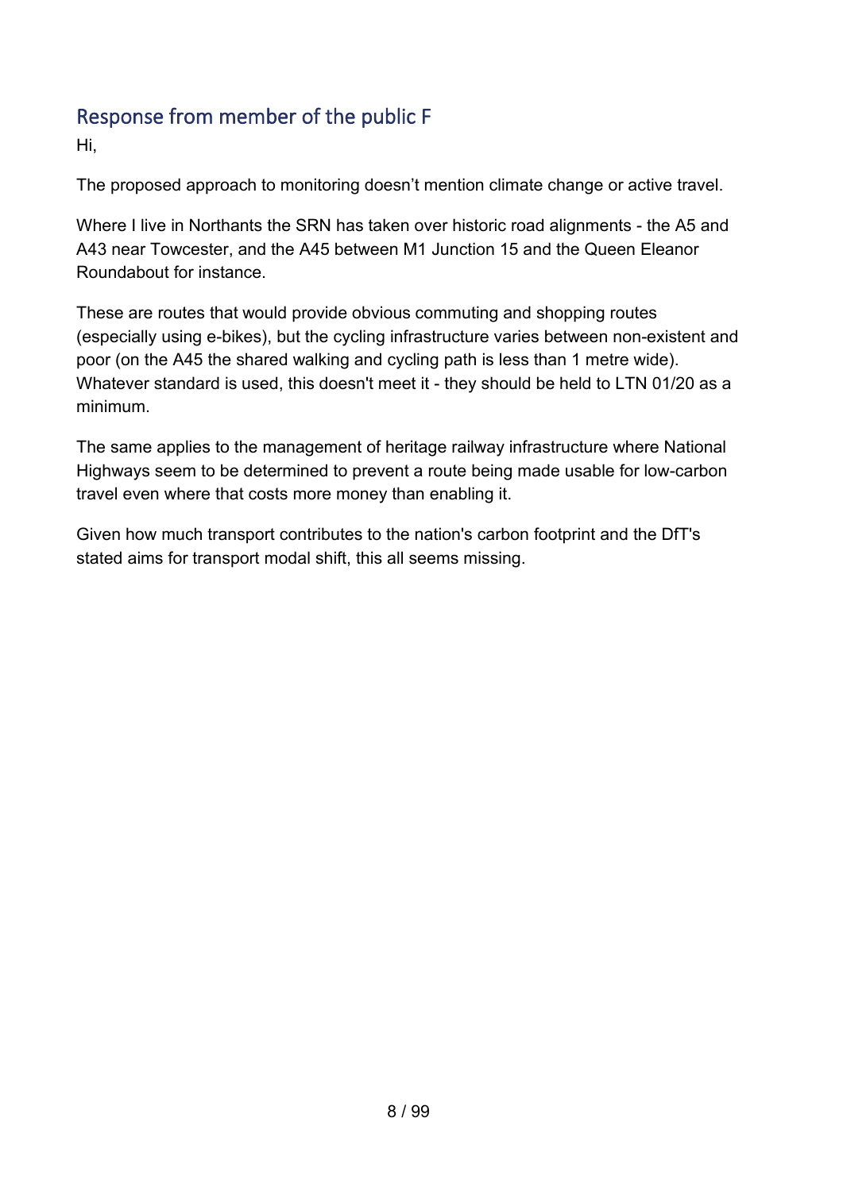## Response from member of the public F

Hi,

The proposed approach to monitoring doesn’t mention climate change or active travel.

Where I live in Northants the SRN has taken over historic road alignments - the A5 and A43 near Towcester, and the A45 between M1 Junction 15 and the Queen Eleanor Roundabout for instance.

These are routes that would provide obvious commuting and shopping routes (especially using e-bikes), but the cycling infrastructure varies between non-existent and poor (on the A45 the shared walking and cycling path is less than 1 metre wide). Whatever standard is used, this doesn't meet it - they should be held to LTN 01/20 as a minimum.

The same applies to the management of heritage railway infrastructure where National Highways seem to be determined to prevent a route being made usable for low-carbon travel even where that costs more money than enabling it.

Given how much transport contributes to the nation's carbon footprint and the DfT's stated aims for transport modal shift, this all seems missing.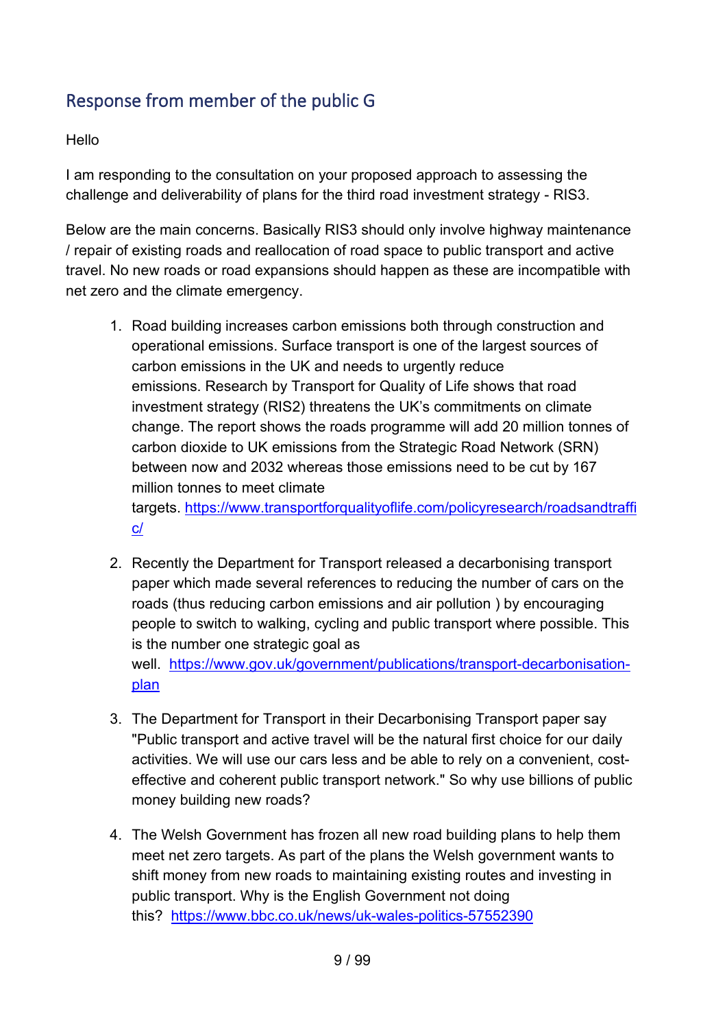## Response from member of the public G

Hello

I am responding to the consultation on your proposed approach to assessing the challenge and deliverability of plans for the third road investment strategy - RIS3.

Below are the main concerns. Basically RIS3 should only involve highway maintenance / repair of existing roads and reallocation of road space to public transport and active travel. No new roads or road expansions should happen as these are incompatible with net zero and the climate emergency.

1. Road building increases carbon emissions both through construction and operational emissions. Surface transport is one of the largest sources of carbon emissions in the UK and needs to urgently reduce emissions. Research by Transport for Quality of Life shows that road investment strategy (RIS2) threatens the UK's commitments on climate change. The report shows the roads programme will add 20 million tonnes of carbon dioxide to UK emissions from the Strategic Road Network (SRN) between now and 2032 whereas those emissions need to be cut by 167 million tonnes to meet climate targets. [https://www.transportforqualityoflife.com/policyresearch/roadsandtraffic/](https://www.transportforqualityoflife.com/policyresearch/roadsandtraffic/)

2. Recently the Department for Transport released a decarbonising transport paper which made several references to reducing the number of cars on the roads (thus reducing carbon emissions and air pollution ) by encouraging people to switch to walking, cycling and public transport where possible. This is the number one strategic goal as well. [https://www.gov.uk/government/publications/transport-decarbonisation-plan](https://www.gov.uk/government/publications/transport-decarbonisation-plan)

3. The Department for Transport in their Decarbonising Transport paper say "Public transport and active travel will be the natural first choice for our daily activities. We will use our cars less and be able to rely on a convenient, cost-effective and coherent public transport network." So why use billions of public money building new roads?

4. The Welsh Government has frozen all new road building plans to help them meet net zero targets. As part of the plans the Welsh government wants to shift money from new roads to maintaining existing routes and investing in public transport. Why is the English Government not doing this? [https://www.bbc.co.uk/news/uk-wales-politics-57552390](https://www.bbc.co.uk/news/uk-wales-politics-57552390)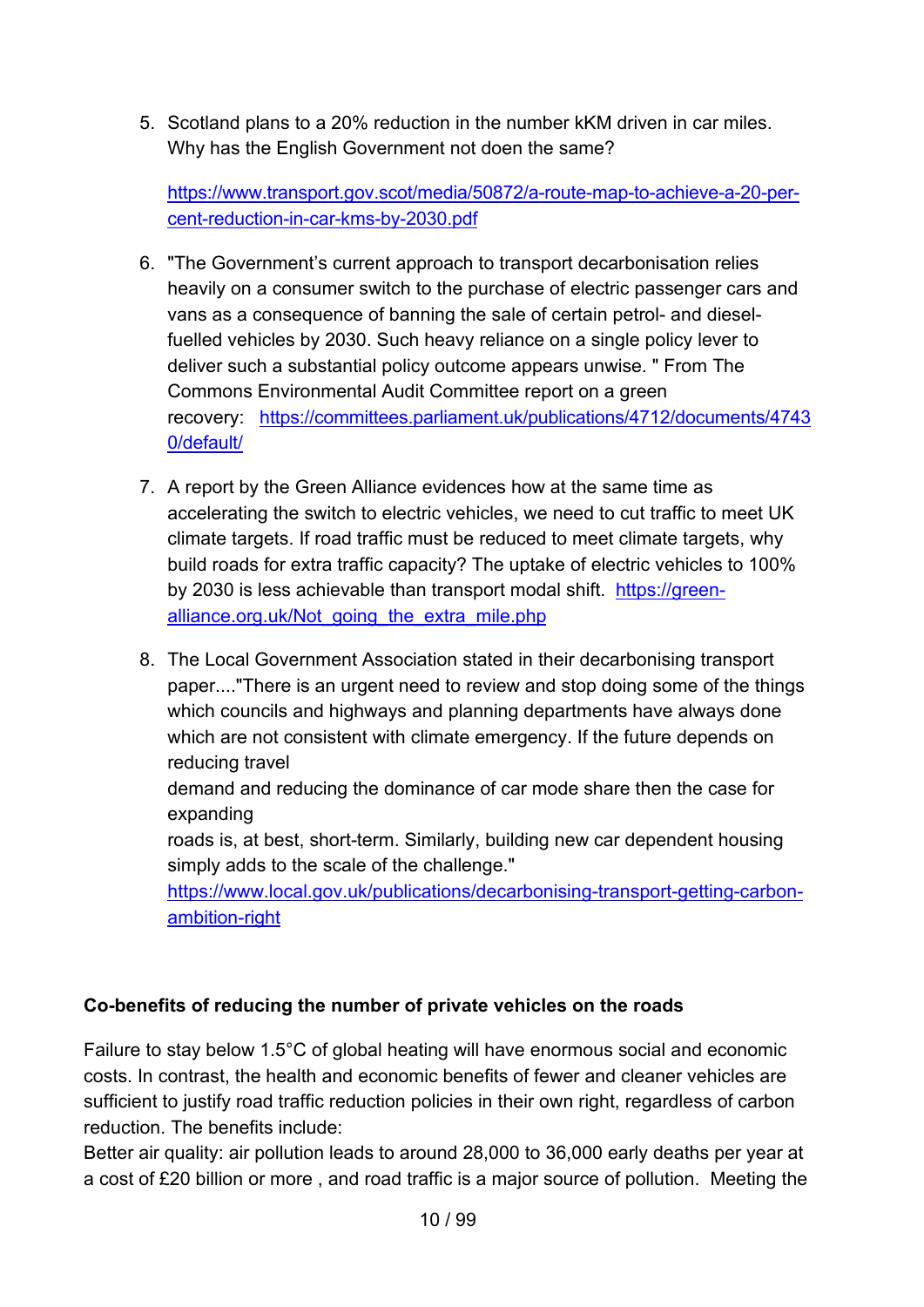5. Scotland plans to a 20% reduction in the number kKM driven in car miles. Why has the English Government not doen the same?

   https://www.transport.gov.scot/media/50872/a-route-map-to-achieve-a-20-per-cent-reduction-in-car-kms-by-2030.pdf

6. "The Government's current approach to transport decarbonisation relies heavily on a consumer switch to the purchase of electric passenger cars and vans as a consequence of banning the sale of certain petrol- and diesel-fuelled vehicles by 2030. Such heavy reliance on a single policy lever to deliver such a substantial policy outcome appears unwise. " From The Commons Environmental Audit Committee report on a green recovery: https://committees.parliament.uk/publications/4712/documents/47430/default/

7. A report by the Green Alliance evidences how at the same time as accelerating the switch to electric vehicles, we need to cut traffic to meet UK climate targets. If road traffic must be reduced to meet climate targets, why build roads for extra traffic capacity? The uptake of electric vehicles to 100% by 2030 is less achievable than transport modal shift. https://green-alliance.org.uk/Not_going_the_extra_mile.php

8. The Local Government Association stated in their decarbonising transport paper...."There is an urgent need to review and stop doing some of the things which councils and highways and planning departments have always done which are not consistent with climate emergency. If the future depends on reducing travel
   demand and reducing the dominance of car mode share then the case for expanding
   roads is, at best, short-term. Similarly, building new car dependent housing simply adds to the scale of the challenge."
   https://www.local.gov.uk/publications/decarbonising-transport-getting-carbon-ambition-right

**Co-benefits of reducing the number of private vehicles on the roads**

Failure to stay below 1.5°C of global heating will have enormous social and economic costs. In contrast, the health and economic benefits of fewer and cleaner vehicles are sufficient to justify road traffic reduction policies in their own right, regardless of carbon reduction. The benefits include:
Better air quality: air pollution leads to around 28,000 to 36,000 early deaths per year at a cost of £20 billion or more , and road traffic is a major source of pollution. Meeting the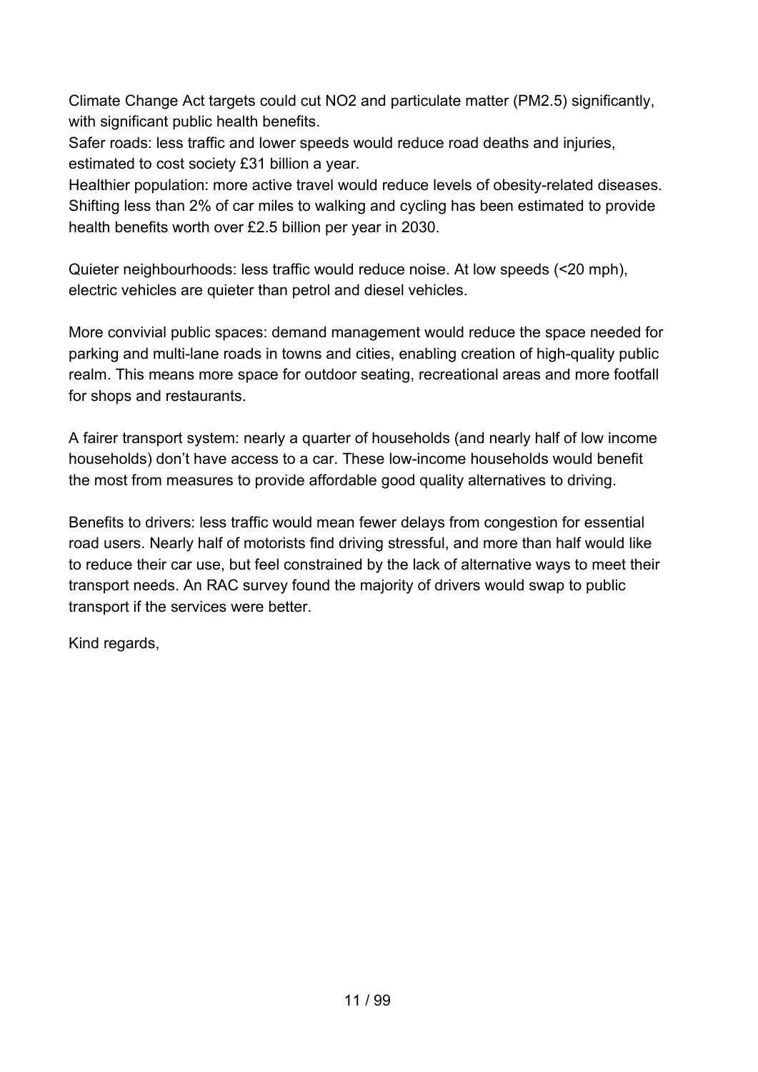Climate Change Act targets could cut $NO_2$ and particulate matter ($PM_{2.5}$) significantly, with significant public health benefits.
Safer roads: less traffic and lower speeds would reduce road deaths and injuries, estimated to cost society £31 billion a year.
Healthier population: more active travel would reduce levels of obesity-related diseases. Shifting less than 2% of car miles to walking and cycling has been estimated to provide health benefits worth over £2.5 billion per year in 2030.

Quieter neighbourhoods: less traffic would reduce noise. At low speeds (<20 mph), electric vehicles are quieter than petrol and diesel vehicles.

More convivial public spaces: demand management would reduce the space needed for parking and multi-lane roads in towns and cities, enabling creation of high-quality public realm. This means more space for outdoor seating, recreational areas and more footfall for shops and restaurants.

A fairer transport system: nearly a quarter of households (and nearly half of low income households) don't have access to a car. These low-income households would benefit the most from measures to provide affordable good quality alternatives to driving.

Benefits to drivers: less traffic would mean fewer delays from congestion for essential road users. Nearly half of motorists find driving stressful, and more than half would like to reduce their car use, but feel constrained by the lack of alternative ways to meet their transport needs. An RAC survey found the majority of drivers would swap to public transport if the services were better.

Kind regards,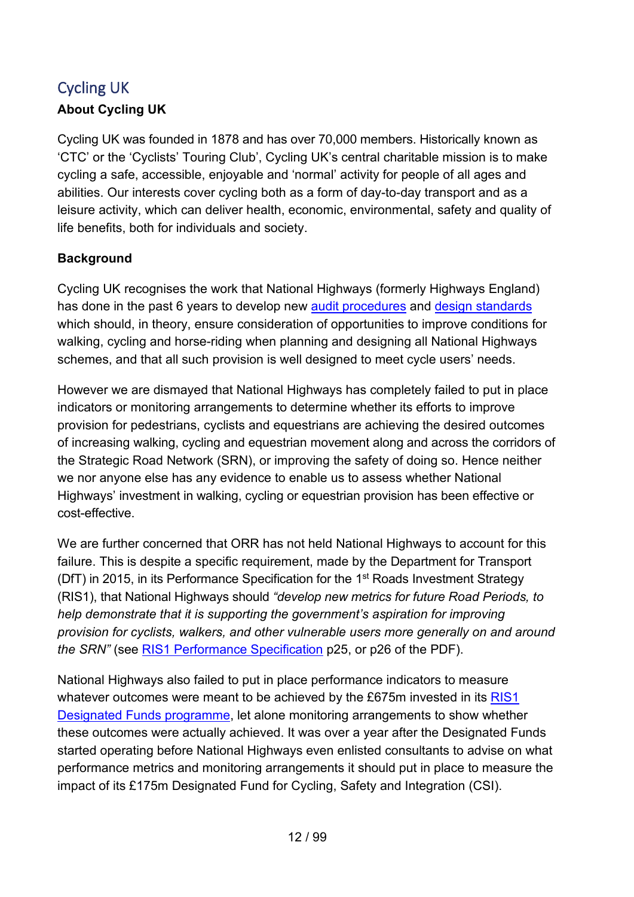## Cycling UK

### About Cycling UK

Cycling UK was founded in 1878 and has over 70,000 members. Historically known as 'CTC' or the 'Cyclists' Touring Club', Cycling UK's central charitable mission is to make cycling a safe, accessible, enjoyable and 'normal' activity for people of all ages and abilities. Our interests cover cycling both as a form of day-to-day transport and as a leisure activity, which can deliver health, economic, environmental, safety and quality of life benefits, both for individuals and society.

### Background

Cycling UK recognises the work that National Highways (formerly Highways England) has done in the past 6 years to develop new audit procedures and design standards which should, in theory, ensure consideration of opportunities to improve conditions for walking, cycling and horse-riding when planning and designing all National Highways schemes, and that all such provision is well designed to meet cycle users' needs.

However we are dismayed that National Highways has completely failed to put in place indicators or monitoring arrangements to determine whether its efforts to improve provision for pedestrians, cyclists and equestrians are achieving the desired outcomes of increasing walking, cycling and equestrian movement along and across the corridors of the Strategic Road Network (SRN), or improving the safety of doing so. Hence neither we nor anyone else has any evidence to enable us to assess whether National Highways' investment in walking, cycling or equestrian provision has been effective or cost-effective.

We are further concerned that ORR has not held National Highways to account for this failure. This is despite a specific requirement, made by the Department for Transport (DfT) in 2015, in its Performance Specification for the 1st Roads Investment Strategy (RIS1), that National Highways should *"develop new metrics for future Road Periods, to help demonstrate that it is supporting the government's aspiration for improving provision for cyclists, walkers, and other vulnerable users more generally on and around the SRN"* (see RIS1 Performance Specification p25, or p26 of the PDF).

National Highways also failed to put in place performance indicators to measure whatever outcomes were meant to be achieved by the £675m invested in its RIS1 Designated Funds programme, let alone monitoring arrangements to show whether these outcomes were actually achieved. It was over a year after the Designated Funds started operating before National Highways even enlisted consultants to advise on what performance metrics and monitoring arrangements it should put in place to measure the impact of its £175m Designated Fund for Cycling, Safety and Integration (CSI).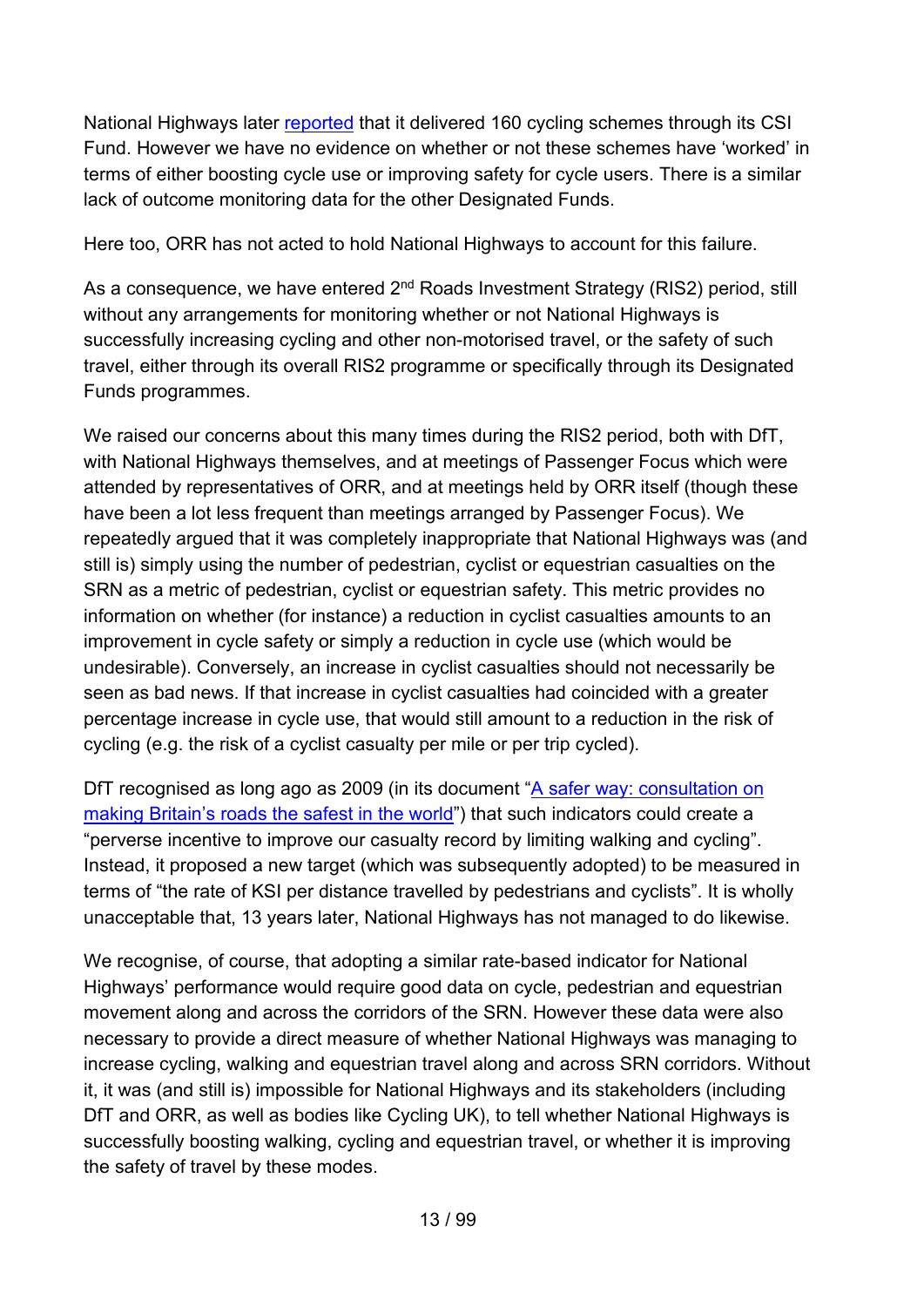National Highways later reported that it delivered 160 cycling schemes through its CSI Fund. However we have no evidence on whether or not these schemes have 'worked' in terms of either boosting cycle use or improving safety for cycle users. There is a similar lack of outcome monitoring data for the other Designated Funds.

Here too, ORR has not acted to hold National Highways to account for this failure.

As a consequence, we have entered 2nd Roads Investment Strategy (RIS2) period, still without any arrangements for monitoring whether or not National Highways is successfully increasing cycling and other non-motorised travel, or the safety of such travel, either through its overall RIS2 programme or specifically through its Designated Funds programmes.

We raised our concerns about this many times during the RIS2 period, both with DfT, with National Highways themselves, and at meetings of Passenger Focus which were attended by representatives of ORR, and at meetings held by ORR itself (though these have been a lot less frequent than meetings arranged by Passenger Focus). We repeatedly argued that it was completely inappropriate that National Highways was (and still is) simply using the number of pedestrian, cyclist or equestrian casualties on the SRN as a metric of pedestrian, cyclist or equestrian safety. This metric provides no information on whether (for instance) a reduction in cyclist casualties amounts to an improvement in cycle safety or simply a reduction in cycle use (which would be undesirable). Conversely, an increase in cyclist casualties should not necessarily be seen as bad news. If that increase in cyclist casualties had coincided with a greater percentage increase in cycle use, that would still amount to a reduction in the risk of cycling (e.g. the risk of a cyclist casualty per mile or per trip cycled).

DfT recognised as long ago as 2009 (in its document "A safer way: consultation on making Britain's roads the safest in the world") that such indicators could create a "perverse incentive to improve our casualty record by limiting walking and cycling". Instead, it proposed a new target (which was subsequently adopted) to be measured in terms of "the rate of KSI per distance travelled by pedestrians and cyclists". It is wholly unacceptable that, 13 years later, National Highways has not managed to do likewise.

We recognise, of course, that adopting a similar rate-based indicator for National Highways' performance would require good data on cycle, pedestrian and equestrian movement along and across the corridors of the SRN. However these data were also necessary to provide a direct measure of whether National Highways was managing to increase cycling, walking and equestrian travel along and across SRN corridors. Without it, it was (and still is) impossible for National Highways and its stakeholders (including DfT and ORR, as well as bodies like Cycling UK), to tell whether National Highways is successfully boosting walking, cycling and equestrian travel, or whether it is improving the safety of travel by these modes.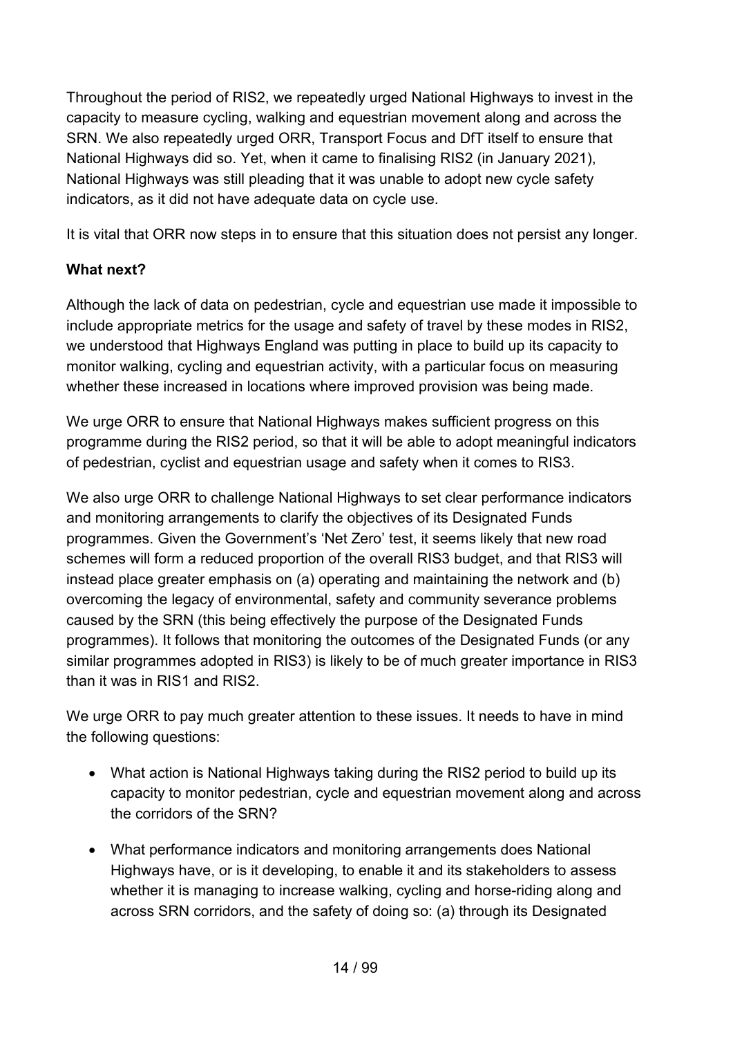Throughout the period of RIS2, we repeatedly urged National Highways to invest in the capacity to measure cycling, walking and equestrian movement along and across the SRN. We also repeatedly urged ORR, Transport Focus and DfT itself to ensure that National Highways did so. Yet, when it came to finalising RIS2 (in January 2021), National Highways was still pleading that it was unable to adopt new cycle safety indicators, as it did not have adequate data on cycle use.

It is vital that ORR now steps in to ensure that this situation does not persist any longer.

**What next?**

Although the lack of data on pedestrian, cycle and equestrian use made it impossible to include appropriate metrics for the usage and safety of travel by these modes in RIS2, we understood that Highways England was putting in place to build up its capacity to monitor walking, cycling and equestrian activity, with a particular focus on measuring whether these increased in locations where improved provision was being made.

We urge ORR to ensure that National Highways makes sufficient progress on this programme during the RIS2 period, so that it will be able to adopt meaningful indicators of pedestrian, cyclist and equestrian usage and safety when it comes to RIS3.

We also urge ORR to challenge National Highways to set clear performance indicators and monitoring arrangements to clarify the objectives of its Designated Funds programmes. Given the Government's 'Net Zero' test, it seems likely that new road schemes will form a reduced proportion of the overall RIS3 budget, and that RIS3 will instead place greater emphasis on (a) operating and maintaining the network and (b) overcoming the legacy of environmental, safety and community severance problems caused by the SRN (this being effectively the purpose of the Designated Funds programmes). It follows that monitoring the outcomes of the Designated Funds (or any similar programmes adopted in RIS3) is likely to be of much greater importance in RIS3 than it was in RIS1 and RIS2.

We urge ORR to pay much greater attention to these issues. It needs to have in mind the following questions:

- What action is National Highways taking during the RIS2 period to build up its capacity to monitor pedestrian, cycle and equestrian movement along and across the corridors of the SRN?
- What performance indicators and monitoring arrangements does National Highways have, or is it developing, to enable it and its stakeholders to assess whether it is managing to increase walking, cycling and horse-riding along and across SRN corridors, and the safety of doing so: (a) through its Designated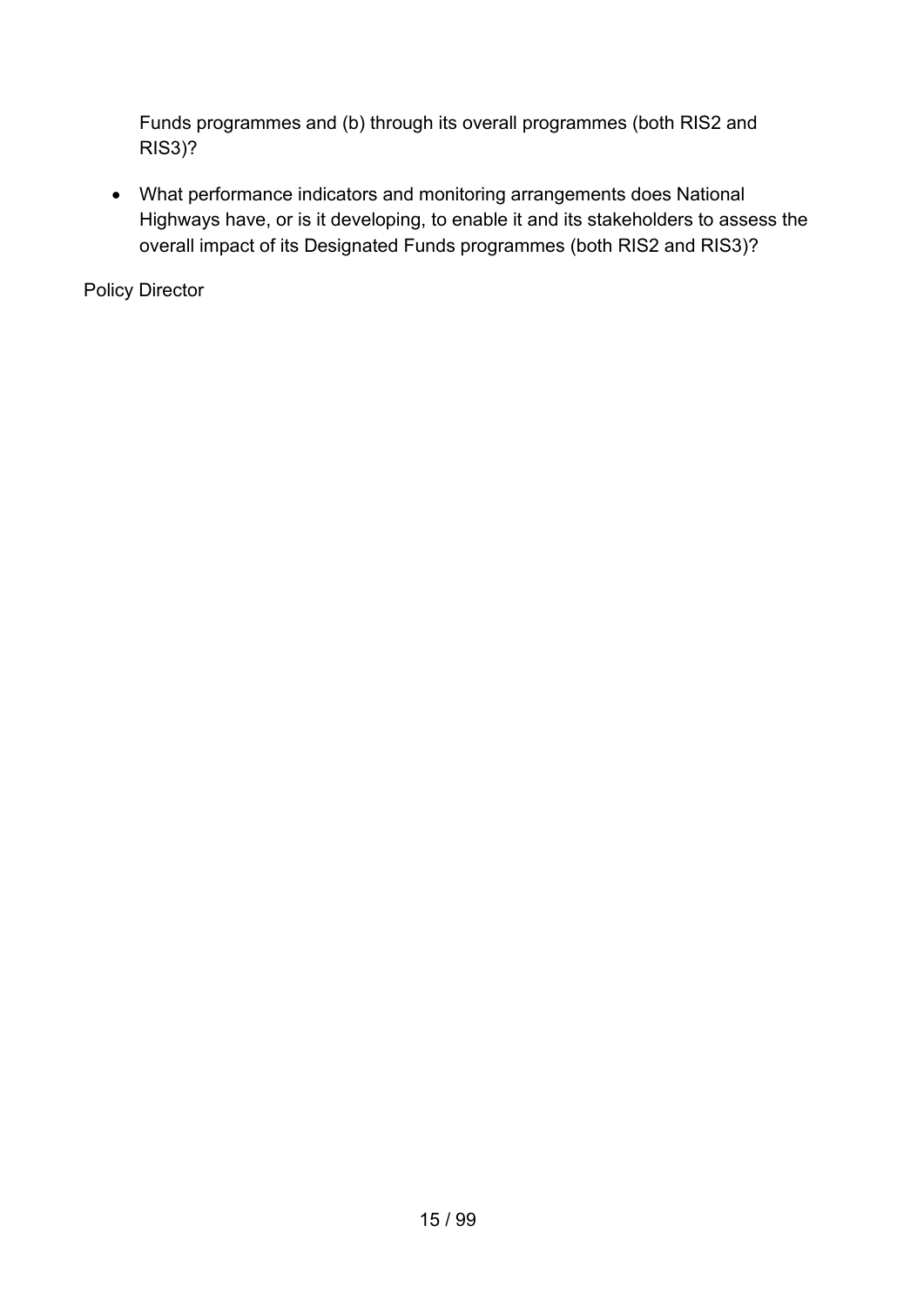Funds programmes and (b) through its overall programmes (both RIS2 and RIS3)?

- What performance indicators and monitoring arrangements does National Highways have, or is it developing, to enable it and its stakeholders to assess the overall impact of its Designated Funds programmes (both RIS2 and RIS3)?

Policy Director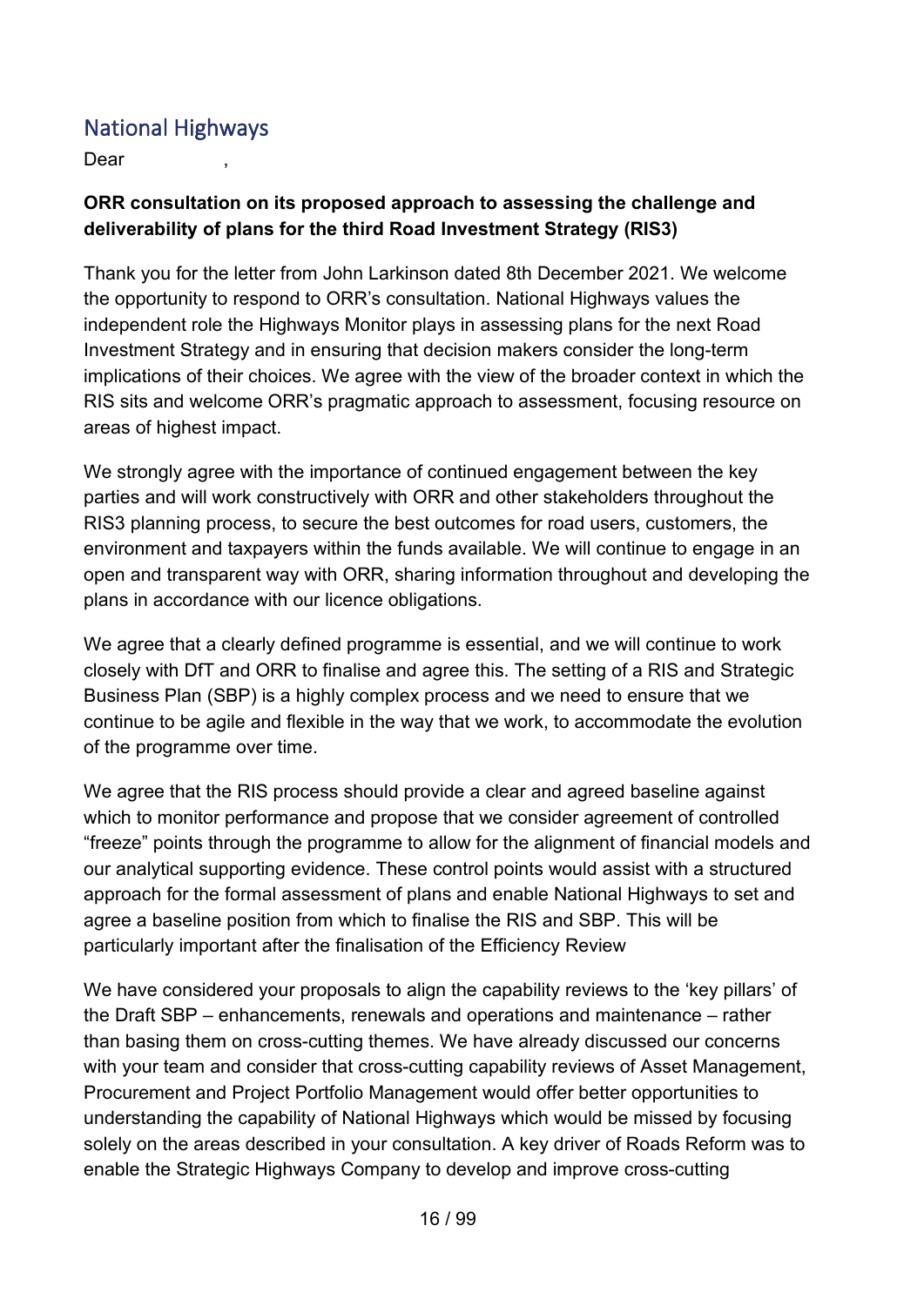## National Highways

Dear ,

**ORR consultation on its proposed approach to assessing the challenge and deliverability of plans for the third Road Investment Strategy (RIS3)**

Thank you for the letter from John Larkinson dated 8th December 2021. We welcome the opportunity to respond to ORR's consultation. National Highways values the independent role the Highways Monitor plays in assessing plans for the next Road Investment Strategy and in ensuring that decision makers consider the long-term implications of their choices. We agree with the view of the broader context in which the RIS sits and welcome ORR's pragmatic approach to assessment, focusing resource on areas of highest impact.

We strongly agree with the importance of continued engagement between the key parties and will work constructively with ORR and other stakeholders throughout the RIS3 planning process, to secure the best outcomes for road users, customers, the environment and taxpayers within the funds available. We will continue to engage in an open and transparent way with ORR, sharing information throughout and developing the plans in accordance with our licence obligations.

We agree that a clearly defined programme is essential, and we will continue to work closely with DfT and ORR to finalise and agree this. The setting of a RIS and Strategic Business Plan (SBP) is a highly complex process and we need to ensure that we continue to be agile and flexible in the way that we work, to accommodate the evolution of the programme over time.

We agree that the RIS process should provide a clear and agreed baseline against which to monitor performance and propose that we consider agreement of controlled "freeze" points through the programme to allow for the alignment of financial models and our analytical supporting evidence. These control points would assist with a structured approach for the formal assessment of plans and enable National Highways to set and agree a baseline position from which to finalise the RIS and SBP. This will be particularly important after the finalisation of the Efficiency Review

We have considered your proposals to align the capability reviews to the 'key pillars' of the Draft SBP – enhancements, renewals and operations and maintenance – rather than basing them on cross-cutting themes. We have already discussed our concerns with your team and consider that cross-cutting capability reviews of Asset Management, Procurement and Project Portfolio Management would offer better opportunities to understanding the capability of National Highways which would be missed by focusing solely on the areas described in your consultation. A key driver of Roads Reform was to enable the Strategic Highways Company to develop and improve cross-cutting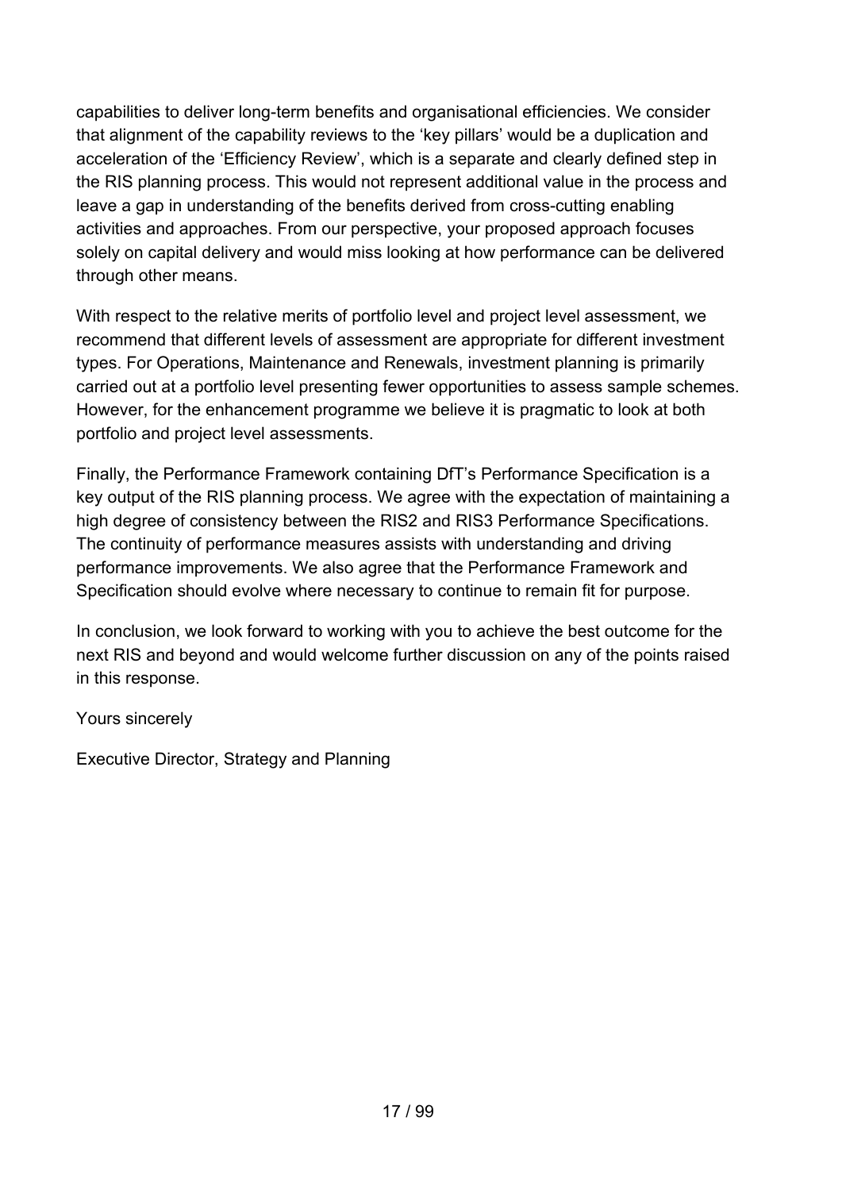capabilities to deliver long-term benefits and organisational efficiencies. We consider that alignment of the capability reviews to the 'key pillars' would be a duplication and acceleration of the 'Efficiency Review', which is a separate and clearly defined step in the RIS planning process. This would not represent additional value in the process and leave a gap in understanding of the benefits derived from cross-cutting enabling activities and approaches. From our perspective, your proposed approach focuses solely on capital delivery and would miss looking at how performance can be delivered through other means.

With respect to the relative merits of portfolio level and project level assessment, we recommend that different levels of assessment are appropriate for different investment types. For Operations, Maintenance and Renewals, investment planning is primarily carried out at a portfolio level presenting fewer opportunities to assess sample schemes. However, for the enhancement programme we believe it is pragmatic to look at both portfolio and project level assessments.

Finally, the Performance Framework containing DfT's Performance Specification is a key output of the RIS planning process. We agree with the expectation of maintaining a high degree of consistency between the RIS2 and RIS3 Performance Specifications. The continuity of performance measures assists with understanding and driving performance improvements. We also agree that the Performance Framework and Specification should evolve where necessary to continue to remain fit for purpose.

In conclusion, we look forward to working with you to achieve the best outcome for the next RIS and beyond and would welcome further discussion on any of the points raised in this response.

Yours sincerely

Executive Director, Strategy and Planning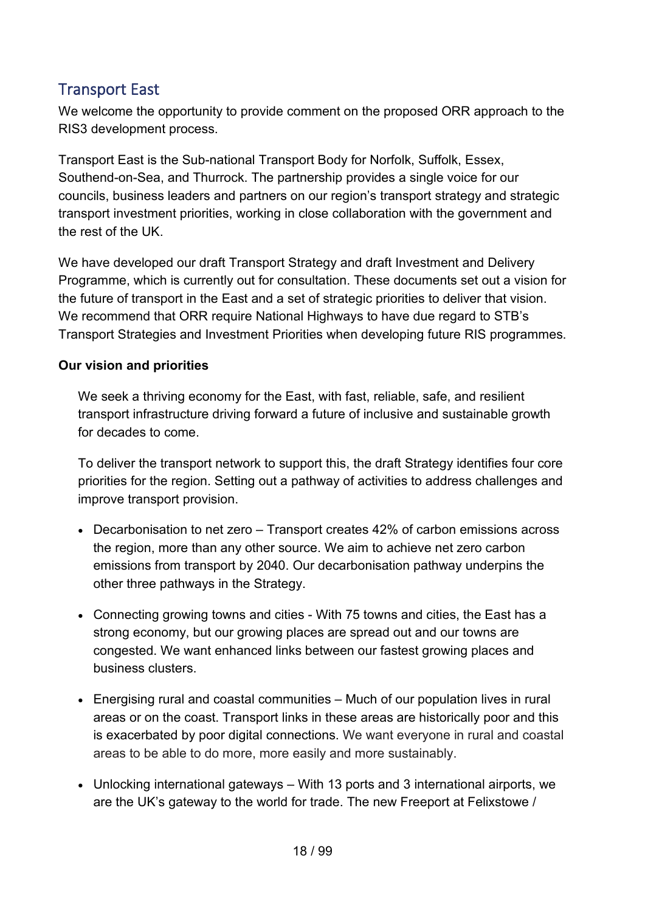## Transport East

We welcome the opportunity to provide comment on the proposed ORR approach to the RIS3 development process.

Transport East is the Sub-national Transport Body for Norfolk, Suffolk, Essex, Southend-on-Sea, and Thurrock. The partnership provides a single voice for our councils, business leaders and partners on our region's transport strategy and strategic transport investment priorities, working in close collaboration with the government and the rest of the UK.

We have developed our draft Transport Strategy and draft Investment and Delivery Programme, which is currently out for consultation. These documents set out a vision for the future of transport in the East and a set of strategic priorities to deliver that vision. We recommend that ORR require National Highways to have due regard to STB's Transport Strategies and Investment Priorities when developing future RIS programmes.

**Our vision and priorities**

> We seek a thriving economy for the East, with fast, reliable, safe, and resilient transport infrastructure driving forward a future of inclusive and sustainable growth for decades to come.
>
> To deliver the transport network to support this, the draft Strategy identifies four core priorities for the region. Setting out a pathway of activities to address challenges and improve transport provision.

- Decarbonisation to net zero – Transport creates 42% of carbon emissions across the region, more than any other source. We aim to achieve net zero carbon emissions from transport by 2040. Our decarbonisation pathway underpins the other three pathways in the Strategy.
- Connecting growing towns and cities - With 75 towns and cities, the East has a strong economy, but our growing places are spread out and our towns are congested. We want enhanced links between our fastest growing places and business clusters.
- Energising rural and coastal communities – Much of our population lives in rural areas or on the coast. Transport links in these areas are historically poor and this is exacerbated by poor digital connections. We want everyone in rural and coastal areas to be able to do more, more easily and more sustainably.
- Unlocking international gateways – With 13 ports and 3 international airports, we are the UK's gateway to the world for trade. The new Freeport at Felixstowe /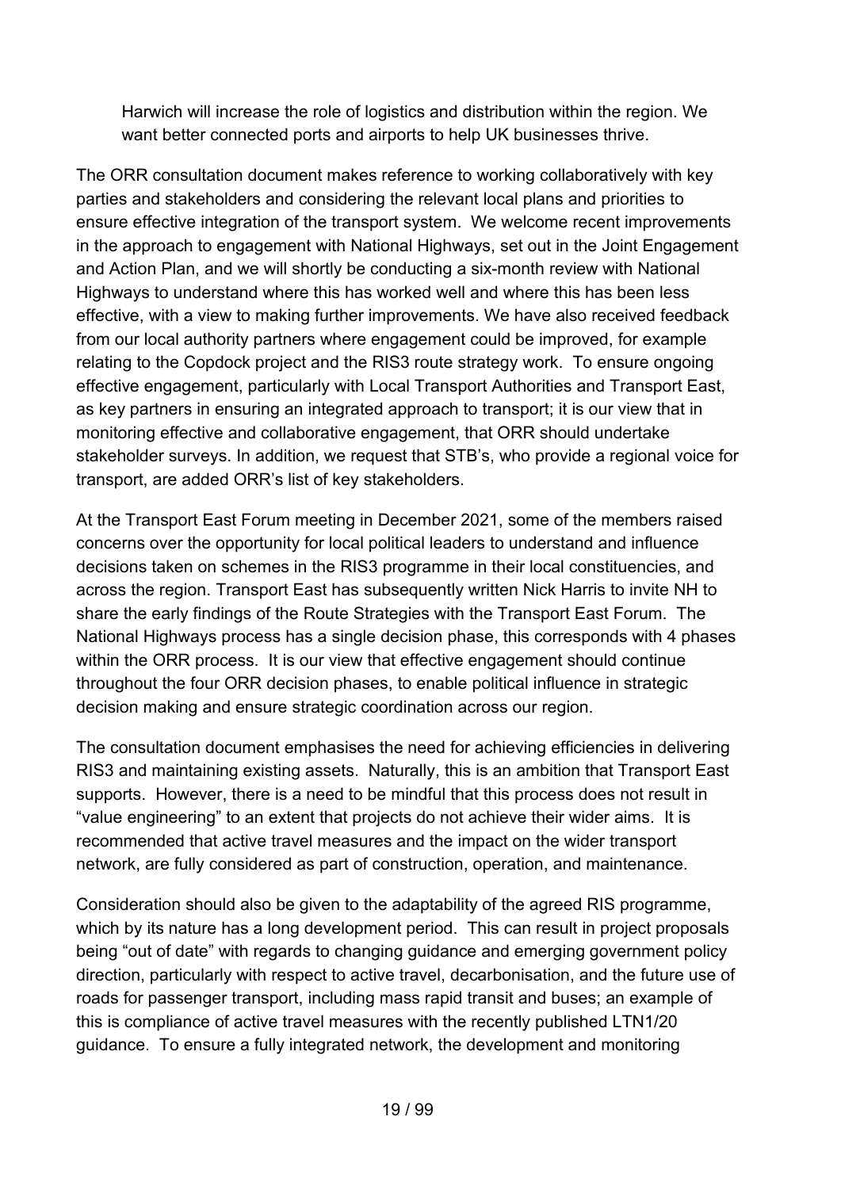Harwich will increase the role of logistics and distribution within the region. We want better connected ports and airports to help UK businesses thrive.

The ORR consultation document makes reference to working collaboratively with key parties and stakeholders and considering the relevant local plans and priorities to ensure effective integration of the transport system. We welcome recent improvements in the approach to engagement with National Highways, set out in the Joint Engagement and Action Plan, and we will shortly be conducting a six-month review with National Highways to understand where this has worked well and where this has been less effective, with a view to making further improvements. We have also received feedback from our local authority partners where engagement could be improved, for example relating to the Copdock project and the RIS3 route strategy work. To ensure ongoing effective engagement, particularly with Local Transport Authorities and Transport East, as key partners in ensuring an integrated approach to transport; it is our view that in monitoring effective and collaborative engagement, that ORR should undertake stakeholder surveys. In addition, we request that STB's, who provide a regional voice for transport, are added ORR's list of key stakeholders.

At the Transport East Forum meeting in December 2021, some of the members raised concerns over the opportunity for local political leaders to understand and influence decisions taken on schemes in the RIS3 programme in their local constituencies, and across the region. Transport East has subsequently written Nick Harris to invite NH to share the early findings of the Route Strategies with the Transport East Forum. The National Highways process has a single decision phase, this corresponds with 4 phases within the ORR process. It is our view that effective engagement should continue throughout the four ORR decision phases, to enable political influence in strategic decision making and ensure strategic coordination across our region.

The consultation document emphasises the need for achieving efficiencies in delivering RIS3 and maintaining existing assets. Naturally, this is an ambition that Transport East supports. However, there is a need to be mindful that this process does not result in "value engineering" to an extent that projects do not achieve their wider aims. It is recommended that active travel measures and the impact on the wider transport network, are fully considered as part of construction, operation, and maintenance.

Consideration should also be given to the adaptability of the agreed RIS programme, which by its nature has a long development period. This can result in project proposals being "out of date" with regards to changing guidance and emerging government policy direction, particularly with respect to active travel, decarbonisation, and the future use of roads for passenger transport, including mass rapid transit and buses; an example of this is compliance of active travel measures with the recently published LTN1/20 guidance. To ensure a fully integrated network, the development and monitoring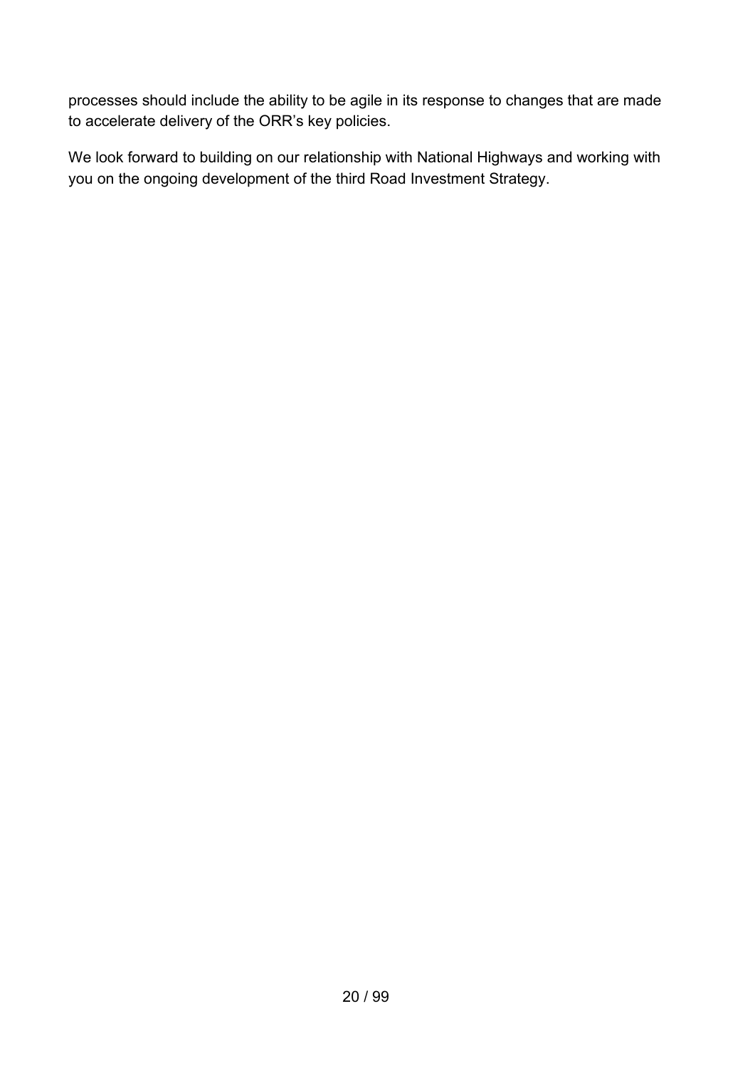processes should include the ability to be agile in its response to changes that are made to accelerate delivery of the ORR's key policies.

We look forward to building on our relationship with National Highways and working with you on the ongoing development of the third Road Investment Strategy.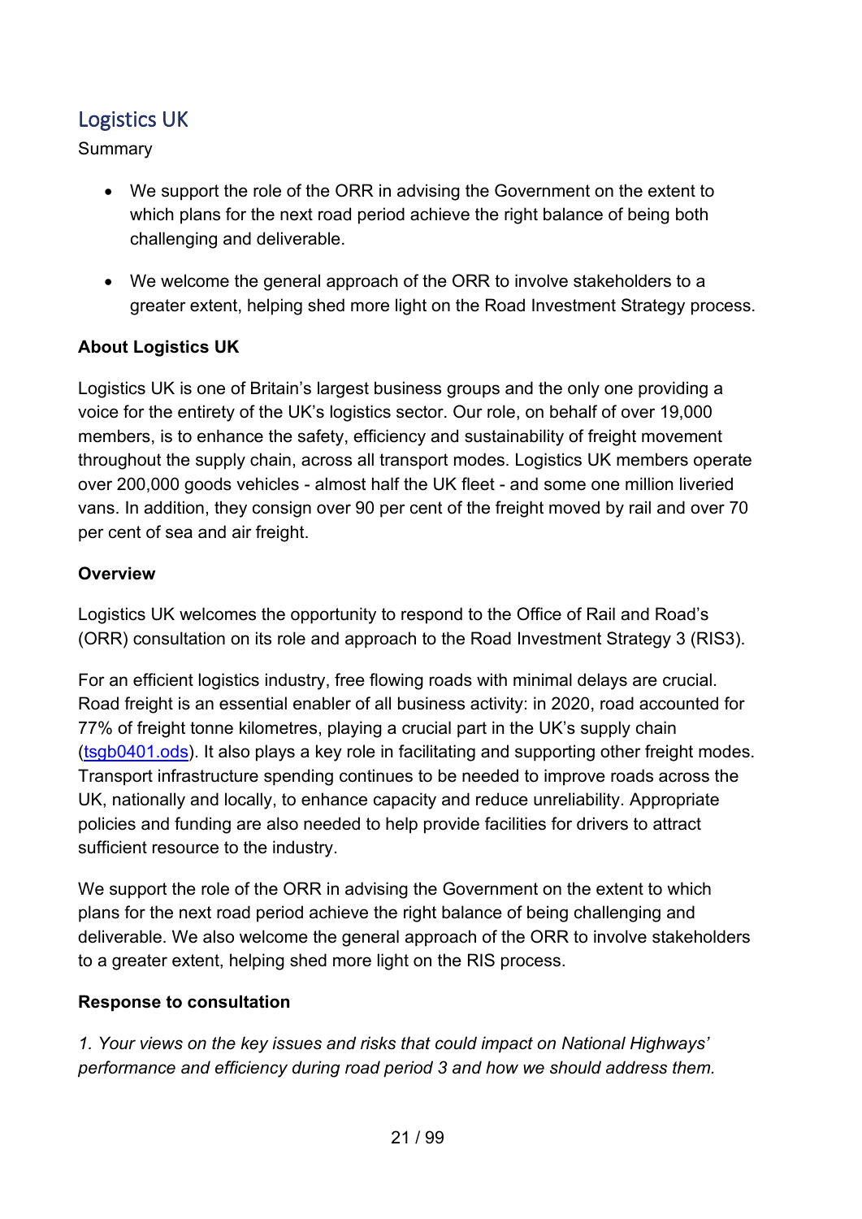## Logistics UK

Summary

- We support the role of the ORR in advising the Government on the extent to which plans for the next road period achieve the right balance of being both challenging and deliverable.
- We welcome the general approach of the ORR to involve stakeholders to a greater extent, helping shed more light on the Road Investment Strategy process.

**About Logistics UK**

Logistics UK is one of Britain's largest business groups and the only one providing a voice for the entirety of the UK's logistics sector. Our role, on behalf of over 19,000 members, is to enhance the safety, efficiency and sustainability of freight movement throughout the supply chain, across all transport modes. Logistics UK members operate over 200,000 goods vehicles - almost half the UK fleet - and some one million liveried vans. In addition, they consign over 90 per cent of the freight moved by rail and over 70 per cent of sea and air freight.

**Overview**

Logistics UK welcomes the opportunity to respond to the Office of Rail and Road's (ORR) consultation on its role and approach to the Road Investment Strategy 3 (RIS3).

For an efficient logistics industry, free flowing roads with minimal delays are crucial. Road freight is an essential enabler of all business activity: in 2020, road accounted for 77% of freight tonne kilometres, playing a crucial part in the UK's supply chain (tsgb0401.ods). It also plays a key role in facilitating and supporting other freight modes. Transport infrastructure spending continues to be needed to improve roads across the UK, nationally and locally, to enhance capacity and reduce unreliability. Appropriate policies and funding are also needed to help provide facilities for drivers to attract sufficient resource to the industry.

We support the role of the ORR in advising the Government on the extent to which plans for the next road period achieve the right balance of being challenging and deliverable. We also welcome the general approach of the ORR to involve stakeholders to a greater extent, helping shed more light on the RIS process.

**Response to consultation**

*1. Your views on the key issues and risks that could impact on National Highways' performance and efficiency during road period 3 and how we should address them.*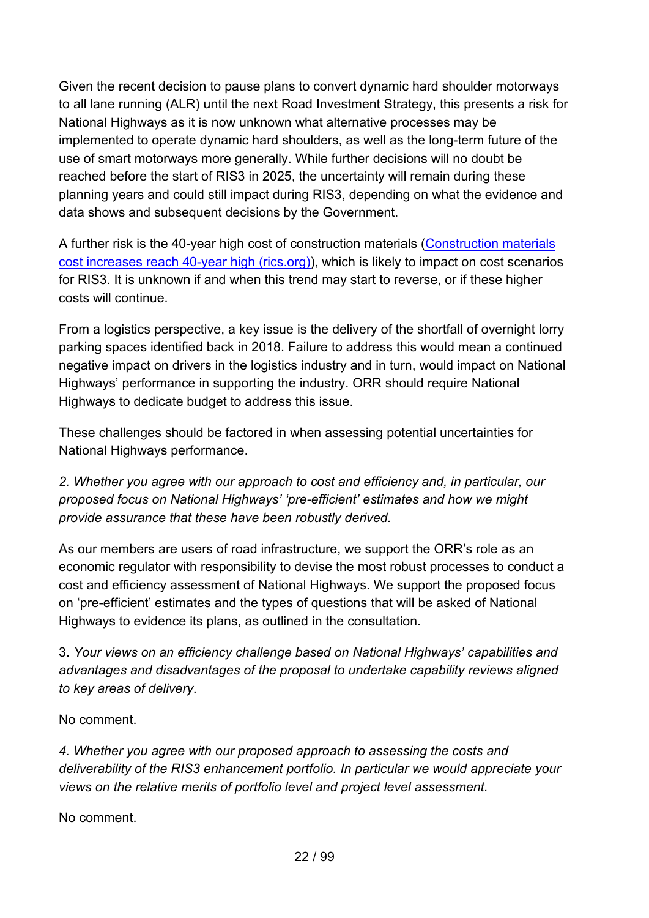Given the recent decision to pause plans to convert dynamic hard shoulder motorways to all lane running (ALR) until the next Road Investment Strategy, this presents a risk for National Highways as it is now unknown what alternative processes may be implemented to operate dynamic hard shoulders, as well as the long-term future of the use of smart motorways more generally. While further decisions will no doubt be reached before the start of RIS3 in 2025, the uncertainty will remain during these planning years and could still impact during RIS3, depending on what the evidence and data shows and subsequent decisions by the Government.

A further risk is the 40-year high cost of construction materials (Construction materials cost increases reach 40-year high (rics.org)), which is likely to impact on cost scenarios for RIS3. It is unknown if and when this trend may start to reverse, or if these higher costs will continue.

From a logistics perspective, a key issue is the delivery of the shortfall of overnight lorry parking spaces identified back in 2018. Failure to address this would mean a continued negative impact on drivers in the logistics industry and in turn, would impact on National Highways' performance in supporting the industry. ORR should require National Highways to dedicate budget to address this issue.

These challenges should be factored in when assessing potential uncertainties for National Highways performance.

*2. Whether you agree with our approach to cost and efficiency and, in particular, our proposed focus on National Highways' 'pre-efficient' estimates and how we might provide assurance that these have been robustly derived.*

As our members are users of road infrastructure, we support the ORR's role as an economic regulator with responsibility to devise the most robust processes to conduct a cost and efficiency assessment of National Highways. We support the proposed focus on 'pre-efficient' estimates and the types of questions that will be asked of National Highways to evidence its plans, as outlined in the consultation.

3. *Your views on an efficiency challenge based on National Highways' capabilities and advantages and disadvantages of the proposal to undertake capability reviews aligned to key areas of delivery.*

No comment.

*4. Whether you agree with our proposed approach to assessing the costs and deliverability of the RIS3 enhancement portfolio. In particular we would appreciate your views on the relative merits of portfolio level and project level assessment.*

No comment.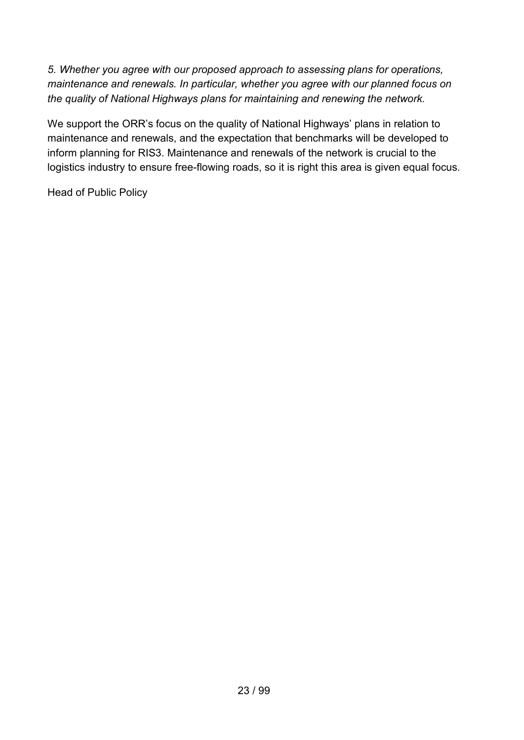*5. Whether you agree with our proposed approach to assessing plans for operations, maintenance and renewals. In particular, whether you agree with our planned focus on the quality of National Highways plans for maintaining and renewing the network.*

We support the ORR's focus on the quality of National Highways' plans in relation to maintenance and renewals, and the expectation that benchmarks will be developed to inform planning for RIS3. Maintenance and renewals of the network is crucial to the logistics industry to ensure free-flowing roads, so it is right this area is given equal focus.

Head of Public Policy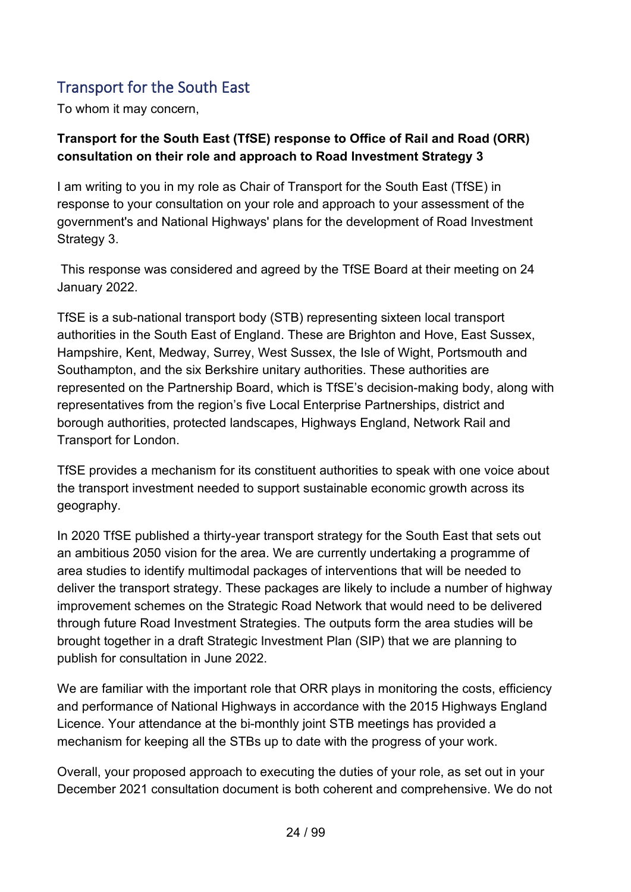## Transport for the South East

To whom it may concern,

**Transport for the South East (TfSE) response to Office of Rail and Road (ORR) consultation on their role and approach to Road Investment Strategy 3**

I am writing to you in my role as Chair of Transport for the South East (TfSE) in response to your consultation on your role and approach to your assessment of the government's and National Highways' plans for the development of Road Investment Strategy 3.

This response was considered and agreed by the TfSE Board at their meeting on 24 January 2022.

TfSE is a sub-national transport body (STB) representing sixteen local transport authorities in the South East of England. These are Brighton and Hove, East Sussex, Hampshire, Kent, Medway, Surrey, West Sussex, the Isle of Wight, Portsmouth and Southampton, and the six Berkshire unitary authorities. These authorities are represented on the Partnership Board, which is TfSE's decision-making body, along with representatives from the region's five Local Enterprise Partnerships, district and borough authorities, protected landscapes, Highways England, Network Rail and Transport for London.

TfSE provides a mechanism for its constituent authorities to speak with one voice about the transport investment needed to support sustainable economic growth across its geography.

In 2020 TfSE published a thirty-year transport strategy for the South East that sets out an ambitious 2050 vision for the area. We are currently undertaking a programme of area studies to identify multimodal packages of interventions that will be needed to deliver the transport strategy. These packages are likely to include a number of highway improvement schemes on the Strategic Road Network that would need to be delivered through future Road Investment Strategies. The outputs form the area studies will be brought together in a draft Strategic Investment Plan (SIP) that we are planning to publish for consultation in June 2022.

We are familiar with the important role that ORR plays in monitoring the costs, efficiency and performance of National Highways in accordance with the 2015 Highways England Licence. Your attendance at the bi-monthly joint STB meetings has provided a mechanism for keeping all the STBs up to date with the progress of your work.

Overall, your proposed approach to executing the duties of your role, as set out in your December 2021 consultation document is both coherent and comprehensive. We do not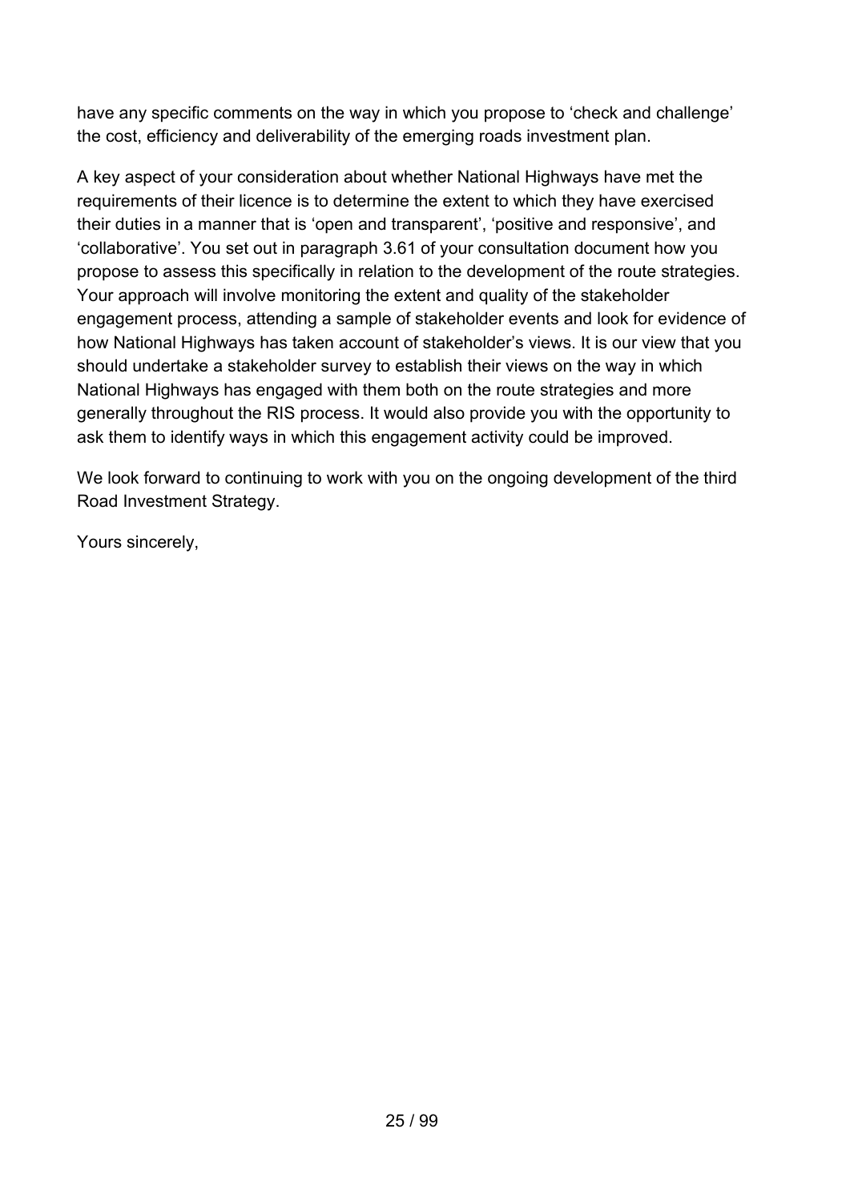have any specific comments on the way in which you propose to 'check and challenge' the cost, efficiency and deliverability of the emerging roads investment plan.

A key aspect of your consideration about whether National Highways have met the requirements of their licence is to determine the extent to which they have exercised their duties in a manner that is 'open and transparent', 'positive and responsive', and 'collaborative'. You set out in paragraph 3.61 of your consultation document how you propose to assess this specifically in relation to the development of the route strategies. Your approach will involve monitoring the extent and quality of the stakeholder engagement process, attending a sample of stakeholder events and look for evidence of how National Highways has taken account of stakeholder's views. It is our view that you should undertake a stakeholder survey to establish their views on the way in which National Highways has engaged with them both on the route strategies and more generally throughout the RIS process. It would also provide you with the opportunity to ask them to identify ways in which this engagement activity could be improved.

We look forward to continuing to work with you on the ongoing development of the third Road Investment Strategy.

Yours sincerely,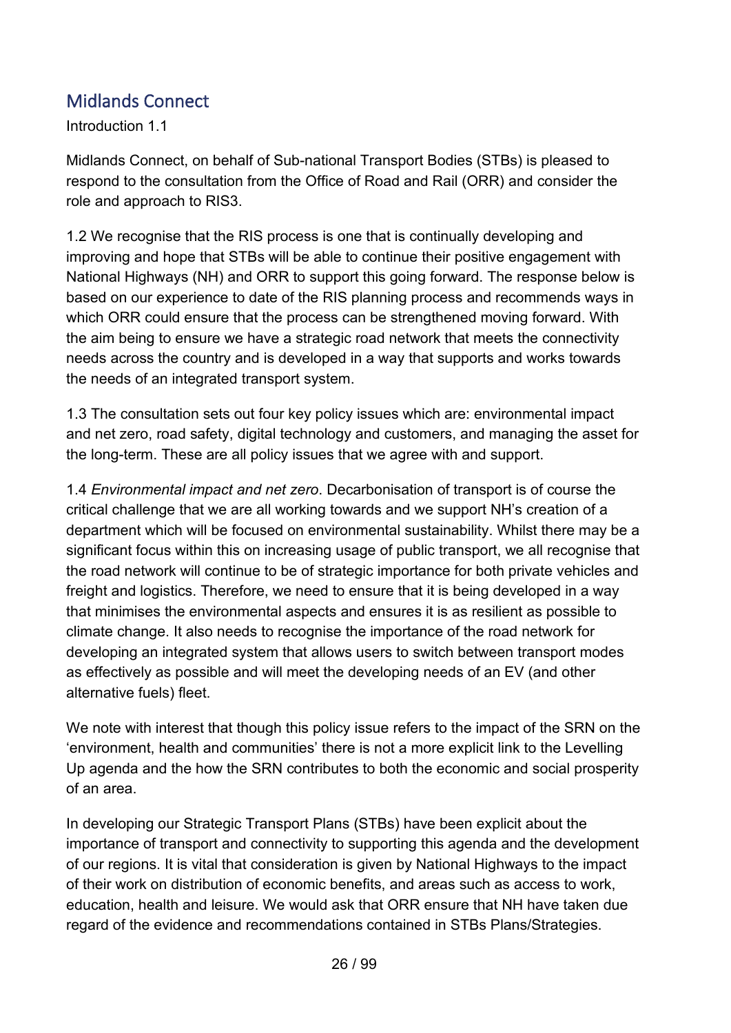## Midlands Connect

Introduction 1.1

Midlands Connect, on behalf of Sub-national Transport Bodies (STBs) is pleased to respond to the consultation from the Office of Road and Rail (ORR) and consider the role and approach to RIS3.

1.2 We recognise that the RIS process is one that is continually developing and improving and hope that STBs will be able to continue their positive engagement with National Highways (NH) and ORR to support this going forward. The response below is based on our experience to date of the RIS planning process and recommends ways in which ORR could ensure that the process can be strengthened moving forward. With the aim being to ensure we have a strategic road network that meets the connectivity needs across the country and is developed in a way that supports and works towards the needs of an integrated transport system.

1.3 The consultation sets out four key policy issues which are: environmental impact and net zero, road safety, digital technology and customers, and managing the asset for the long-term. These are all policy issues that we agree with and support.

1.4 *Environmental impact and net zero*. Decarbonisation of transport is of course the critical challenge that we are all working towards and we support NH's creation of a department which will be focused on environmental sustainability. Whilst there may be a significant focus within this on increasing usage of public transport, we all recognise that the road network will continue to be of strategic importance for both private vehicles and freight and logistics. Therefore, we need to ensure that it is being developed in a way that minimises the environmental aspects and ensures it is as resilient as possible to climate change. It also needs to recognise the importance of the road network for developing an integrated system that allows users to switch between transport modes as effectively as possible and will meet the developing needs of an EV (and other alternative fuels) fleet.

We note with interest that though this policy issue refers to the impact of the SRN on the 'environment, health and communities' there is not a more explicit link to the Levelling Up agenda and the how the SRN contributes to both the economic and social prosperity of an area.

In developing our Strategic Transport Plans (STBs) have been explicit about the importance of transport and connectivity to supporting this agenda and the development of our regions. It is vital that consideration is given by National Highways to the impact of their work on distribution of economic benefits, and areas such as access to work, education, health and leisure. We would ask that ORR ensure that NH have taken due regard of the evidence and recommendations contained in STBs Plans/Strategies.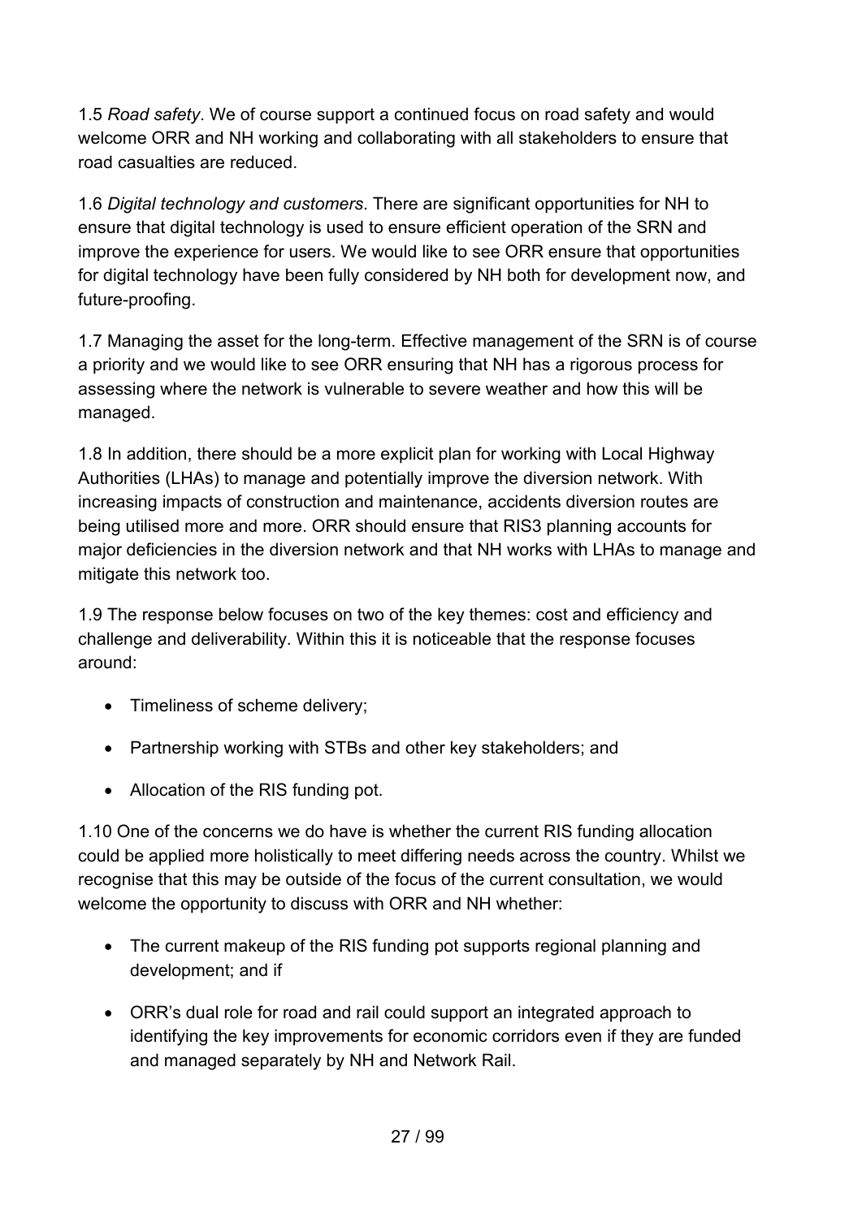1.5 *Road safety*. We of course support a continued focus on road safety and would welcome ORR and NH working and collaborating with all stakeholders to ensure that road casualties are reduced.

1.6 *Digital technology and customers*. There are significant opportunities for NH to ensure that digital technology is used to ensure efficient operation of the SRN and improve the experience for users. We would like to see ORR ensure that opportunities for digital technology have been fully considered by NH both for development now, and future-proofing.

1.7 Managing the asset for the long-term. Effective management of the SRN is of course a priority and we would like to see ORR ensuring that NH has a rigorous process for assessing where the network is vulnerable to severe weather and how this will be managed.

1.8 In addition, there should be a more explicit plan for working with Local Highway Authorities (LHAs) to manage and potentially improve the diversion network. With increasing impacts of construction and maintenance, accidents diversion routes are being utilised more and more. ORR should ensure that RIS3 planning accounts for major deficiencies in the diversion network and that NH works with LHAs to manage and mitigate this network too.

1.9 The response below focuses on two of the key themes: cost and efficiency and challenge and deliverability. Within this it is noticeable that the response focuses around:

- Timeliness of scheme delivery;
- Partnership working with STBs and other key stakeholders; and
- Allocation of the RIS funding pot.

1.10 One of the concerns we do have is whether the current RIS funding allocation could be applied more holistically to meet differing needs across the country. Whilst we recognise that this may be outside of the focus of the current consultation, we would welcome the opportunity to discuss with ORR and NH whether:

- The current makeup of the RIS funding pot supports regional planning and development; and if
- ORR's dual role for road and rail could support an integrated approach to identifying the key improvements for economic corridors even if they are funded and managed separately by NH and Network Rail.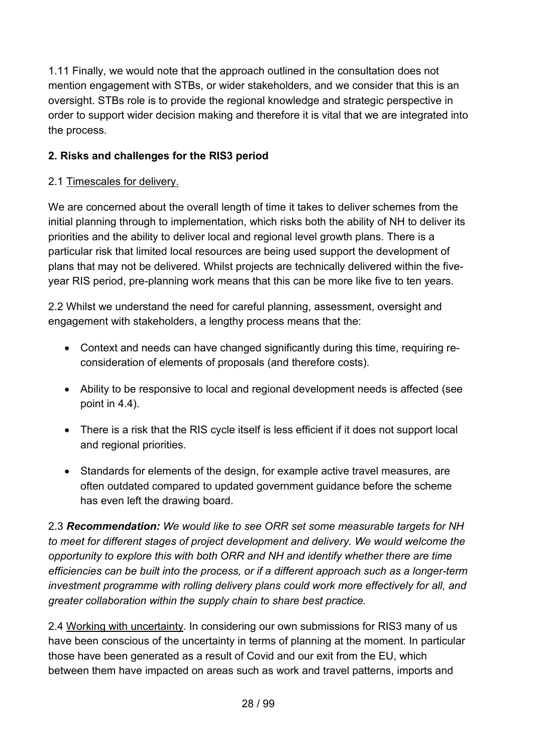1.11 Finally, we would note that the approach outlined in the consultation does not mention engagement with STBs, or wider stakeholders, and we consider that this is an oversight. STBs role is to provide the regional knowledge and strategic perspective in order to support wider decision making and therefore it is vital that we are integrated into the process.

**2. Risks and challenges for the RIS3 period**

2.1 Timescales for delivery.

We are concerned about the overall length of time it takes to deliver schemes from the initial planning through to implementation, which risks both the ability of NH to deliver its priorities and the ability to deliver local and regional level growth plans. There is a particular risk that limited local resources are being used support the development of plans that may not be delivered. Whilst projects are technically delivered within the five-year RIS period, pre-planning work means that this can be more like five to ten years.

2.2 Whilst we understand the need for careful planning, assessment, oversight and engagement with stakeholders, a lengthy process means that the:

- Context and needs can have changed significantly during this time, requiring re-consideration of elements of proposals (and therefore costs).
- Ability to be responsive to local and regional development needs is affected (see point in 4.4).
- There is a risk that the RIS cycle itself is less efficient if it does not support local and regional priorities.
- Standards for elements of the design, for example active travel measures, are often outdated compared to updated government guidance before the scheme has even left the drawing board.

2.3 ***Recommendation:*** *We would like to see ORR set some measurable targets for NH to meet for different stages of project development and delivery. We would welcome the opportunity to explore this with both ORR and NH and identify whether there are time efficiencies can be built into the process, or if a different approach such as a longer-term investment programme with rolling delivery plans could work more effectively for all, and greater collaboration within the supply chain to share best practice.*

2.4 Working with uncertainty. In considering our own submissions for RIS3 many of us have been conscious of the uncertainty in terms of planning at the moment. In particular those have been generated as a result of Covid and our exit from the EU, which between them have impacted on areas such as work and travel patterns, imports and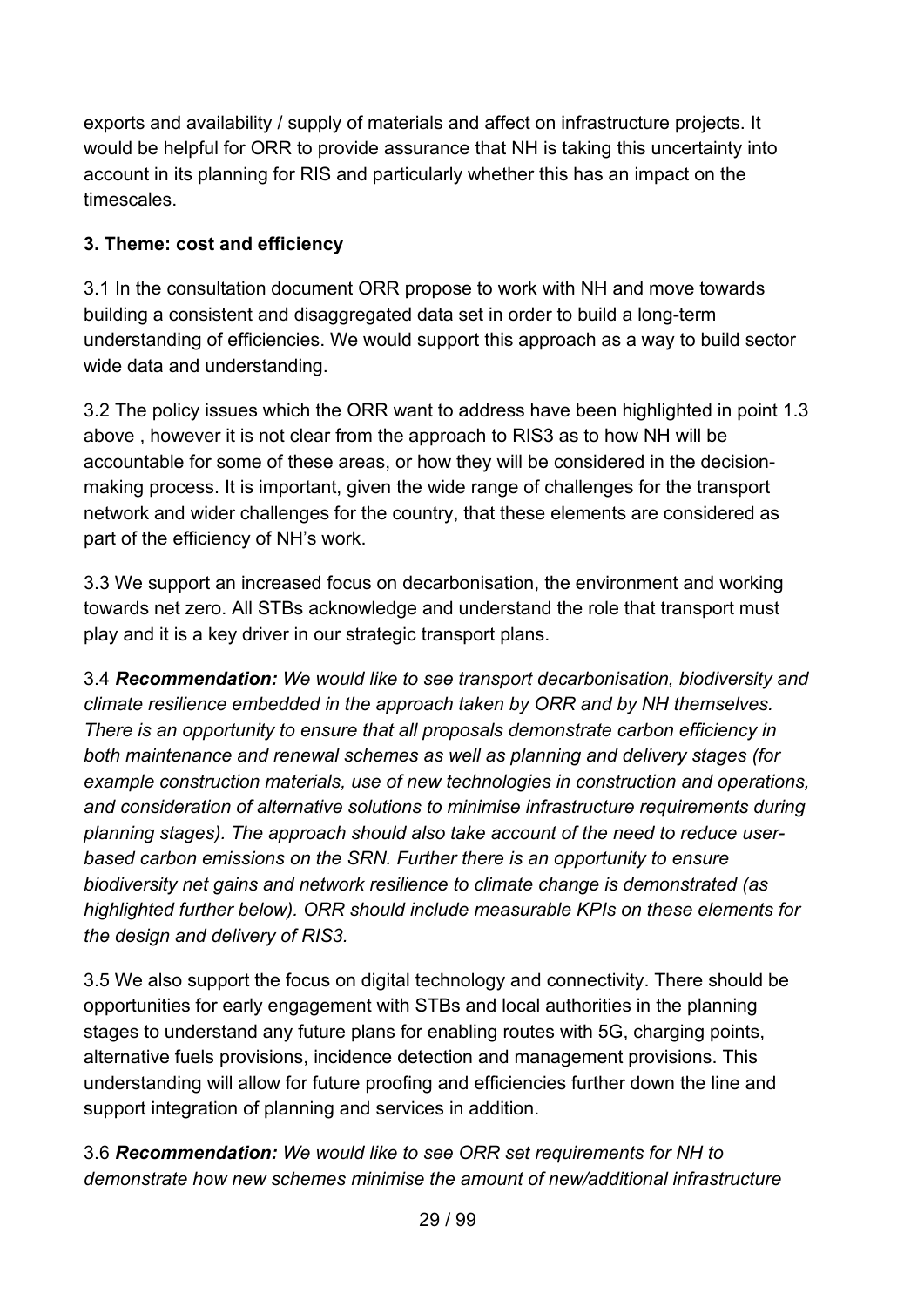exports and availability / supply of materials and affect on infrastructure projects. It would be helpful for ORR to provide assurance that NH is taking this uncertainty into account in its planning for RIS and particularly whether this has an impact on the timescales.

**3. Theme: cost and efficiency**

3.1 In the consultation document ORR propose to work with NH and move towards building a consistent and disaggregated data set in order to build a long-term understanding of efficiencies. We would support this approach as a way to build sector wide data and understanding.

3.2 The policy issues which the ORR want to address have been highlighted in point 1.3 above , however it is not clear from the approach to RIS3 as to how NH will be accountable for some of these areas, or how they will be considered in the decision-making process. It is important, given the wide range of challenges for the transport network and wider challenges for the country, that these elements are considered as part of the efficiency of NH's work.

3.3 We support an increased focus on decarbonisation, the environment and working towards net zero. All STBs acknowledge and understand the role that transport must play and it is a key driver in our strategic transport plans.

3.4 ***Recommendation:*** *We would like to see transport decarbonisation, biodiversity and climate resilience embedded in the approach taken by ORR and by NH themselves. There is an opportunity to ensure that all proposals demonstrate carbon efficiency in both maintenance and renewal schemes as well as planning and delivery stages (for example construction materials, use of new technologies in construction and operations, and consideration of alternative solutions to minimise infrastructure requirements during planning stages). The approach should also take account of the need to reduce user-based carbon emissions on the SRN. Further there is an opportunity to ensure biodiversity net gains and network resilience to climate change is demonstrated (as highlighted further below). ORR should include measurable KPIs on these elements for the design and delivery of RIS3.*

3.5 We also support the focus on digital technology and connectivity. There should be opportunities for early engagement with STBs and local authorities in the planning stages to understand any future plans for enabling routes with 5G, charging points, alternative fuels provisions, incidence detection and management provisions. This understanding will allow for future proofing and efficiencies further down the line and support integration of planning and services in addition.

3.6 ***Recommendation:*** *We would like to see ORR set requirements for NH to demonstrate how new schemes minimise the amount of new/additional infrastructure*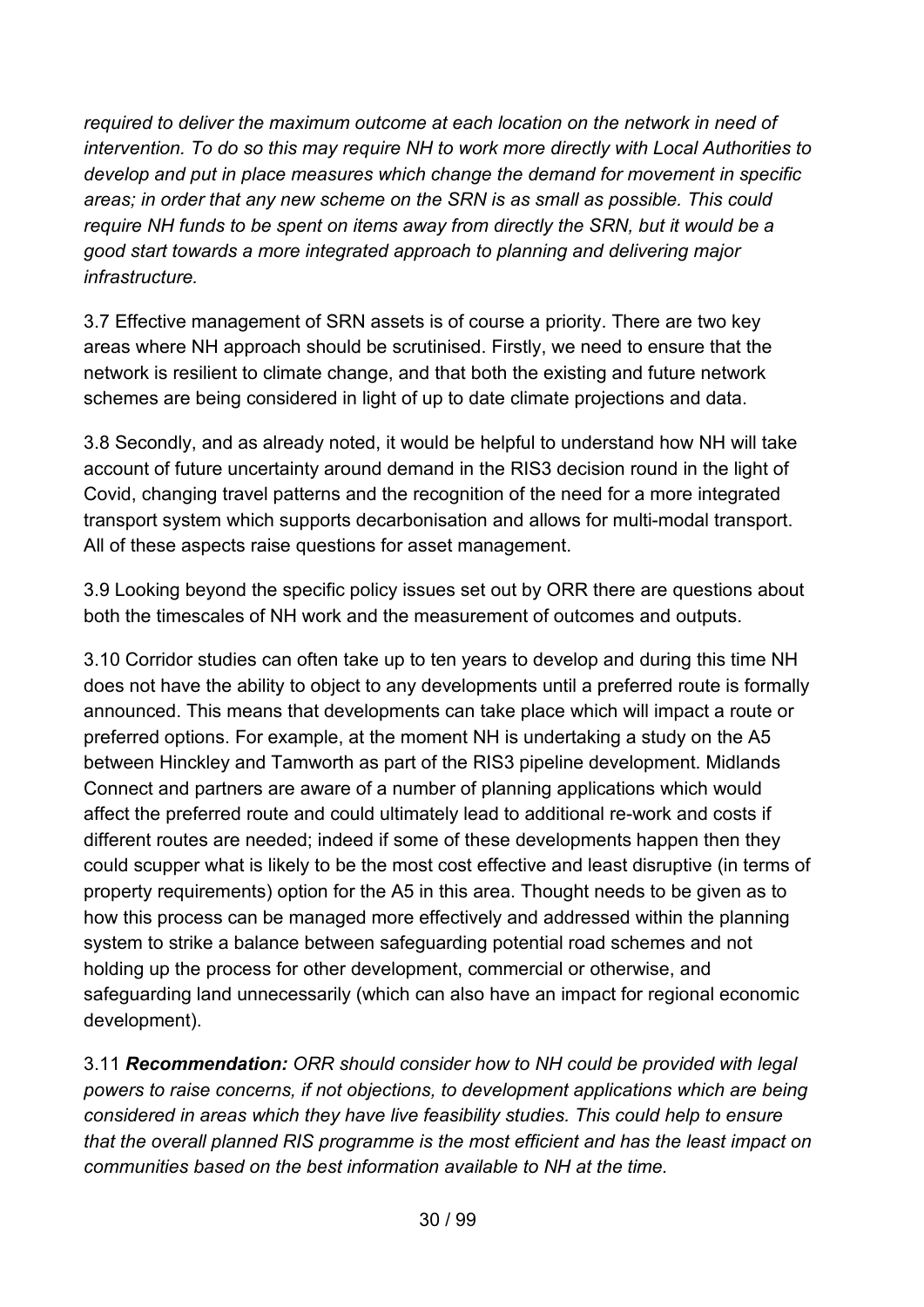*required to deliver the maximum outcome at each location on the network in need of intervention. To do so this may require NH to work more directly with Local Authorities to develop and put in place measures which change the demand for movement in specific areas; in order that any new scheme on the SRN is as small as possible. This could require NH funds to be spent on items away from directly the SRN, but it would be a good start towards a more integrated approach to planning and delivering major infrastructure.*

3.7 Effective management of SRN assets is of course a priority. There are two key areas where NH approach should be scrutinised. Firstly, we need to ensure that the network is resilient to climate change, and that both the existing and future network schemes are being considered in light of up to date climate projections and data.

3.8 Secondly, and as already noted, it would be helpful to understand how NH will take account of future uncertainty around demand in the RIS3 decision round in the light of Covid, changing travel patterns and the recognition of the need for a more integrated transport system which supports decarbonisation and allows for multi-modal transport. All of these aspects raise questions for asset management.

3.9 Looking beyond the specific policy issues set out by ORR there are questions about both the timescales of NH work and the measurement of outcomes and outputs.

3.10 Corridor studies can often take up to ten years to develop and during this time NH does not have the ability to object to any developments until a preferred route is formally announced. This means that developments can take place which will impact a route or preferred options. For example, at the moment NH is undertaking a study on the A5 between Hinckley and Tamworth as part of the RIS3 pipeline development. Midlands Connect and partners are aware of a number of planning applications which would affect the preferred route and could ultimately lead to additional re-work and costs if different routes are needed; indeed if some of these developments happen then they could scupper what is likely to be the most cost effective and least disruptive (in terms of property requirements) option for the A5 in this area. Thought needs to be given as to how this process can be managed more effectively and addressed within the planning system to strike a balance between safeguarding potential road schemes and not holding up the process for other development, commercial or otherwise, and safeguarding land unnecessarily (which can also have an impact for regional economic development).

3.11 ***Recommendation:*** *ORR should consider how to NH could be provided with legal powers to raise concerns, if not objections, to development applications which are being considered in areas which they have live feasibility studies. This could help to ensure that the overall planned RIS programme is the most efficient and has the least impact on communities based on the best information available to NH at the time.*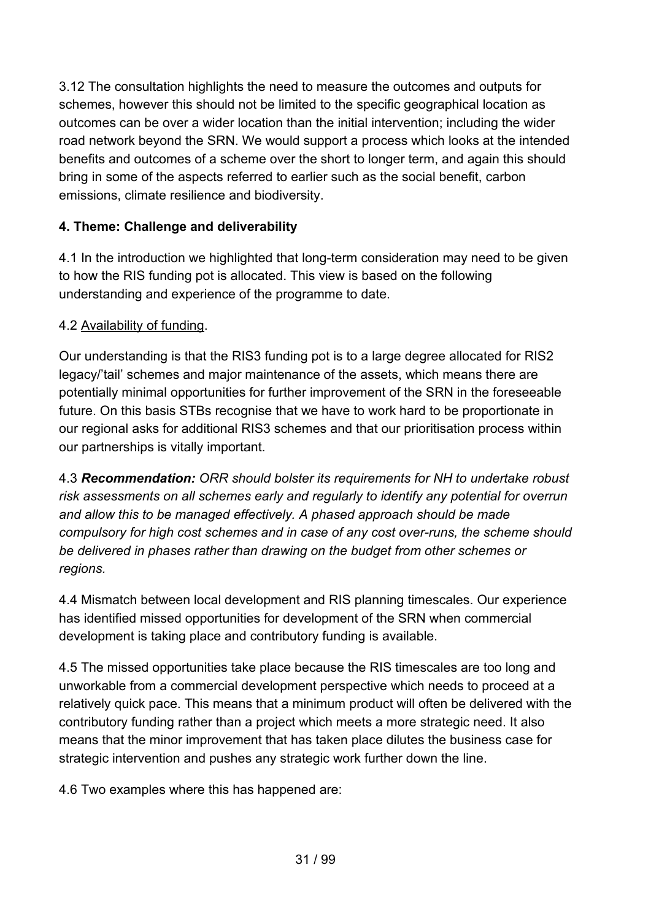3.12 The consultation highlights the need to measure the outcomes and outputs for schemes, however this should not be limited to the specific geographical location as outcomes can be over a wider location than the initial intervention; including the wider road network beyond the SRN. We would support a process which looks at the intended benefits and outcomes of a scheme over the short to longer term, and again this should bring in some of the aspects referred to earlier such as the social benefit, carbon emissions, climate resilience and biodiversity.

### 4. Theme: Challenge and deliverability

4.1 In the introduction we highlighted that long-term consideration may need to be given to how the RIS funding pot is allocated. This view is based on the following understanding and experience of the programme to date.

4.2 Availability of funding.

Our understanding is that the RIS3 funding pot is to a large degree allocated for RIS2 legacy/'tail' schemes and major maintenance of the assets, which means there are potentially minimal opportunities for further improvement of the SRN in the foreseeable future. On this basis STBs recognise that we have to work hard to be proportionate in our regional asks for additional RIS3 schemes and that our prioritisation process within our partnerships is vitally important.

4.3 ***Recommendation:*** *ORR should bolster its requirements for NH to undertake robust risk assessments on all schemes early and regularly to identify any potential for overrun and allow this to be managed effectively. A phased approach should be made compulsory for high cost schemes and in case of any cost over-runs, the scheme should be delivered in phases rather than drawing on the budget from other schemes or regions.*

4.4 Mismatch between local development and RIS planning timescales. Our experience has identified missed opportunities for development of the SRN when commercial development is taking place and contributory funding is available.

4.5 The missed opportunities take place because the RIS timescales are too long and unworkable from a commercial development perspective which needs to proceed at a relatively quick pace. This means that a minimum product will often be delivered with the contributory funding rather than a project which meets a more strategic need. It also means that the minor improvement that has taken place dilutes the business case for strategic intervention and pushes any strategic work further down the line.

4.6 Two examples where this has happened are: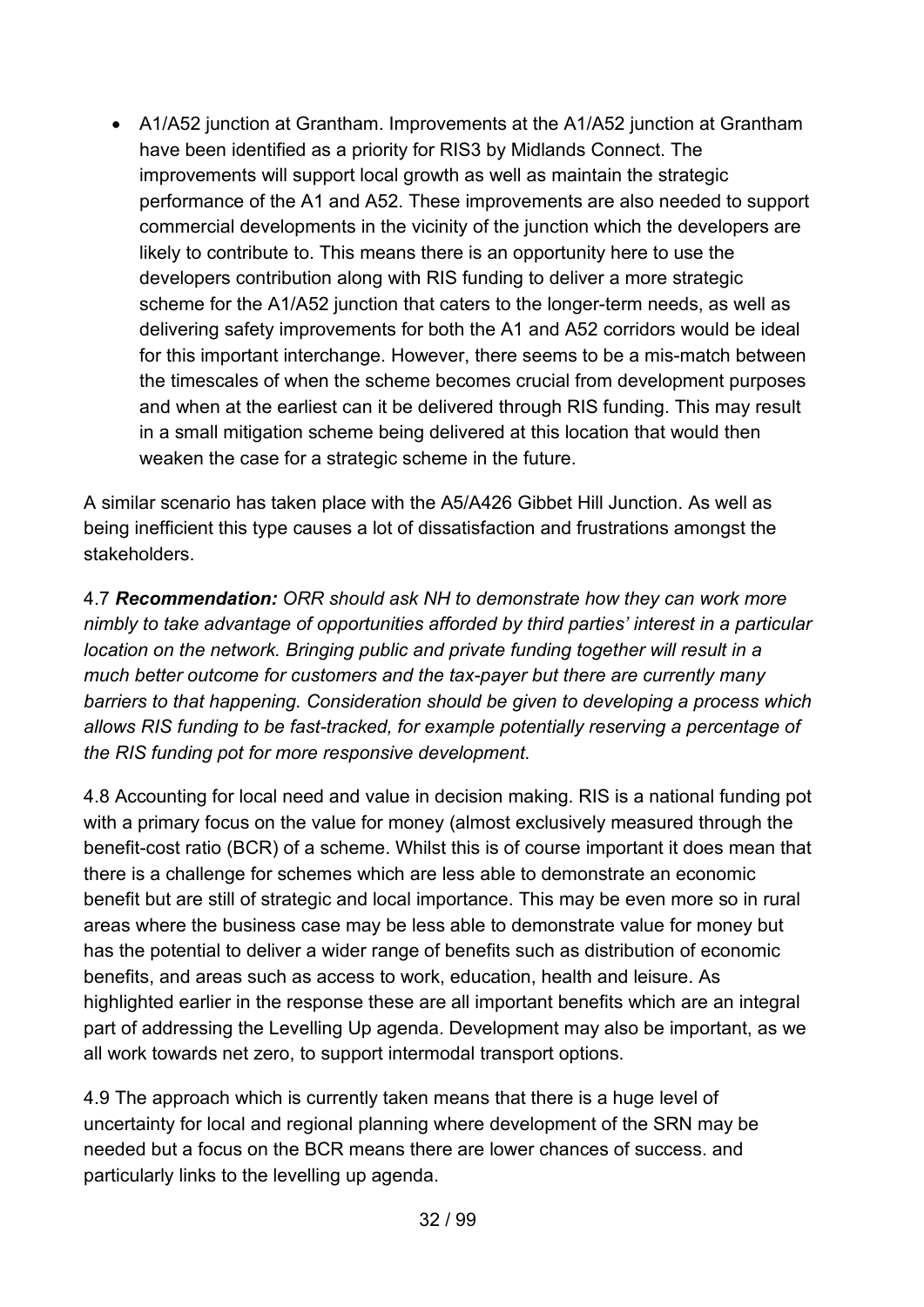- A1/A52 junction at Grantham. Improvements at the A1/A52 junction at Grantham have been identified as a priority for RIS3 by Midlands Connect. The improvements will support local growth as well as maintain the strategic performance of the A1 and A52. These improvements are also needed to support commercial developments in the vicinity of the junction which the developers are likely to contribute to. This means there is an opportunity here to use the developers contribution along with RIS funding to deliver a more strategic scheme for the A1/A52 junction that caters to the longer-term needs, as well as delivering safety improvements for both the A1 and A52 corridors would be ideal for this important interchange. However, there seems to be a mis-match between the timescales of when the scheme becomes crucial from development purposes and when at the earliest can it be delivered through RIS funding. This may result in a small mitigation scheme being delivered at this location that would then weaken the case for a strategic scheme in the future.

A similar scenario has taken place with the A5/A426 Gibbet Hill Junction. As well as being inefficient this type causes a lot of dissatisfaction and frustrations amongst the stakeholders.

4.7 ***Recommendation:*** *ORR should ask NH to demonstrate how they can work more nimbly to take advantage of opportunities afforded by third parties' interest in a particular location on the network. Bringing public and private funding together will result in a much better outcome for customers and the tax-payer but there are currently many barriers to that happening. Consideration should be given to developing a process which allows RIS funding to be fast-tracked, for example potentially reserving a percentage of the RIS funding pot for more responsive development.*

4.8 Accounting for local need and value in decision making. RIS is a national funding pot with a primary focus on the value for money (almost exclusively measured through the benefit-cost ratio (BCR) of a scheme. Whilst this is of course important it does mean that there is a challenge for schemes which are less able to demonstrate an economic benefit but are still of strategic and local importance. This may be even more so in rural areas where the business case may be less able to demonstrate value for money but has the potential to deliver a wider range of benefits such as distribution of economic benefits, and areas such as access to work, education, health and leisure. As highlighted earlier in the response these are all important benefits which are an integral part of addressing the Levelling Up agenda. Development may also be important, as we all work towards net zero, to support intermodal transport options.

4.9 The approach which is currently taken means that there is a huge level of uncertainty for local and regional planning where development of the SRN may be needed but a focus on the BCR means there are lower chances of success. and particularly links to the levelling up agenda.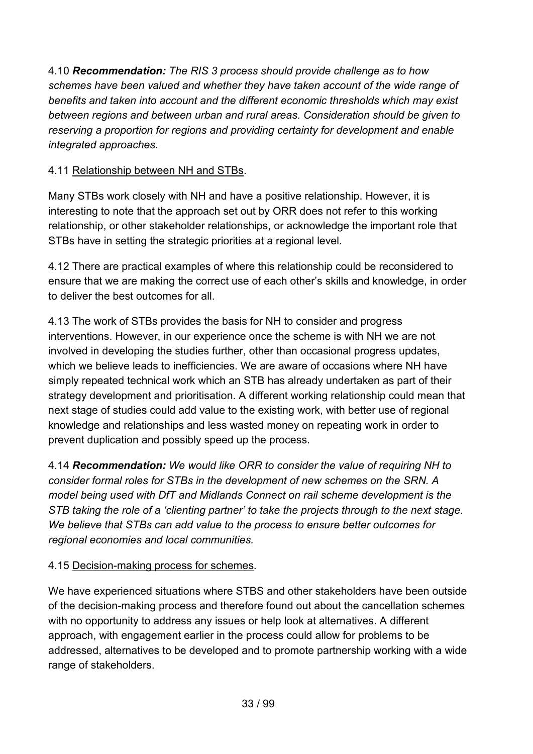4.10 ***Recommendation:*** *The RIS 3 process should provide challenge as to how schemes have been valued and whether they have taken account of the wide range of benefits and taken into account and the different economic thresholds which may exist between regions and between urban and rural areas. Consideration should be given to reserving a proportion for regions and providing certainty for development and enable integrated approaches.*

4.11 <u>Relationship between NH and STBs</u>.

Many STBs work closely with NH and have a positive relationship. However, it is interesting to note that the approach set out by ORR does not refer to this working relationship, or other stakeholder relationships, or acknowledge the important role that STBs have in setting the strategic priorities at a regional level.

4.12 There are practical examples of where this relationship could be reconsidered to ensure that we are making the correct use of each other's skills and knowledge, in order to deliver the best outcomes for all.

4.13 The work of STBs provides the basis for NH to consider and progress interventions. However, in our experience once the scheme is with NH we are not involved in developing the studies further, other than occasional progress updates, which we believe leads to inefficiencies. We are aware of occasions where NH have simply repeated technical work which an STB has already undertaken as part of their strategy development and prioritisation. A different working relationship could mean that next stage of studies could add value to the existing work, with better use of regional knowledge and relationships and less wasted money on repeating work in order to prevent duplication and possibly speed up the process.

4.14 ***Recommendation:*** *We would like ORR to consider the value of requiring NH to consider formal roles for STBs in the development of new schemes on the SRN. A model being used with DfT and Midlands Connect on rail scheme development is the STB taking the role of a 'clienting partner' to take the projects through to the next stage. We believe that STBs can add value to the process to ensure better outcomes for regional economies and local communities.*

4.15 <u>Decision-making process for schemes</u>.

We have experienced situations where STBS and other stakeholders have been outside of the decision-making process and therefore found out about the cancellation schemes with no opportunity to address any issues or help look at alternatives. A different approach, with engagement earlier in the process could allow for problems to be addressed, alternatives to be developed and to promote partnership working with a wide range of stakeholders.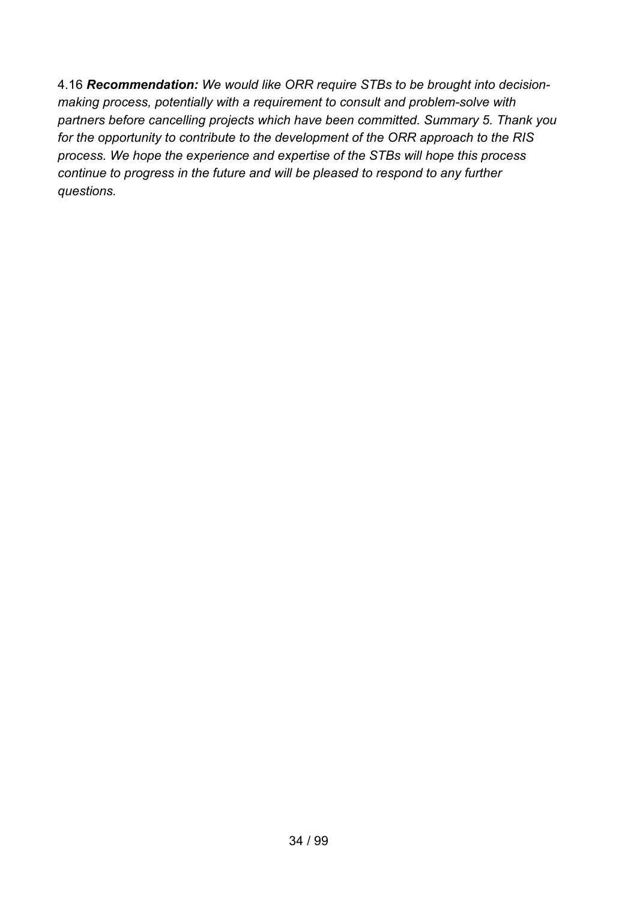4.16 ***Recommendation:*** *We would like ORR require STBs to be brought into decision-making process, potentially with a requirement to consult and problem-solve with partners before cancelling projects which have been committed. Summary 5. Thank you for the opportunity to contribute to the development of the ORR approach to the RIS process. We hope the experience and expertise of the STBs will hope this process continue to progress in the future and will be pleased to respond to any further questions.*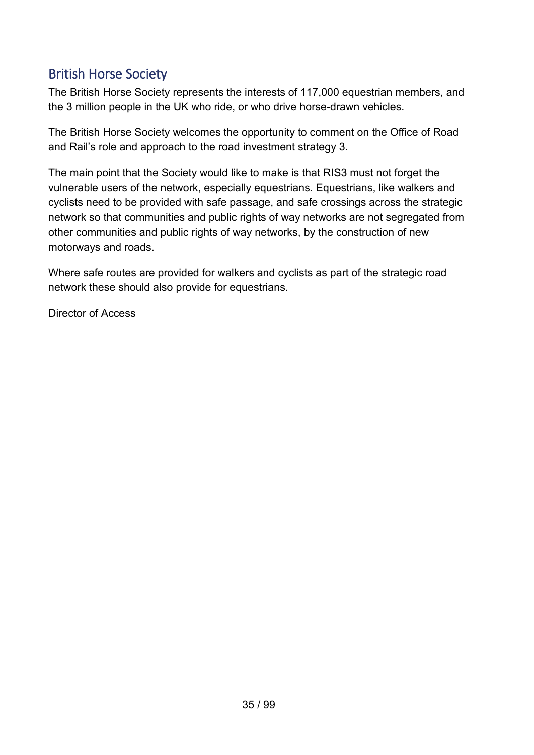## British Horse Society

The British Horse Society represents the interests of 117,000 equestrian members, and the 3 million people in the UK who ride, or who drive horse-drawn vehicles.

The British Horse Society welcomes the opportunity to comment on the Office of Road and Rail's role and approach to the road investment strategy 3.

The main point that the Society would like to make is that RIS3 must not forget the vulnerable users of the network, especially equestrians. Equestrians, like walkers and cyclists need to be provided with safe passage, and safe crossings across the strategic network so that communities and public rights of way networks are not segregated from other communities and public rights of way networks, by the construction of new motorways and roads.

Where safe routes are provided for walkers and cyclists as part of the strategic road network these should also provide for equestrians.

Director of Access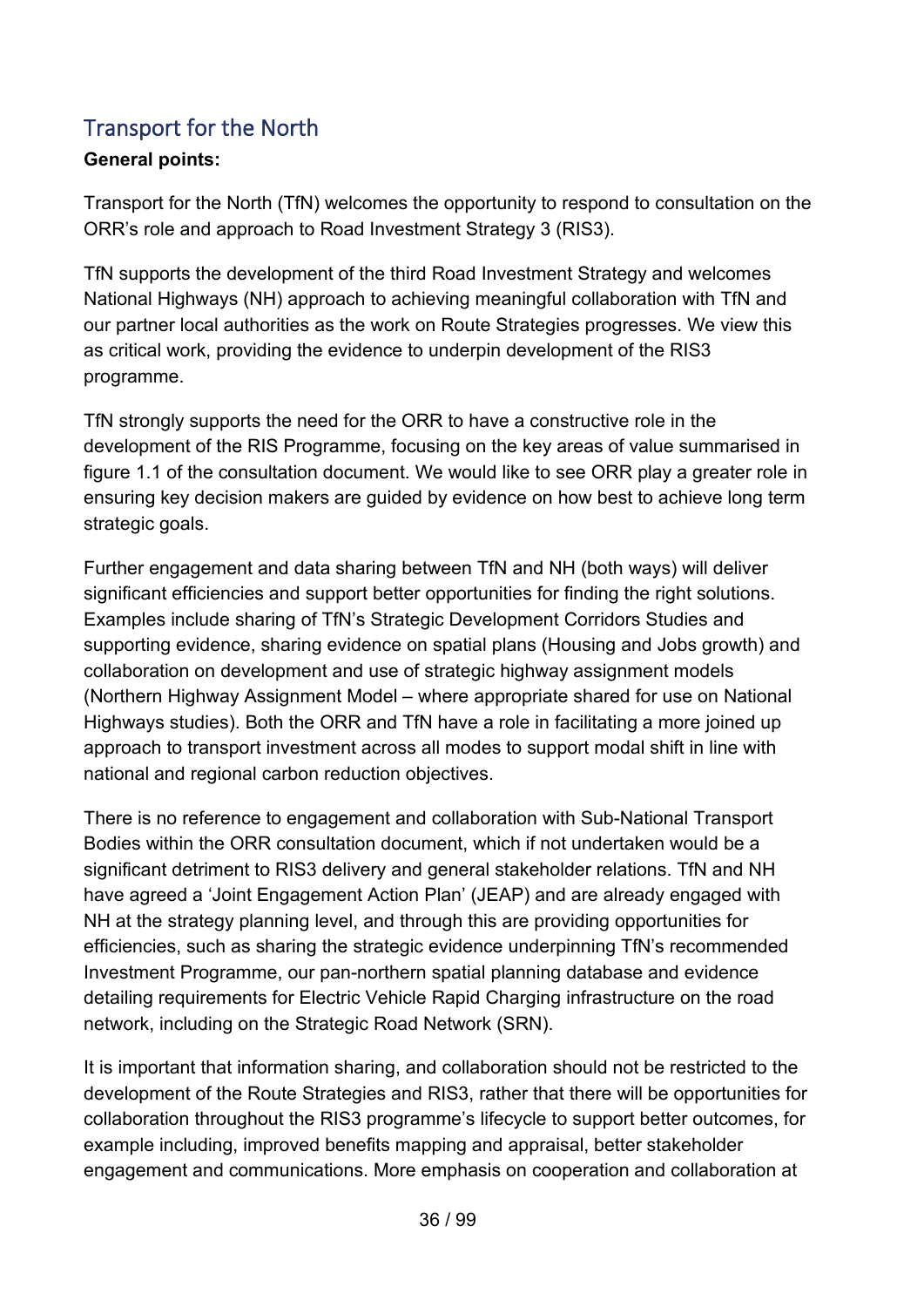## Transport for the North

**General points:**

Transport for the North (TfN) welcomes the opportunity to respond to consultation on the ORR's role and approach to Road Investment Strategy 3 (RIS3).

TfN supports the development of the third Road Investment Strategy and welcomes National Highways (NH) approach to achieving meaningful collaboration with TfN and our partner local authorities as the work on Route Strategies progresses. We view this as critical work, providing the evidence to underpin development of the RIS3 programme.

TfN strongly supports the need for the ORR to have a constructive role in the development of the RIS Programme, focusing on the key areas of value summarised in figure 1.1 of the consultation document. We would like to see ORR play a greater role in ensuring key decision makers are guided by evidence on how best to achieve long term strategic goals.

Further engagement and data sharing between TfN and NH (both ways) will deliver significant efficiencies and support better opportunities for finding the right solutions. Examples include sharing of TfN's Strategic Development Corridors Studies and supporting evidence, sharing evidence on spatial plans (Housing and Jobs growth) and collaboration on development and use of strategic highway assignment models (Northern Highway Assignment Model – where appropriate shared for use on National Highways studies). Both the ORR and TfN have a role in facilitating a more joined up approach to transport investment across all modes to support modal shift in line with national and regional carbon reduction objectives.

There is no reference to engagement and collaboration with Sub-National Transport Bodies within the ORR consultation document, which if not undertaken would be a significant detriment to RIS3 delivery and general stakeholder relations. TfN and NH have agreed a 'Joint Engagement Action Plan' (JEAP) and are already engaged with NH at the strategy planning level, and through this are providing opportunities for efficiencies, such as sharing the strategic evidence underpinning TfN's recommended Investment Programme, our pan-northern spatial planning database and evidence detailing requirements for Electric Vehicle Rapid Charging infrastructure on the road network, including on the Strategic Road Network (SRN).

It is important that information sharing, and collaboration should not be restricted to the development of the Route Strategies and RIS3, rather that there will be opportunities for collaboration throughout the RIS3 programme's lifecycle to support better outcomes, for example including, improved benefits mapping and appraisal, better stakeholder engagement and communications. More emphasis on cooperation and collaboration at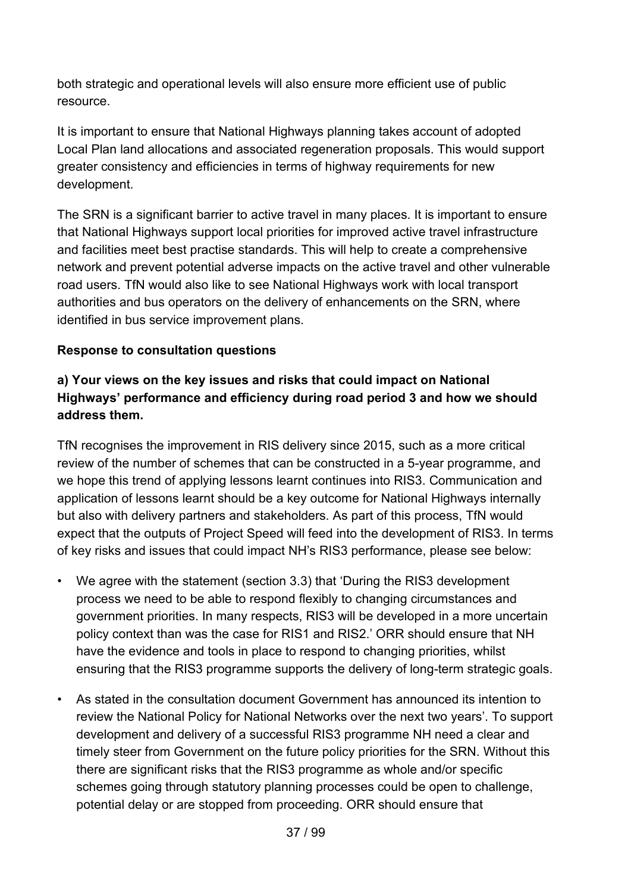both strategic and operational levels will also ensure more efficient use of public resource.

It is important to ensure that National Highways planning takes account of adopted Local Plan land allocations and associated regeneration proposals. This would support greater consistency and efficiencies in terms of highway requirements for new development.

The SRN is a significant barrier to active travel in many places. It is important to ensure that National Highways support local priorities for improved active travel infrastructure and facilities meet best practise standards. This will help to create a comprehensive network and prevent potential adverse impacts on the active travel and other vulnerable road users. TfN would also like to see National Highways work with local transport authorities and bus operators on the delivery of enhancements on the SRN, where identified in bus service improvement plans.

**Response to consultation questions**

**a) Your views on the key issues and risks that could impact on National Highways' performance and efficiency during road period 3 and how we should address them.**

TfN recognises the improvement in RIS delivery since 2015, such as a more critical review of the number of schemes that can be constructed in a 5-year programme, and we hope this trend of applying lessons learnt continues into RIS3. Communication and application of lessons learnt should be a key outcome for National Highways internally but also with delivery partners and stakeholders. As part of this process, TfN would expect that the outputs of Project Speed will feed into the development of RIS3. In terms of key risks and issues that could impact NH's RIS3 performance, please see below:

- We agree with the statement (section 3.3) that 'During the RIS3 development process we need to be able to respond flexibly to changing circumstances and government priorities. In many respects, RIS3 will be developed in a more uncertain policy context than was the case for RIS1 and RIS2.' ORR should ensure that NH have the evidence and tools in place to respond to changing priorities, whilst ensuring that the RIS3 programme supports the delivery of long-term strategic goals.
- As stated in the consultation document Government has announced its intention to review the National Policy for National Networks over the next two years'. To support development and delivery of a successful RIS3 programme NH need a clear and timely steer from Government on the future policy priorities for the SRN. Without this there are significant risks that the RIS3 programme as whole and/or specific schemes going through statutory planning processes could be open to challenge, potential delay or are stopped from proceeding. ORR should ensure that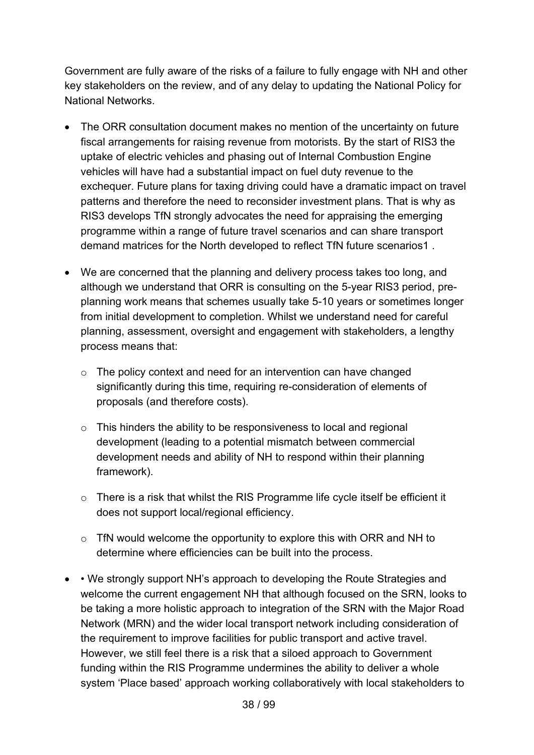Government are fully aware of the risks of a failure to fully engage with NH and other key stakeholders on the review, and of any delay to updating the National Policy for National Networks.

- The ORR consultation document makes no mention of the uncertainty on future fiscal arrangements for raising revenue from motorists. By the start of RIS3 the uptake of electric vehicles and phasing out of Internal Combustion Engine vehicles will have had a substantial impact on fuel duty revenue to the exchequer. Future plans for taxing driving could have a dramatic impact on travel patterns and therefore the need to reconsider investment plans. That is why as RIS3 develops TfN strongly advocates the need for appraising the emerging programme within a range of future travel scenarios and can share transport demand matrices for the North developed to reflect TfN future scenarios[1] .

- We are concerned that the planning and delivery process takes too long, and although we understand that ORR is consulting on the 5-year RIS3 period, pre-planning work means that schemes usually take 5-10 years or sometimes longer from initial development to completion. Whilst we understand need for careful planning, assessment, oversight and engagement with stakeholders, a lengthy process means that:

    - The policy context and need for an intervention can have changed significantly during this time, requiring re-consideration of elements of proposals (and therefore costs).

    - This hinders the ability to be responsiveness to local and regional development (leading to a potential mismatch between commercial development needs and ability of NH to respond within their planning framework).

    - There is a risk that whilst the RIS Programme life cycle itself be efficient it does not support local/regional efficiency.

    - TfN would welcome the opportunity to explore this with ORR and NH to determine where efficiencies can be built into the process.

- • We strongly support NH's approach to developing the Route Strategies and welcome the current engagement NH that although focused on the SRN, looks to be taking a more holistic approach to integration of the SRN with the Major Road Network (MRN) and the wider local transport network including consideration of the requirement to improve facilities for public transport and active travel. However, we still feel there is a risk that a siloed approach to Government funding within the RIS Programme undermines the ability to deliver a whole system 'Place based' approach working collaboratively with local stakeholders to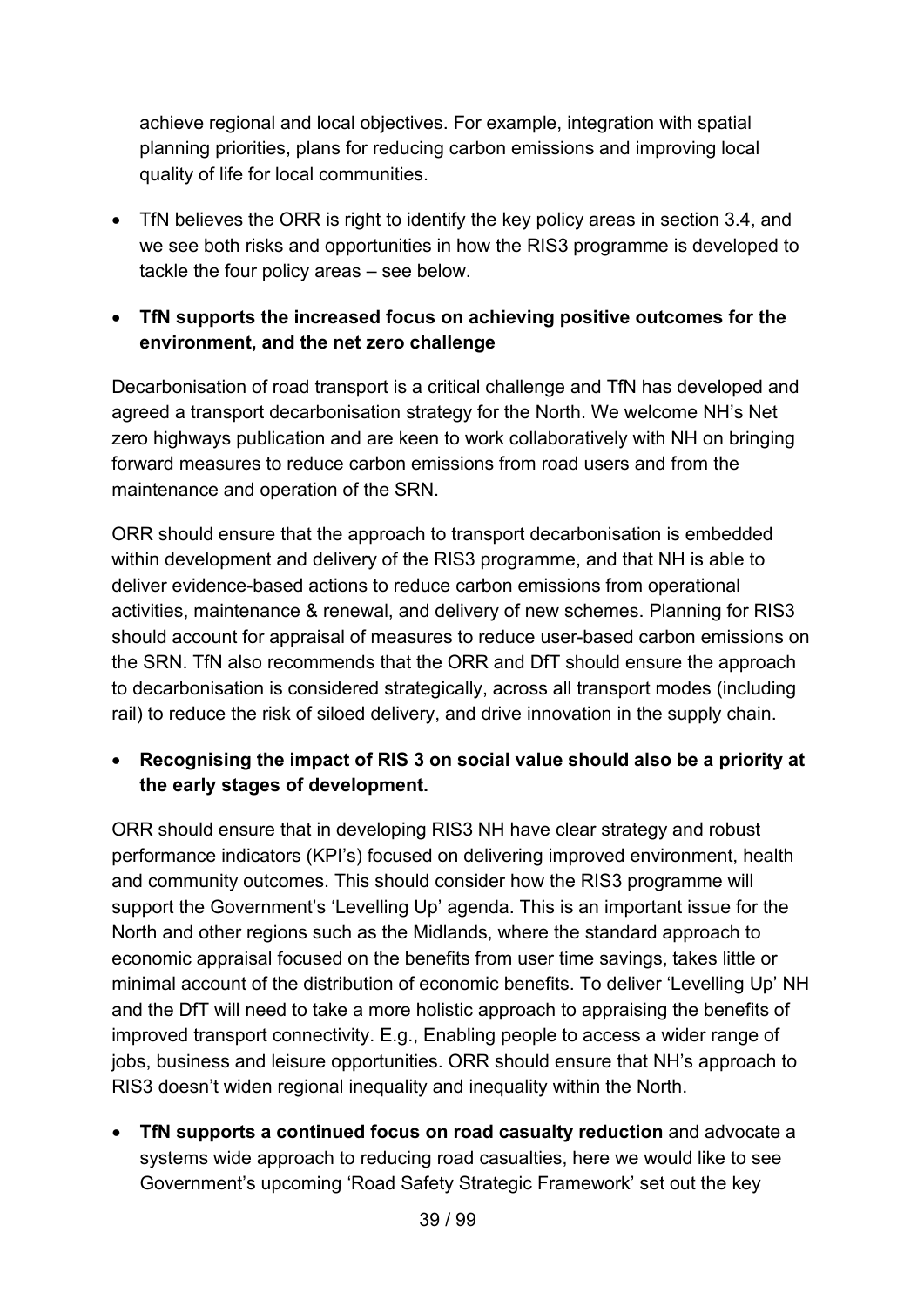achieve regional and local objectives. For example, integration with spatial planning priorities, plans for reducing carbon emissions and improving local quality of life for local communities.

- TfN believes the ORR is right to identify the key policy areas in section 3.4, and we see both risks and opportunities in how the RIS3 programme is developed to tackle the four policy areas – see below.

- **TfN supports the increased focus on achieving positive outcomes for the environment, and the net zero challenge**

Decarbonisation of road transport is a critical challenge and TfN has developed and agreed a transport decarbonisation strategy for the North. We welcome NH's Net zero highways publication and are keen to work collaboratively with NH on bringing forward measures to reduce carbon emissions from road users and from the maintenance and operation of the SRN.

ORR should ensure that the approach to transport decarbonisation is embedded within development and delivery of the RIS3 programme, and that NH is able to deliver evidence-based actions to reduce carbon emissions from operational activities, maintenance & renewal, and delivery of new schemes. Planning for RIS3 should account for appraisal of measures to reduce user-based carbon emissions on the SRN. TfN also recommends that the ORR and DfT should ensure the approach to decarbonisation is considered strategically, across all transport modes (including rail) to reduce the risk of siloed delivery, and drive innovation in the supply chain.

- **Recognising the impact of RIS 3 on social value should also be a priority at the early stages of development.**

ORR should ensure that in developing RIS3 NH have clear strategy and robust performance indicators (KPI's) focused on delivering improved environment, health and community outcomes. This should consider how the RIS3 programme will support the Government's 'Levelling Up' agenda. This is an important issue for the North and other regions such as the Midlands, where the standard approach to economic appraisal focused on the benefits from user time savings, takes little or minimal account of the distribution of economic benefits. To deliver 'Levelling Up' NH and the DfT will need to take a more holistic approach to appraising the benefits of improved transport connectivity. E.g., Enabling people to access a wider range of jobs, business and leisure opportunities. ORR should ensure that NH's approach to RIS3 doesn't widen regional inequality and inequality within the North.

- **TfN supports a continued focus on road casualty reduction** and advocate a systems wide approach to reducing road casualties, here we would like to see Government's upcoming 'Road Safety Strategic Framework' set out the key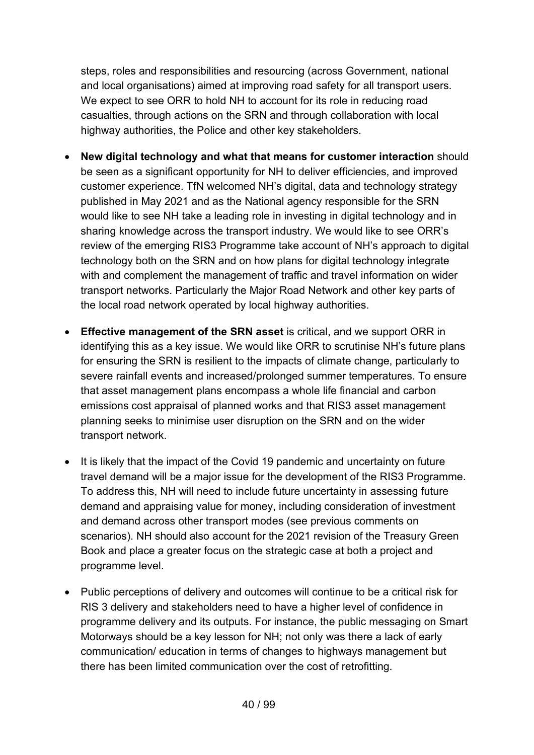steps, roles and responsibilities and resourcing (across Government, national and local organisations) aimed at improving road safety for all transport users. We expect to see ORR to hold NH to account for its role in reducing road casualties, through actions on the SRN and through collaboration with local highway authorities, the Police and other key stakeholders.

- **New digital technology and what that means for customer interaction** should be seen as a significant opportunity for NH to deliver efficiencies, and improved customer experience. TfN welcomed NH's digital, data and technology strategy published in May 2021 and as the National agency responsible for the SRN would like to see NH take a leading role in investing in digital technology and in sharing knowledge across the transport industry. We would like to see ORR's review of the emerging RIS3 Programme take account of NH's approach to digital technology both on the SRN and on how plans for digital technology integrate with and complement the management of traffic and travel information on wider transport networks. Particularly the Major Road Network and other key parts of the local road network operated by local highway authorities.

- **Effective management of the SRN asset** is critical, and we support ORR in identifying this as a key issue. We would like ORR to scrutinise NH's future plans for ensuring the SRN is resilient to the impacts of climate change, particularly to severe rainfall events and increased/prolonged summer temperatures. To ensure that asset management plans encompass a whole life financial and carbon emissions cost appraisal of planned works and that RIS3 asset management planning seeks to minimise user disruption on the SRN and on the wider transport network.

- It is likely that the impact of the Covid 19 pandemic and uncertainty on future travel demand will be a major issue for the development of the RIS3 Programme. To address this, NH will need to include future uncertainty in assessing future demand and appraising value for money, including consideration of investment and demand across other transport modes (see previous comments on scenarios). NH should also account for the 2021 revision of the Treasury Green Book and place a greater focus on the strategic case at both a project and programme level.

- Public perceptions of delivery and outcomes will continue to be a critical risk for RIS 3 delivery and stakeholders need to have a higher level of confidence in programme delivery and its outputs. For instance, the public messaging on Smart Motorways should be a key lesson for NH; not only was there a lack of early communication/ education in terms of changes to highways management but there has been limited communication over the cost of retrofitting.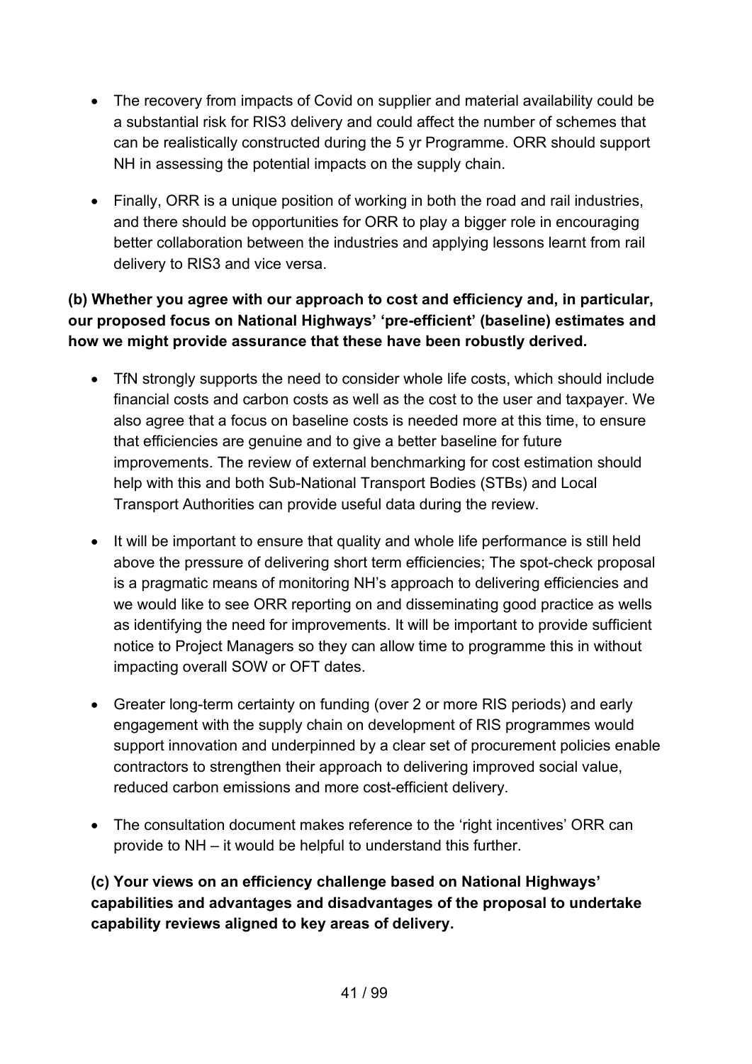- The recovery from impacts of Covid on supplier and material availability could be a substantial risk for RIS3 delivery and could affect the number of schemes that can be realistically constructed during the 5 yr Programme. ORR should support NH in assessing the potential impacts on the supply chain.

- Finally, ORR is a unique position of working in both the road and rail industries, and there should be opportunities for ORR to play a bigger role in encouraging better collaboration between the industries and applying lessons learnt from rail delivery to RIS3 and vice versa.

**(b) Whether you agree with our approach to cost and efficiency and, in particular, our proposed focus on National Highways' 'pre-efficient' (baseline) estimates and how we might provide assurance that these have been robustly derived.**

- TfN strongly supports the need to consider whole life costs, which should include financial costs and carbon costs as well as the cost to the user and taxpayer. We also agree that a focus on baseline costs is needed more at this time, to ensure that efficiencies are genuine and to give a better baseline for future improvements. The review of external benchmarking for cost estimation should help with this and both Sub-National Transport Bodies (STBs) and Local Transport Authorities can provide useful data during the review.

- It will be important to ensure that quality and whole life performance is still held above the pressure of delivering short term efficiencies; The spot-check proposal is a pragmatic means of monitoring NH's approach to delivering efficiencies and we would like to see ORR reporting on and disseminating good practice as wells as identifying the need for improvements. It will be important to provide sufficient notice to Project Managers so they can allow time to programme this in without impacting overall SOW or OFT dates.

- Greater long-term certainty on funding (over 2 or more RIS periods) and early engagement with the supply chain on development of RIS programmes would support innovation and underpinned by a clear set of procurement policies enable contractors to strengthen their approach to delivering improved social value, reduced carbon emissions and more cost-efficient delivery.

- The consultation document makes reference to the 'right incentives' ORR can provide to NH – it would be helpful to understand this further.

**(c) Your views on an efficiency challenge based on National Highways' capabilities and advantages and disadvantages of the proposal to undertake capability reviews aligned to key areas of delivery.**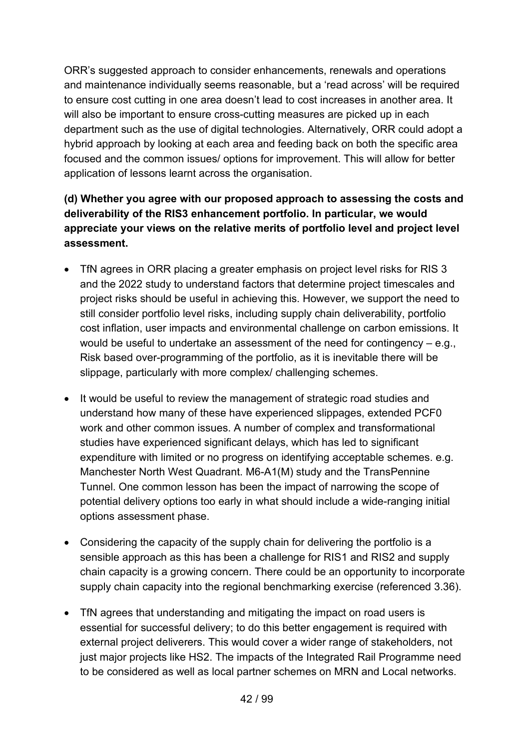ORR's suggested approach to consider enhancements, renewals and operations and maintenance individually seems reasonable, but a 'read across' will be required to ensure cost cutting in one area doesn't lead to cost increases in another area. It will also be important to ensure cross-cutting measures are picked up in each department such as the use of digital technologies. Alternatively, ORR could adopt a hybrid approach by looking at each area and feeding back on both the specific area focused and the common issues/ options for improvement. This will allow for better application of lessons learnt across the organisation.

**(d) Whether you agree with our proposed approach to assessing the costs and deliverability of the RIS3 enhancement portfolio. In particular, we would appreciate your views on the relative merits of portfolio level and project level assessment.**

- TfN agrees in ORR placing a greater emphasis on project level risks for RIS 3 and the 2022 study to understand factors that determine project timescales and project risks should be useful in achieving this. However, we support the need to still consider portfolio level risks, including supply chain deliverability, portfolio cost inflation, user impacts and environmental challenge on carbon emissions. It would be useful to undertake an assessment of the need for contingency – e.g., Risk based over-programming of the portfolio, as it is inevitable there will be slippage, particularly with more complex/ challenging schemes.
- It would be useful to review the management of strategic road studies and understand how many of these have experienced slippages, extended PCF0 work and other common issues. A number of complex and transformational studies have experienced significant delays, which has led to significant expenditure with limited or no progress on identifying acceptable schemes. e.g. Manchester North West Quadrant. M6-A1(M) study and the TransPennine Tunnel. One common lesson has been the impact of narrowing the scope of potential delivery options too early in what should include a wide-ranging initial options assessment phase.
- Considering the capacity of the supply chain for delivering the portfolio is a sensible approach as this has been a challenge for RIS1 and RIS2 and supply chain capacity is a growing concern. There could be an opportunity to incorporate supply chain capacity into the regional benchmarking exercise (referenced 3.36).
- TfN agrees that understanding and mitigating the impact on road users is essential for successful delivery; to do this better engagement is required with external project deliverers. This would cover a wider range of stakeholders, not just major projects like HS2. The impacts of the Integrated Rail Programme need to be considered as well as local partner schemes on MRN and Local networks.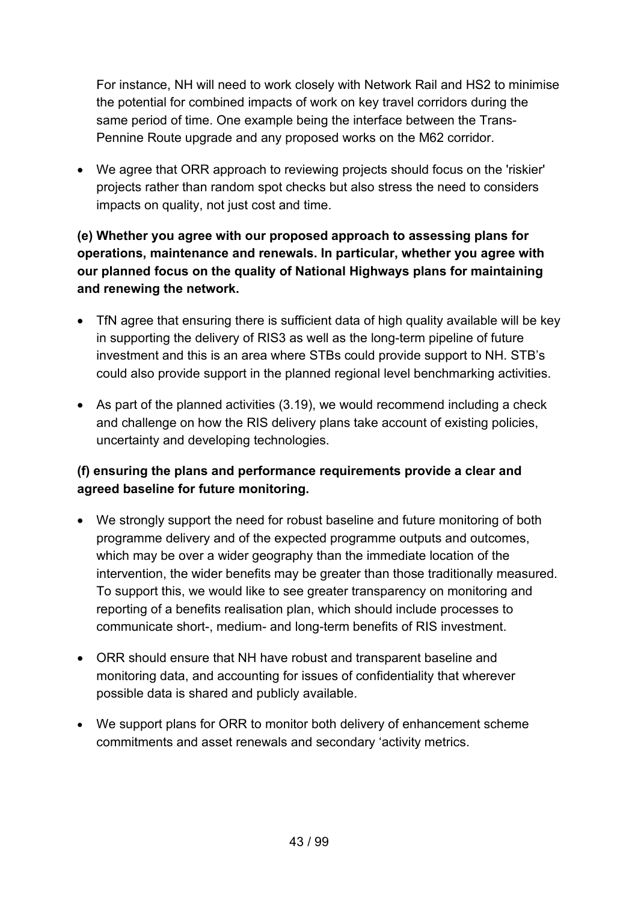For instance, NH will need to work closely with Network Rail and HS2 to minimise the potential for combined impacts of work on key travel corridors during the same period of time. One example being the interface between the Trans-Pennine Route upgrade and any proposed works on the M62 corridor.

- We agree that ORR approach to reviewing projects should focus on the 'riskier' projects rather than random spot checks but also stress the need to considers impacts on quality, not just cost and time.

**(e) Whether you agree with our proposed approach to assessing plans for operations, maintenance and renewals. In particular, whether you agree with our planned focus on the quality of National Highways plans for maintaining and renewing the network.**

- TfN agree that ensuring there is sufficient data of high quality available will be key in supporting the delivery of RIS3 as well as the long-term pipeline of future investment and this is an area where STBs could provide support to NH. STB's could also provide support in the planned regional level benchmarking activities.
- As part of the planned activities (3.19), we would recommend including a check and challenge on how the RIS delivery plans take account of existing policies, uncertainty and developing technologies.

**(f) ensuring the plans and performance requirements provide a clear and agreed baseline for future monitoring.**

- We strongly support the need for robust baseline and future monitoring of both programme delivery and of the expected programme outputs and outcomes, which may be over a wider geography than the immediate location of the intervention, the wider benefits may be greater than those traditionally measured. To support this, we would like to see greater transparency on monitoring and reporting of a benefits realisation plan, which should include processes to communicate short-, medium- and long-term benefits of RIS investment.
- ORR should ensure that NH have robust and transparent baseline and monitoring data, and accounting for issues of confidentiality that wherever possible data is shared and publicly available.
- We support plans for ORR to monitor both delivery of enhancement scheme commitments and asset renewals and secondary 'activity metrics.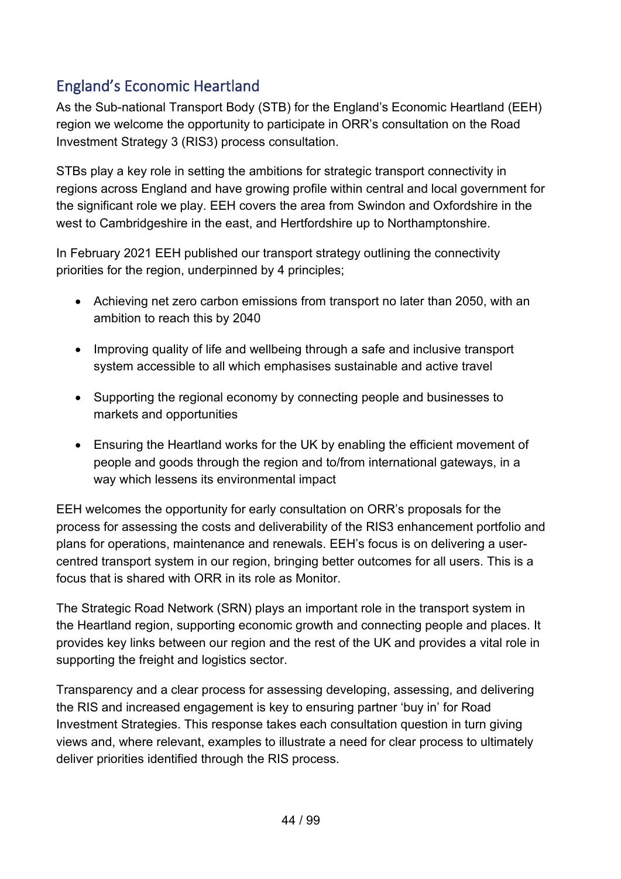## England's Economic Heartland

As the Sub-national Transport Body (STB) for the England's Economic Heartland (EEH) region we welcome the opportunity to participate in ORR's consultation on the Road Investment Strategy 3 (RIS3) process consultation.

STBs play a key role in setting the ambitions for strategic transport connectivity in regions across England and have growing profile within central and local government for the significant role we play. EEH covers the area from Swindon and Oxfordshire in the west to Cambridgeshire in the east, and Hertfordshire up to Northamptonshire.

In February 2021 EEH published our transport strategy outlining the connectivity priorities for the region, underpinned by 4 principles;

- Achieving net zero carbon emissions from transport no later than 2050, with an ambition to reach this by 2040
- Improving quality of life and wellbeing through a safe and inclusive transport system accessible to all which emphasises sustainable and active travel
- Supporting the regional economy by connecting people and businesses to markets and opportunities
- Ensuring the Heartland works for the UK by enabling the efficient movement of people and goods through the region and to/from international gateways, in a way which lessens its environmental impact

EEH welcomes the opportunity for early consultation on ORR's proposals for the process for assessing the costs and deliverability of the RIS3 enhancement portfolio and plans for operations, maintenance and renewals. EEH's focus is on delivering a user-centred transport system in our region, bringing better outcomes for all users. This is a focus that is shared with ORR in its role as Monitor.

The Strategic Road Network (SRN) plays an important role in the transport system in the Heartland region, supporting economic growth and connecting people and places. It provides key links between our region and the rest of the UK and provides a vital role in supporting the freight and logistics sector.

Transparency and a clear process for assessing developing, assessing, and delivering the RIS and increased engagement is key to ensuring partner 'buy in' for Road Investment Strategies. This response takes each consultation question in turn giving views and, where relevant, examples to illustrate a need for clear process to ultimately deliver priorities identified through the RIS process.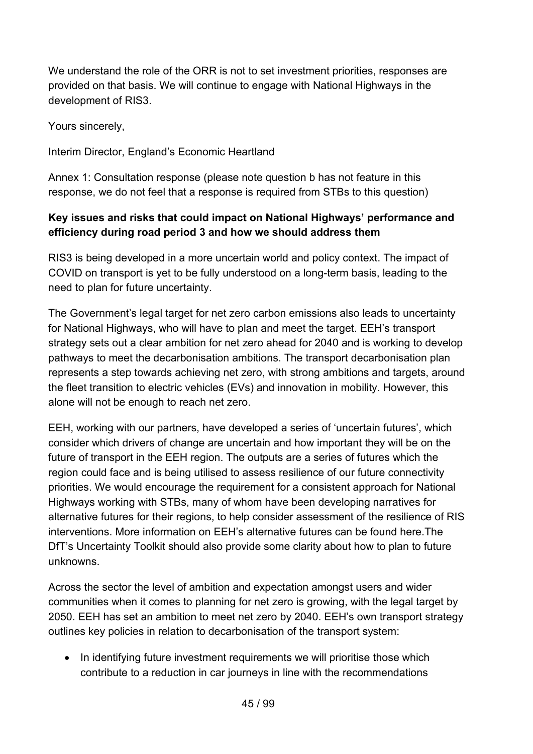We understand the role of the ORR is not to set investment priorities, responses are provided on that basis. We will continue to engage with National Highways in the development of RIS3.

Yours sincerely,

Interim Director, England's Economic Heartland

Annex 1: Consultation response (please note question b has not feature in this response, we do not feel that a response is required from STBs to this question)

**Key issues and risks that could impact on National Highways' performance and efficiency during road period 3 and how we should address them**

RIS3 is being developed in a more uncertain world and policy context. The impact of COVID on transport is yet to be fully understood on a long-term basis, leading to the need to plan for future uncertainty.

The Government's legal target for net zero carbon emissions also leads to uncertainty for National Highways, who will have to plan and meet the target. EEH's transport strategy sets out a clear ambition for net zero ahead for 2040 and is working to develop pathways to meet the decarbonisation ambitions. The transport decarbonisation plan represents a step towards achieving net zero, with strong ambitions and targets, around the fleet transition to electric vehicles (EVs) and innovation in mobility. However, this alone will not be enough to reach net zero.

EEH, working with our partners, have developed a series of 'uncertain futures', which consider which drivers of change are uncertain and how important they will be on the future of transport in the EEH region. The outputs are a series of futures which the region could face and is being utilised to assess resilience of our future connectivity priorities. We would encourage the requirement for a consistent approach for National Highways working with STBs, many of whom have been developing narratives for alternative futures for their regions, to help consider assessment of the resilience of RIS interventions. More information on EEH's alternative futures can be found here.The DfT's Uncertainty Toolkit should also provide some clarity about how to plan to future unknowns.

Across the sector the level of ambition and expectation amongst users and wider communities when it comes to planning for net zero is growing, with the legal target by 2050. EEH has set an ambition to meet net zero by 2040. EEH's own transport strategy outlines key policies in relation to decarbonisation of the transport system:

- In identifying future investment requirements we will prioritise those which contribute to a reduction in car journeys in line with the recommendations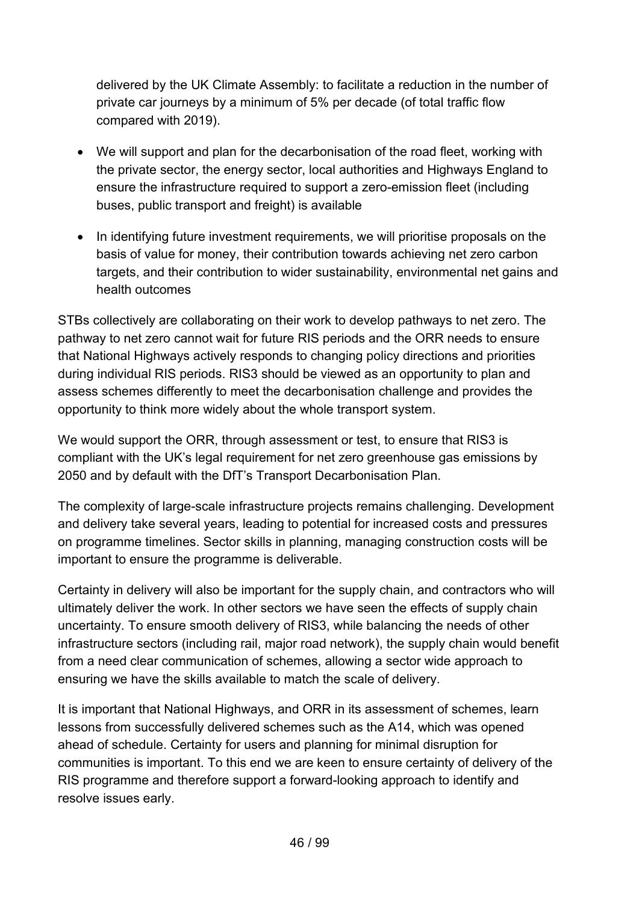delivered by the UK Climate Assembly: to facilitate a reduction in the number of private car journeys by a minimum of 5% per decade (of total traffic flow compared with 2019).

- We will support and plan for the decarbonisation of the road fleet, working with the private sector, the energy sector, local authorities and Highways England to ensure the infrastructure required to support a zero-emission fleet (including buses, public transport and freight) is available
- In identifying future investment requirements, we will prioritise proposals on the basis of value for money, their contribution towards achieving net zero carbon targets, and their contribution to wider sustainability, environmental net gains and health outcomes

STBs collectively are collaborating on their work to develop pathways to net zero. The pathway to net zero cannot wait for future RIS periods and the ORR needs to ensure that National Highways actively responds to changing policy directions and priorities during individual RIS periods. RIS3 should be viewed as an opportunity to plan and assess schemes differently to meet the decarbonisation challenge and provides the opportunity to think more widely about the whole transport system.

We would support the ORR, through assessment or test, to ensure that RIS3 is compliant with the UK's legal requirement for net zero greenhouse gas emissions by 2050 and by default with the DfT's Transport Decarbonisation Plan.

The complexity of large-scale infrastructure projects remains challenging. Development and delivery take several years, leading to potential for increased costs and pressures on programme timelines. Sector skills in planning, managing construction costs will be important to ensure the programme is deliverable.

Certainty in delivery will also be important for the supply chain, and contractors who will ultimately deliver the work. In other sectors we have seen the effects of supply chain uncertainty. To ensure smooth delivery of RIS3, while balancing the needs of other infrastructure sectors (including rail, major road network), the supply chain would benefit from a need clear communication of schemes, allowing a sector wide approach to ensuring we have the skills available to match the scale of delivery.

It is important that National Highways, and ORR in its assessment of schemes, learn lessons from successfully delivered schemes such as the A14, which was opened ahead of schedule. Certainty for users and planning for minimal disruption for communities is important. To this end we are keen to ensure certainty of delivery of the RIS programme and therefore support a forward-looking approach to identify and resolve issues early.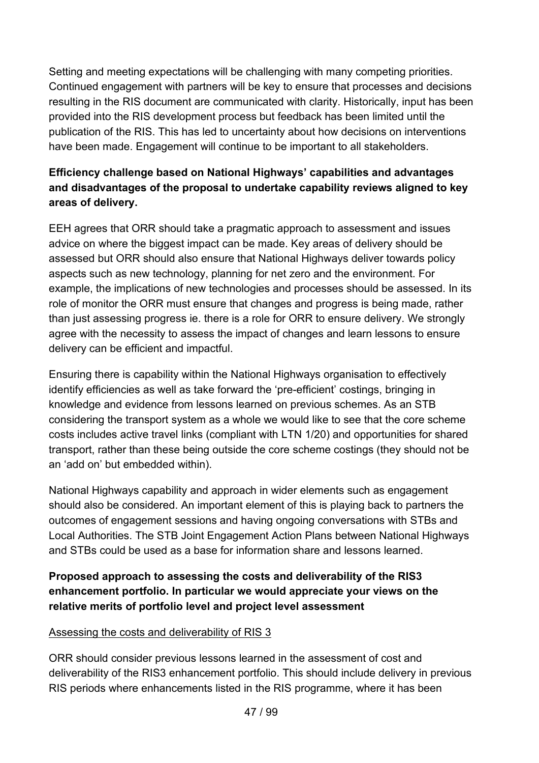Setting and meeting expectations will be challenging with many competing priorities. Continued engagement with partners will be key to ensure that processes and decisions resulting in the RIS document are communicated with clarity. Historically, input has been provided into the RIS development process but feedback has been limited until the publication of the RIS. This has led to uncertainty about how decisions on interventions have been made. Engagement will continue to be important to all stakeholders.

**Efficiency challenge based on National Highways' capabilities and advantages and disadvantages of the proposal to undertake capability reviews aligned to key areas of delivery.**

EEH agrees that ORR should take a pragmatic approach to assessment and issues advice on where the biggest impact can be made. Key areas of delivery should be assessed but ORR should also ensure that National Highways deliver towards policy aspects such as new technology, planning for net zero and the environment. For example, the implications of new technologies and processes should be assessed. In its role of monitor the ORR must ensure that changes and progress is being made, rather than just assessing progress ie. there is a role for ORR to ensure delivery. We strongly agree with the necessity to assess the impact of changes and learn lessons to ensure delivery can be efficient and impactful.

Ensuring there is capability within the National Highways organisation to effectively identify efficiencies as well as take forward the 'pre-efficient' costings, bringing in knowledge and evidence from lessons learned on previous schemes. As an STB considering the transport system as a whole we would like to see that the core scheme costs includes active travel links (compliant with LTN 1/20) and opportunities for shared transport, rather than these being outside the core scheme costings (they should not be an 'add on' but embedded within).

National Highways capability and approach in wider elements such as engagement should also be considered. An important element of this is playing back to partners the outcomes of engagement sessions and having ongoing conversations with STBs and Local Authorities. The STB Joint Engagement Action Plans between National Highways and STBs could be used as a base for information share and lessons learned.

**Proposed approach to assessing the costs and deliverability of the RIS3 enhancement portfolio. In particular we would appreciate your views on the relative merits of portfolio level and project level assessment**

<u>Assessing the costs and deliverability of RIS 3</u>

ORR should consider previous lessons learned in the assessment of cost and deliverability of the RIS3 enhancement portfolio. This should include delivery in previous RIS periods where enhancements listed in the RIS programme, where it has been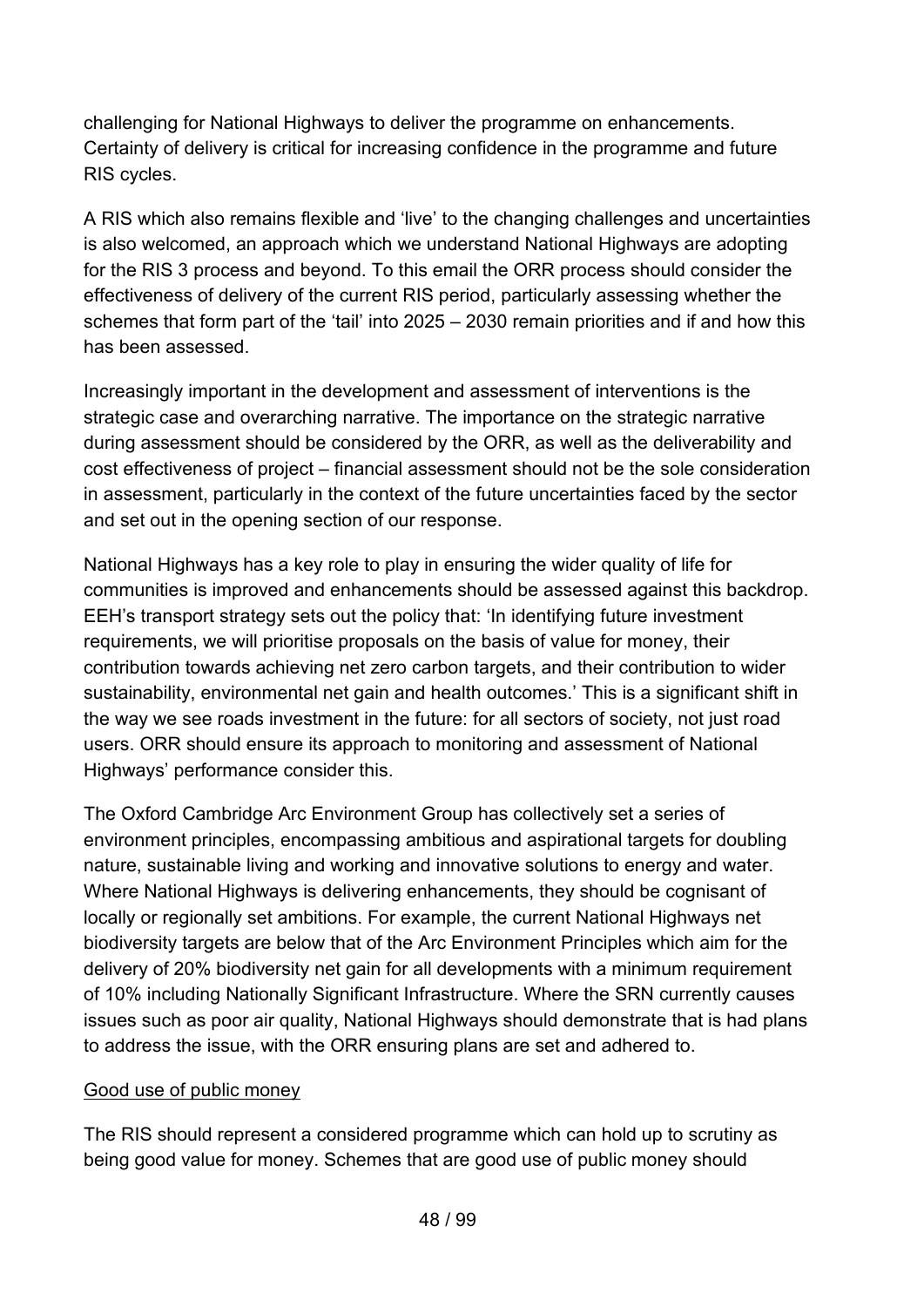challenging for National Highways to deliver the programme on enhancements. Certainty of delivery is critical for increasing confidence in the programme and future RIS cycles.

A RIS which also remains flexible and 'live' to the changing challenges and uncertainties is also welcomed, an approach which we understand National Highways are adopting for the RIS 3 process and beyond. To this email the ORR process should consider the effectiveness of delivery of the current RIS period, particularly assessing whether the schemes that form part of the 'tail' into 2025 – 2030 remain priorities and if and how this has been assessed.

Increasingly important in the development and assessment of interventions is the strategic case and overarching narrative. The importance on the strategic narrative during assessment should be considered by the ORR, as well as the deliverability and cost effectiveness of project – financial assessment should not be the sole consideration in assessment, particularly in the context of the future uncertainties faced by the sector and set out in the opening section of our response.

National Highways has a key role to play in ensuring the wider quality of life for communities is improved and enhancements should be assessed against this backdrop. EEH's transport strategy sets out the policy that: 'In identifying future investment requirements, we will prioritise proposals on the basis of value for money, their contribution towards achieving net zero carbon targets, and their contribution to wider sustainability, environmental net gain and health outcomes.' This is a significant shift in the way we see roads investment in the future: for all sectors of society, not just road users. ORR should ensure its approach to monitoring and assessment of National Highways' performance consider this.

The Oxford Cambridge Arc Environment Group has collectively set a series of environment principles, encompassing ambitious and aspirational targets for doubling nature, sustainable living and working and innovative solutions to energy and water. Where National Highways is delivering enhancements, they should be cognisant of locally or regionally set ambitions. For example, the current National Highways net biodiversity targets are below that of the Arc Environment Principles which aim for the delivery of 20% biodiversity net gain for all developments with a minimum requirement of 10% including Nationally Significant Infrastructure. Where the SRN currently causes issues such as poor air quality, National Highways should demonstrate that is had plans to address the issue, with the ORR ensuring plans are set and adhered to.

Good use of public money

The RIS should represent a considered programme which can hold up to scrutiny as being good value for money. Schemes that are good use of public money should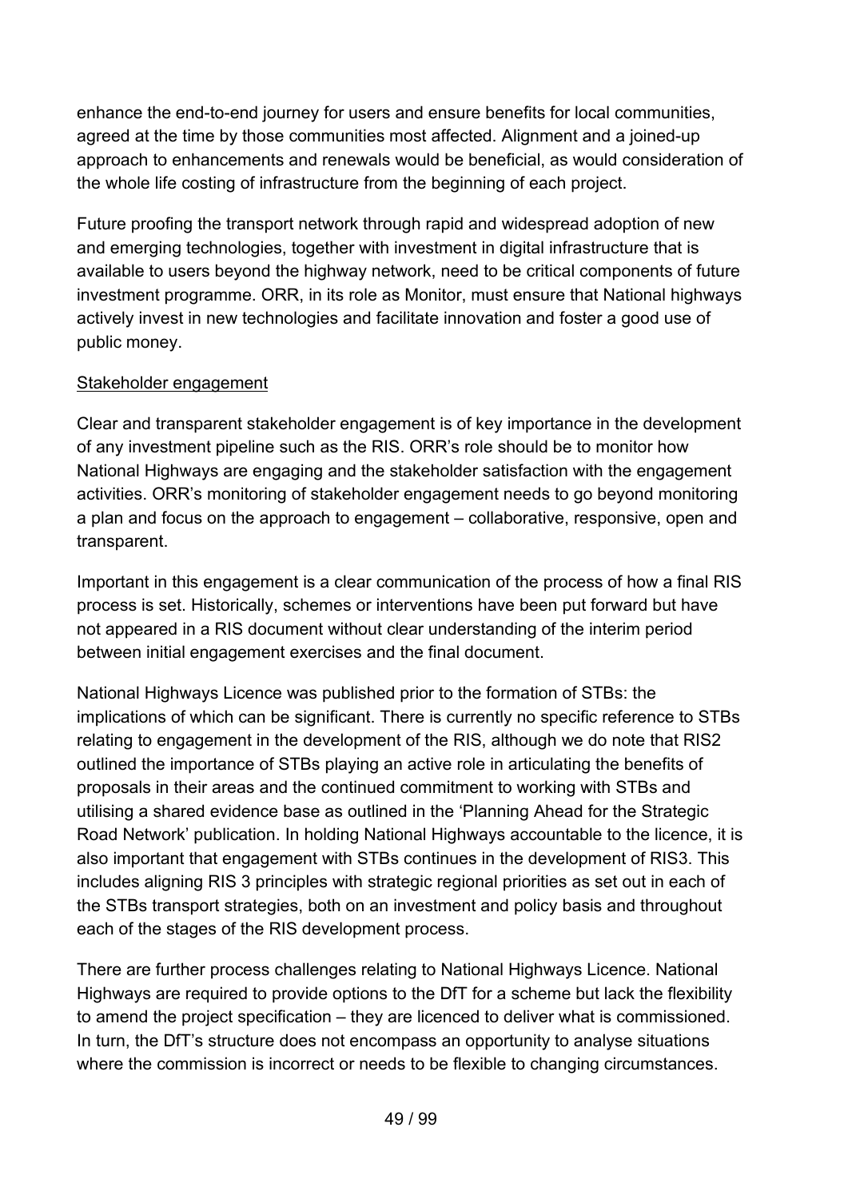enhance the end-to-end journey for users and ensure benefits for local communities, agreed at the time by those communities most affected. Alignment and a joined-up approach to enhancements and renewals would be beneficial, as would consideration of the whole life costing of infrastructure from the beginning of each project.

Future proofing the transport network through rapid and widespread adoption of new and emerging technologies, together with investment in digital infrastructure that is available to users beyond the highway network, need to be critical components of future investment programme. ORR, in its role as Monitor, must ensure that National highways actively invest in new technologies and facilitate innovation and foster a good use of public money.

<u>Stakeholder engagement</u>

Clear and transparent stakeholder engagement is of key importance in the development of any investment pipeline such as the RIS. ORR's role should be to monitor how National Highways are engaging and the stakeholder satisfaction with the engagement activities. ORR's monitoring of stakeholder engagement needs to go beyond monitoring a plan and focus on the approach to engagement – collaborative, responsive, open and transparent.

Important in this engagement is a clear communication of the process of how a final RIS process is set. Historically, schemes or interventions have been put forward but have not appeared in a RIS document without clear understanding of the interim period between initial engagement exercises and the final document.

National Highways Licence was published prior to the formation of STBs: the implications of which can be significant. There is currently no specific reference to STBs relating to engagement in the development of the RIS, although we do note that RIS2 outlined the importance of STBs playing an active role in articulating the benefits of proposals in their areas and the continued commitment to working with STBs and utilising a shared evidence base as outlined in the 'Planning Ahead for the Strategic Road Network' publication. In holding National Highways accountable to the licence, it is also important that engagement with STBs continues in the development of RIS3. This includes aligning RIS 3 principles with strategic regional priorities as set out in each of the STBs transport strategies, both on an investment and policy basis and throughout each of the stages of the RIS development process.

There are further process challenges relating to National Highways Licence. National Highways are required to provide options to the DfT for a scheme but lack the flexibility to amend the project specification – they are licenced to deliver what is commissioned. In turn, the DfT's structure does not encompass an opportunity to analyse situations where the commission is incorrect or needs to be flexible to changing circumstances.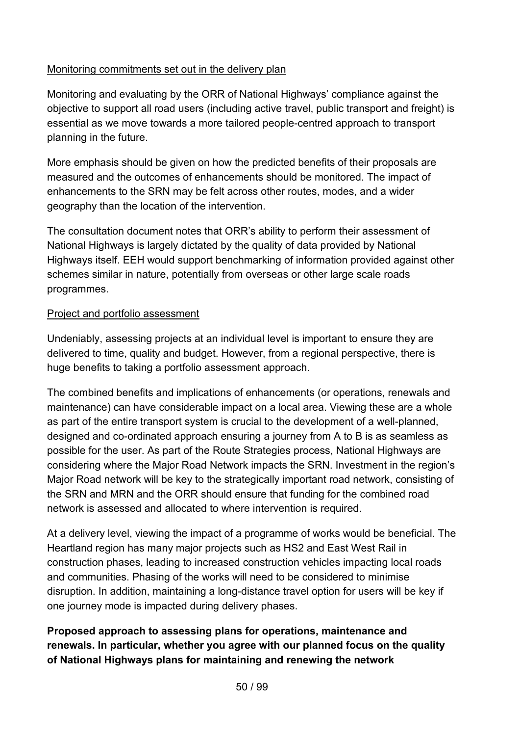<u>Monitoring commitments set out in the delivery plan</u>

Monitoring and evaluating by the ORR of National Highways' compliance against the objective to support all road users (including active travel, public transport and freight) is essential as we move towards a more tailored people-centred approach to transport planning in the future.

More emphasis should be given on how the predicted benefits of their proposals are measured and the outcomes of enhancements should be monitored. The impact of enhancements to the SRN may be felt across other routes, modes, and a wider geography than the location of the intervention.

The consultation document notes that ORR's ability to perform their assessment of National Highways is largely dictated by the quality of data provided by National Highways itself. EEH would support benchmarking of information provided against other schemes similar in nature, potentially from overseas or other large scale roads programmes.

<u>Project and portfolio assessment</u>

Undeniably, assessing projects at an individual level is important to ensure they are delivered to time, quality and budget. However, from a regional perspective, there is huge benefits to taking a portfolio assessment approach.

The combined benefits and implications of enhancements (or operations, renewals and maintenance) can have considerable impact on a local area. Viewing these are a whole as part of the entire transport system is crucial to the development of a well-planned, designed and co-ordinated approach ensuring a journey from A to B is as seamless as possible for the user. As part of the Route Strategies process, National Highways are considering where the Major Road Network impacts the SRN. Investment in the region's Major Road network will be key to the strategically important road network, consisting of the SRN and MRN and the ORR should ensure that funding for the combined road network is assessed and allocated to where intervention is required.

At a delivery level, viewing the impact of a programme of works would be beneficial. The Heartland region has many major projects such as HS2 and East West Rail in construction phases, leading to increased construction vehicles impacting local roads and communities. Phasing of the works will need to be considered to minimise disruption. In addition, maintaining a long-distance travel option for users will be key if one journey mode is impacted during delivery phases.

**Proposed approach to assessing plans for operations, maintenance and renewals. In particular, whether you agree with our planned focus on the quality of National Highways plans for maintaining and renewing the network**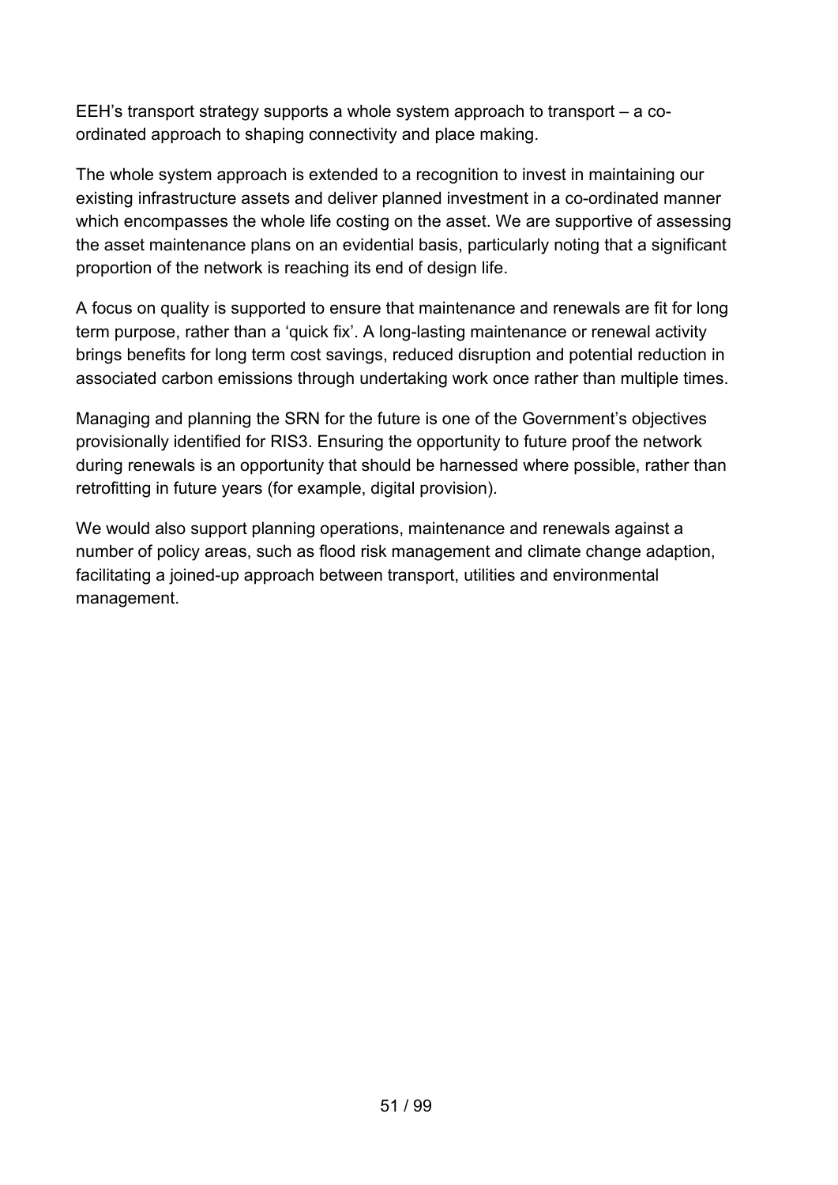EEH's transport strategy supports a whole system approach to transport – a co-ordinated approach to shaping connectivity and place making.

The whole system approach is extended to a recognition to invest in maintaining our existing infrastructure assets and deliver planned investment in a co-ordinated manner which encompasses the whole life costing on the asset. We are supportive of assessing the asset maintenance plans on an evidential basis, particularly noting that a significant proportion of the network is reaching its end of design life.

A focus on quality is supported to ensure that maintenance and renewals are fit for long term purpose, rather than a 'quick fix'. A long-lasting maintenance or renewal activity brings benefits for long term cost savings, reduced disruption and potential reduction in associated carbon emissions through undertaking work once rather than multiple times.

Managing and planning the SRN for the future is one of the Government's objectives provisionally identified for RIS3. Ensuring the opportunity to future proof the network during renewals is an opportunity that should be harnessed where possible, rather than retrofitting in future years (for example, digital provision).

We would also support planning operations, maintenance and renewals against a number of policy areas, such as flood risk management and climate change adaption, facilitating a joined-up approach between transport, utilities and environmental management.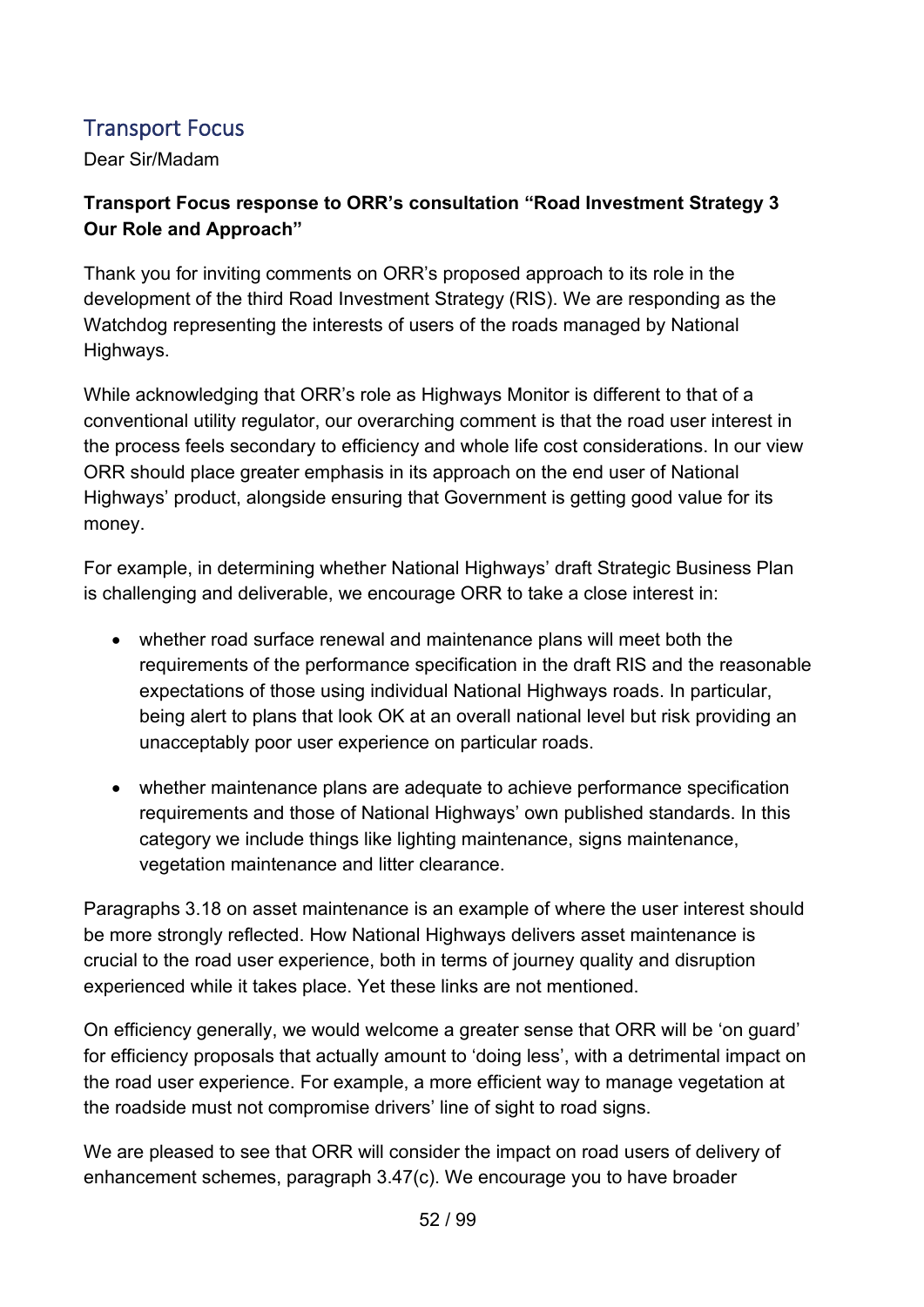## Transport Focus

Dear Sir/Madam

**Transport Focus response to ORR's consultation "Road Investment Strategy 3 Our Role and Approach"**

Thank you for inviting comments on ORR's proposed approach to its role in the development of the third Road Investment Strategy (RIS). We are responding as the Watchdog representing the interests of users of the roads managed by National Highways.

While acknowledging that ORR's role as Highways Monitor is different to that of a conventional utility regulator, our overarching comment is that the road user interest in the process feels secondary to efficiency and whole life cost considerations. In our view ORR should place greater emphasis in its approach on the end user of National Highways' product, alongside ensuring that Government is getting good value for its money.

For example, in determining whether National Highways' draft Strategic Business Plan is challenging and deliverable, we encourage ORR to take a close interest in:

- whether road surface renewal and maintenance plans will meet both the requirements of the performance specification in the draft RIS and the reasonable expectations of those using individual National Highways roads. In particular, being alert to plans that look OK at an overall national level but risk providing an unacceptably poor user experience on particular roads.
- whether maintenance plans are adequate to achieve performance specification requirements and those of National Highways' own published standards. In this category we include things like lighting maintenance, signs maintenance, vegetation maintenance and litter clearance.

Paragraphs 3.18 on asset maintenance is an example of where the user interest should be more strongly reflected. How National Highways delivers asset maintenance is crucial to the road user experience, both in terms of journey quality and disruption experienced while it takes place. Yet these links are not mentioned.

On efficiency generally, we would welcome a greater sense that ORR will be 'on guard' for efficiency proposals that actually amount to 'doing less', with a detrimental impact on the road user experience. For example, a more efficient way to manage vegetation at the roadside must not compromise drivers' line of sight to road signs.

We are pleased to see that ORR will consider the impact on road users of delivery of enhancement schemes, paragraph 3.47(c). We encourage you to have broader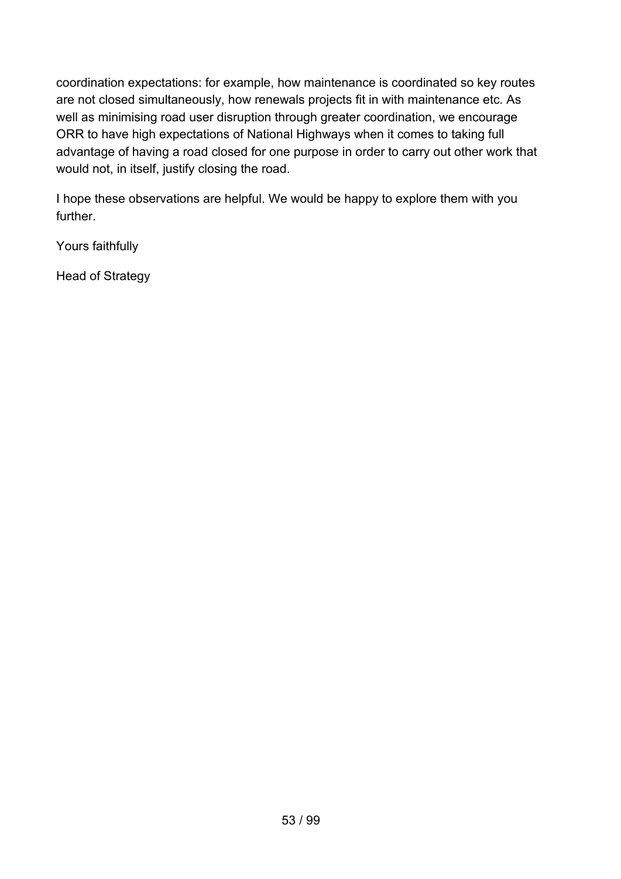coordination expectations: for example, how maintenance is coordinated so key routes are not closed simultaneously, how renewals projects fit in with maintenance etc. As well as minimising road user disruption through greater coordination, we encourage ORR to have high expectations of National Highways when it comes to taking full advantage of having a road closed for one purpose in order to carry out other work that would not, in itself, justify closing the road.

I hope these observations are helpful. We would be happy to explore them with you further.

Yours faithfully

Head of Strategy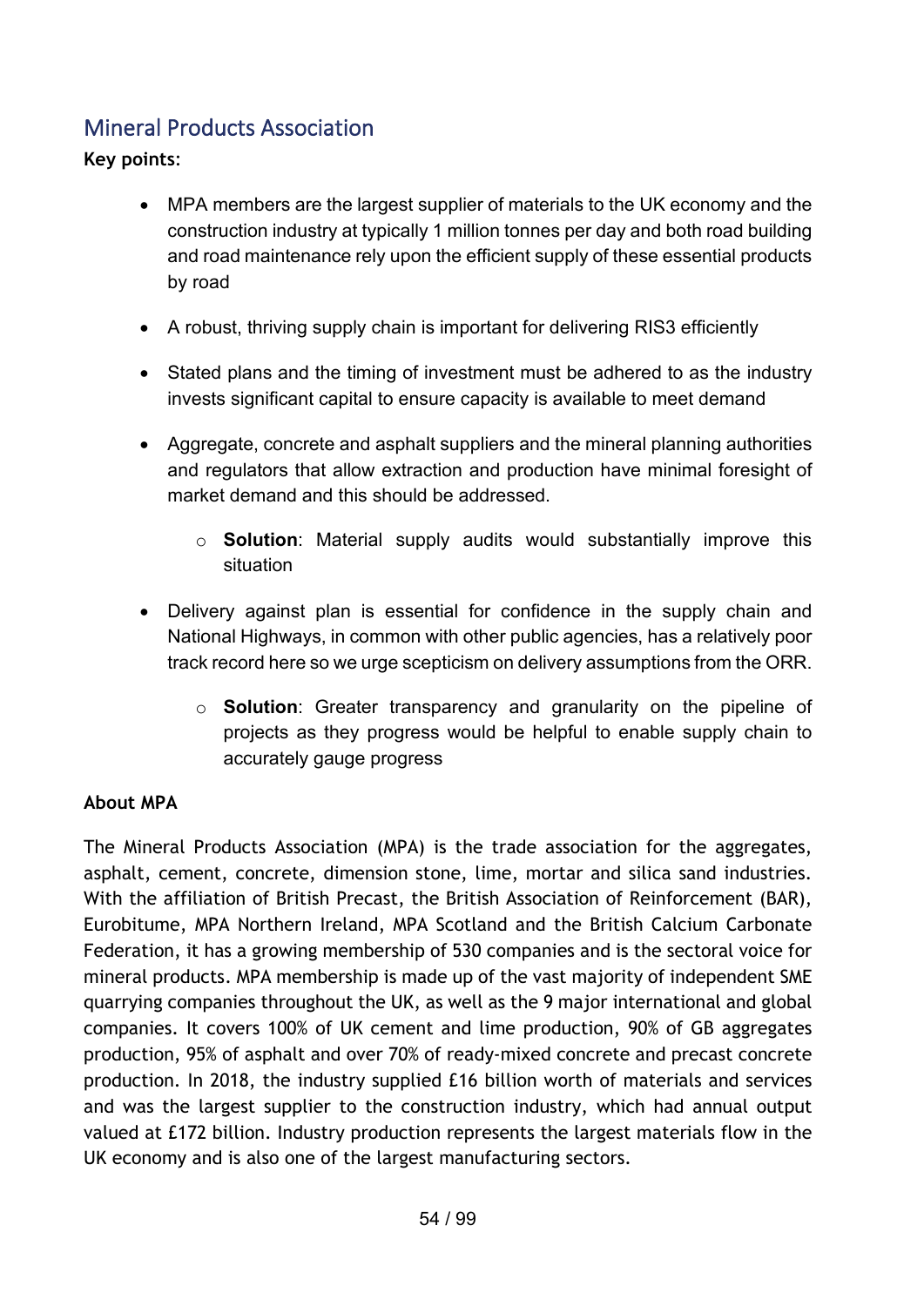## Mineral Products Association

**Key points:**

- MPA members are the largest supplier of materials to the UK economy and the construction industry at typically 1 million tonnes per day and both road building and road maintenance rely upon the efficient supply of these essential products by road
- A robust, thriving supply chain is important for delivering RIS3 efficiently
- Stated plans and the timing of investment must be adhered to as the industry invests significant capital to ensure capacity is available to meet demand
- Aggregate, concrete and asphalt suppliers and the mineral planning authorities and regulators that allow extraction and production have minimal foresight of market demand and this should be addressed.
    - **Solution**: Material supply audits would substantially improve this situation
- Delivery against plan is essential for confidence in the supply chain and National Highways, in common with other public agencies, has a relatively poor track record here so we urge scepticism on delivery assumptions from the ORR.
    - **Solution**: Greater transparency and granularity on the pipeline of projects as they progress would be helpful to enable supply chain to accurately gauge progress

**About MPA**

The Mineral Products Association (MPA) is the trade association for the aggregates, asphalt, cement, concrete, dimension stone, lime, mortar and silica sand industries. With the affiliation of British Precast, the British Association of Reinforcement (BAR), Eurobitume, MPA Northern Ireland, MPA Scotland and the British Calcium Carbonate Federation, it has a growing membership of 530 companies and is the sectoral voice for mineral products. MPA membership is made up of the vast majority of independent SME quarrying companies throughout the UK, as well as the 9 major international and global companies. It covers 100% of UK cement and lime production, 90% of GB aggregates production, 95% of asphalt and over 70% of ready-mixed concrete and precast concrete production. In 2018, the industry supplied £16 billion worth of materials and services and was the largest supplier to the construction industry, which had annual output valued at £172 billion. Industry production represents the largest materials flow in the UK economy and is also one of the largest manufacturing sectors.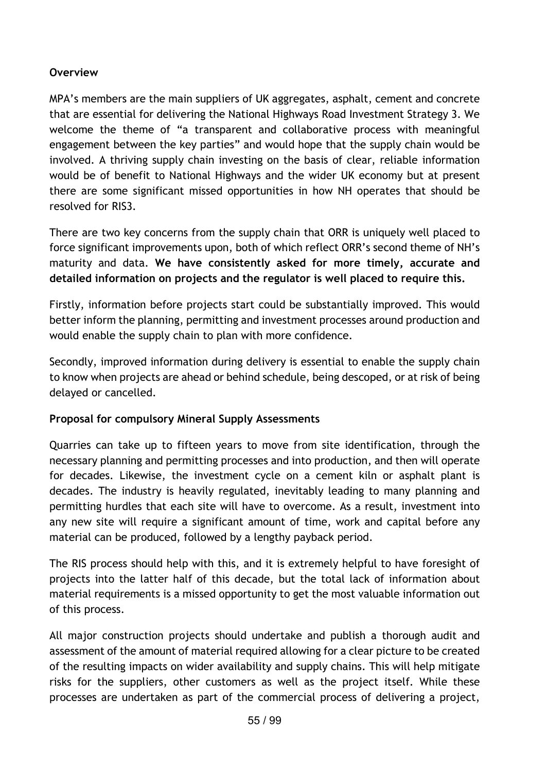**Overview**

MPA's members are the main suppliers of UK aggregates, asphalt, cement and concrete that are essential for delivering the National Highways Road Investment Strategy 3. We welcome the theme of "a transparent and collaborative process with meaningful engagement between the key parties" and would hope that the supply chain would be involved. A thriving supply chain investing on the basis of clear, reliable information would be of benefit to National Highways and the wider UK economy but at present there are some significant missed opportunities in how NH operates that should be resolved for RIS3.

There are two key concerns from the supply chain that ORR is uniquely well placed to force significant improvements upon, both of which reflect ORR's second theme of NH's maturity and data. **We have consistently asked for more timely, accurate and detailed information on projects and the regulator is well placed to require this.**

Firstly, information before projects start could be substantially improved. This would better inform the planning, permitting and investment processes around production and would enable the supply chain to plan with more confidence.

Secondly, improved information during delivery is essential to enable the supply chain to know when projects are ahead or behind schedule, being descoped, or at risk of being delayed or cancelled.

**Proposal for compulsory Mineral Supply Assessments**

Quarries can take up to fifteen years to move from site identification, through the necessary planning and permitting processes and into production, and then will operate for decades. Likewise, the investment cycle on a cement kiln or asphalt plant is decades. The industry is heavily regulated, inevitably leading to many planning and permitting hurdles that each site will have to overcome. As a result, investment into any new site will require a significant amount of time, work and capital before any material can be produced, followed by a lengthy payback period.

The RIS process should help with this, and it is extremely helpful to have foresight of projects into the latter half of this decade, but the total lack of information about material requirements is a missed opportunity to get the most valuable information out of this process.

All major construction projects should undertake and publish a thorough audit and assessment of the amount of material required allowing for a clear picture to be created of the resulting impacts on wider availability and supply chains. This will help mitigate risks for the suppliers, other customers as well as the project itself. While these processes are undertaken as part of the commercial process of delivering a project,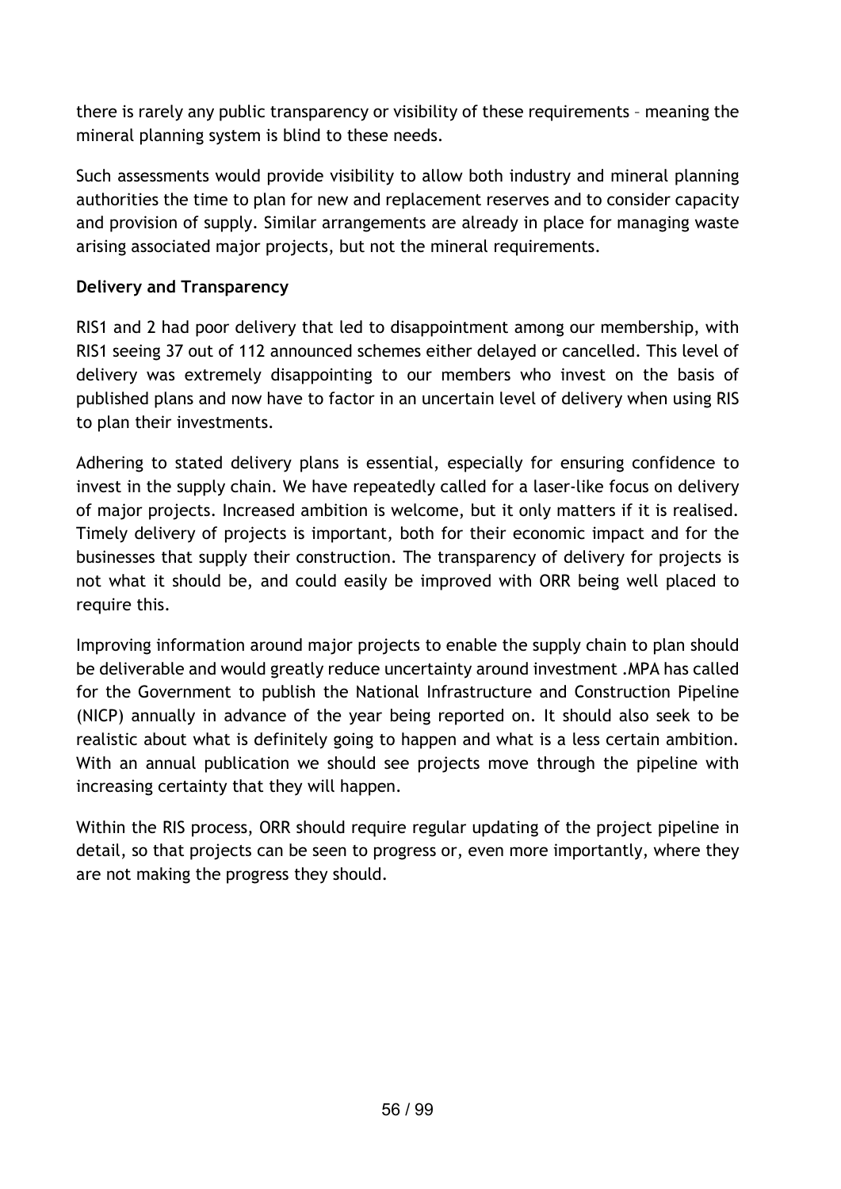there is rarely any public transparency or visibility of these requirements – meaning the mineral planning system is blind to these needs.

Such assessments would provide visibility to allow both industry and mineral planning authorities the time to plan for new and replacement reserves and to consider capacity and provision of supply. Similar arrangements are already in place for managing waste arising associated major projects, but not the mineral requirements.

**Delivery and Transparency**

RIS1 and 2 had poor delivery that led to disappointment among our membership, with RIS1 seeing 37 out of 112 announced schemes either delayed or cancelled. This level of delivery was extremely disappointing to our members who invest on the basis of published plans and now have to factor in an uncertain level of delivery when using RIS to plan their investments.

Adhering to stated delivery plans is essential, especially for ensuring confidence to invest in the supply chain. We have repeatedly called for a laser-like focus on delivery of major projects. Increased ambition is welcome, but it only matters if it is realised. Timely delivery of projects is important, both for their economic impact and for the businesses that supply their construction. The transparency of delivery for projects is not what it should be, and could easily be improved with ORR being well placed to require this.

Improving information around major projects to enable the supply chain to plan should be deliverable and would greatly reduce uncertainty around investment .MPA has called for the Government to publish the National Infrastructure and Construction Pipeline (NICP) annually in advance of the year being reported on. It should also seek to be realistic about what is definitely going to happen and what is a less certain ambition. With an annual publication we should see projects move through the pipeline with increasing certainty that they will happen.

Within the RIS process, ORR should require regular updating of the project pipeline in detail, so that projects can be seen to progress or, even more importantly, where they are not making the progress they should.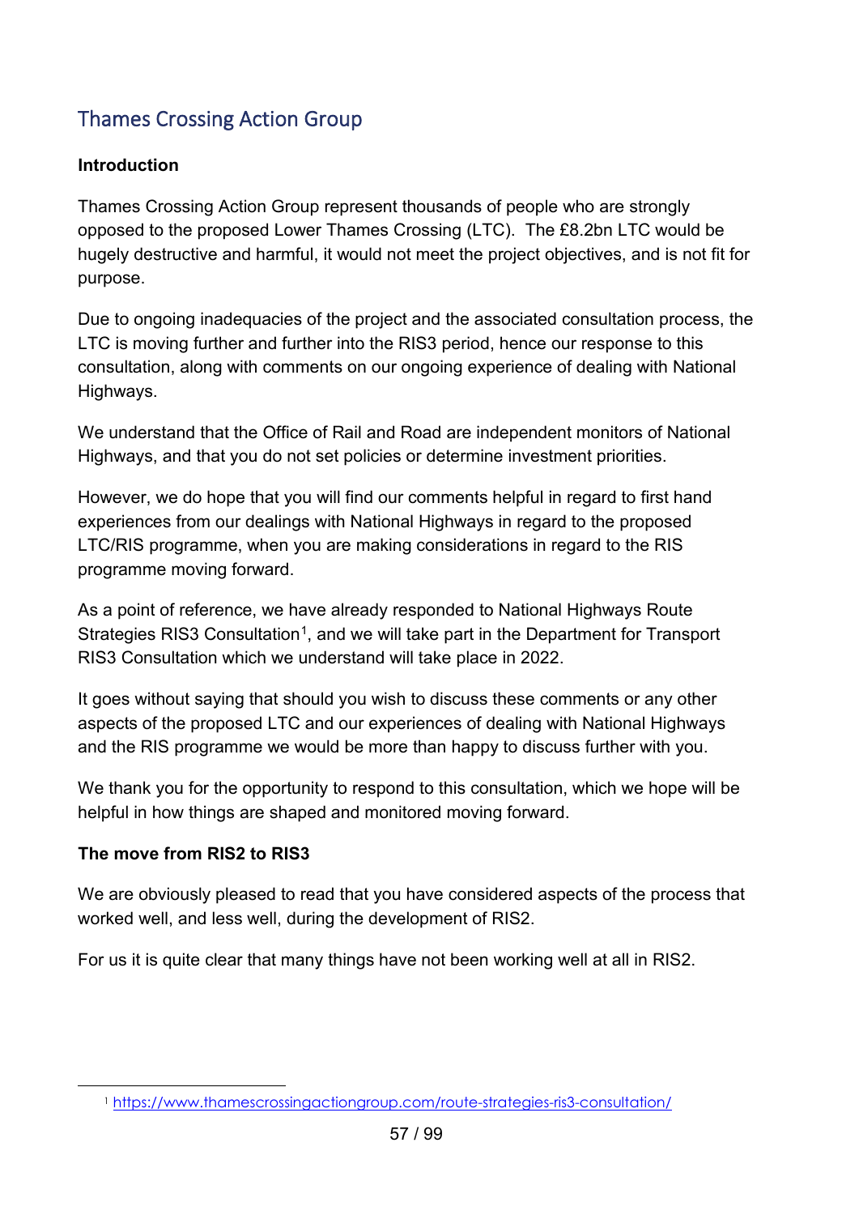## Thames Crossing Action Group

**Introduction**

Thames Crossing Action Group represent thousands of people who are strongly opposed to the proposed Lower Thames Crossing (LTC). The £8.2bn LTC would be hugely destructive and harmful, it would not meet the project objectives, and is not fit for purpose.

Due to ongoing inadequacies of the project and the associated consultation process, the LTC is moving further and further into the RIS3 period, hence our response to this consultation, along with comments on our ongoing experience of dealing with National Highways.

We understand that the Office of Rail and Road are independent monitors of National Highways, and that you do not set policies or determine investment priorities.

However, we do hope that you will find our comments helpful in regard to first hand experiences from our dealings with National Highways in regard to the proposed LTC/RIS programme, when you are making considerations in regard to the RIS programme moving forward.

As a point of reference, we have already responded to National Highways Route Strategies RIS3 Consultation[1], and we will take part in the Department for Transport RIS3 Consultation which we understand will take place in 2022.

It goes without saying that should you wish to discuss these comments or any other aspects of the proposed LTC and our experiences of dealing with National Highways and the RIS programme we would be more than happy to discuss further with you.

We thank you for the opportunity to respond to this consultation, which we hope will be helpful in how things are shaped and monitored moving forward.

**The move from RIS2 to RIS3**

We are obviously pleased to read that you have considered aspects of the process that worked well, and less well, during the development of RIS2.

For us it is quite clear that many things have not been working well at all in RIS2.

[1] https://www.thamescrossingactiongroup.com/route-strategies-ris3-consultation/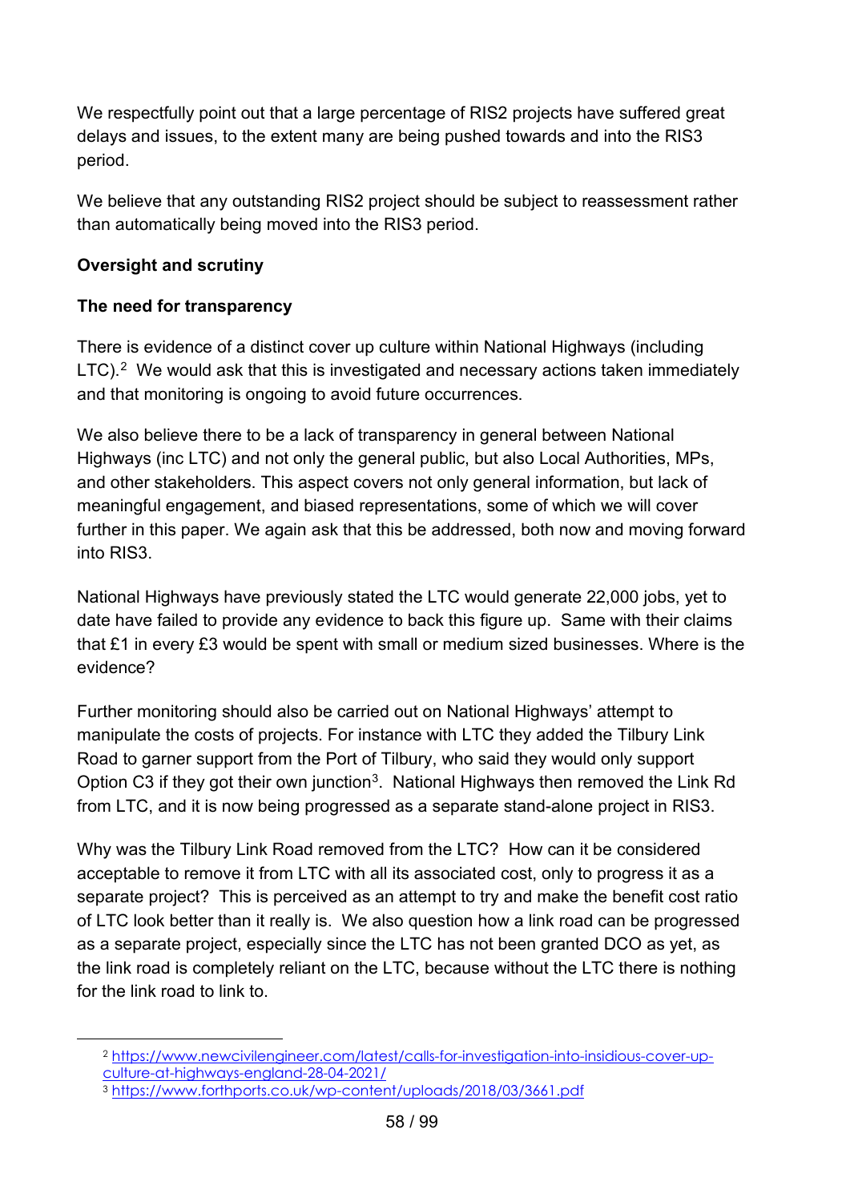We respectfully point out that a large percentage of RIS2 projects have suffered great delays and issues, to the extent many are being pushed towards and into the RIS3 period.

We believe that any outstanding RIS2 project should be subject to reassessment rather than automatically being moved into the RIS3 period.

**Oversight and scrutiny**

**The need for transparency**

There is evidence of a distinct cover up culture within National Highways (including LTC).[2] We would ask that this is investigated and necessary actions taken immediately and that monitoring is ongoing to avoid future occurrences.

We also believe there to be a lack of transparency in general between National Highways (inc LTC) and not only the general public, but also Local Authorities, MPs, and other stakeholders. This aspect covers not only general information, but lack of meaningful engagement, and biased representations, some of which we will cover further in this paper. We again ask that this be addressed, both now and moving forward into RIS3.

National Highways have previously stated the LTC would generate 22,000 jobs, yet to date have failed to provide any evidence to back this figure up. Same with their claims that £1 in every £3 would be spent with small or medium sized businesses. Where is the evidence?

Further monitoring should also be carried out on National Highways' attempt to manipulate the costs of projects. For instance with LTC they added the Tilbury Link Road to garner support from the Port of Tilbury, who said they would only support Option C3 if they got their own junction[3]. National Highways then removed the Link Rd from LTC, and it is now being progressed as a separate stand-alone project in RIS3.

Why was the Tilbury Link Road removed from the LTC? How can it be considered acceptable to remove it from LTC with all its associated cost, only to progress it as a separate project? This is perceived as an attempt to try and make the benefit cost ratio of LTC look better than it really is. We also question how a link road can be progressed as a separate project, especially since the LTC has not been granted DCO as yet, as the link road is completely reliant on the LTC, because without the LTC there is nothing for the link road to link to.

---

[2] https://www.newcivilengineer.com/latest/calls-for-investigation-into-insidious-cover-up-culture-at-highways-england-28-04-2021/

[3] https://www.forthports.co.uk/wp-content/uploads/2018/03/3661.pdf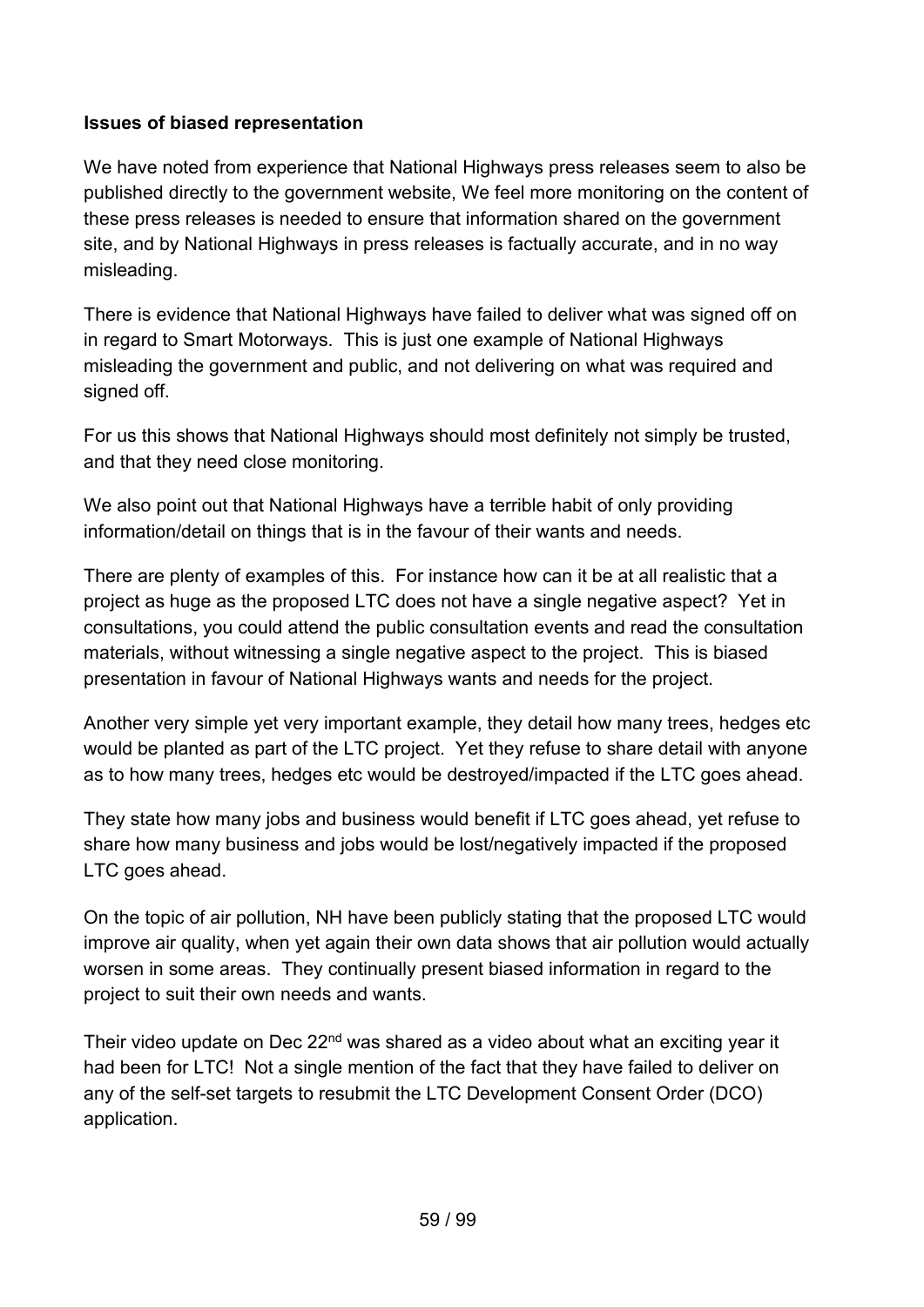**Issues of biased representation**

We have noted from experience that National Highways press releases seem to also be published directly to the government website, We feel more monitoring on the content of these press releases is needed to ensure that information shared on the government site, and by National Highways in press releases is factually accurate, and in no way misleading.

There is evidence that National Highways have failed to deliver what was signed off on in regard to Smart Motorways. This is just one example of National Highways misleading the government and public, and not delivering on what was required and signed off.

For us this shows that National Highways should most definitely not simply be trusted, and that they need close monitoring.

We also point out that National Highways have a terrible habit of only providing information/detail on things that is in the favour of their wants and needs.

There are plenty of examples of this. For instance how can it be at all realistic that a project as huge as the proposed LTC does not have a single negative aspect? Yet in consultations, you could attend the public consultation events and read the consultation materials, without witnessing a single negative aspect to the project. This is biased presentation in favour of National Highways wants and needs for the project.

Another very simple yet very important example, they detail how many trees, hedges etc would be planted as part of the LTC project. Yet they refuse to share detail with anyone as to how many trees, hedges etc would be destroyed/impacted if the LTC goes ahead.

They state how many jobs and business would benefit if LTC goes ahead, yet refuse to share how many business and jobs would be lost/negatively impacted if the proposed LTC goes ahead.

On the topic of air pollution, NH have been publicly stating that the proposed LTC would improve air quality, when yet again their own data shows that air pollution would actually worsen in some areas. They continually present biased information in regard to the project to suit their own needs and wants.

Their video update on Dec 22nd was shared as a video about what an exciting year it had been for LTC! Not a single mention of the fact that they have failed to deliver on any of the self-set targets to resubmit the LTC Development Consent Order (DCO) application.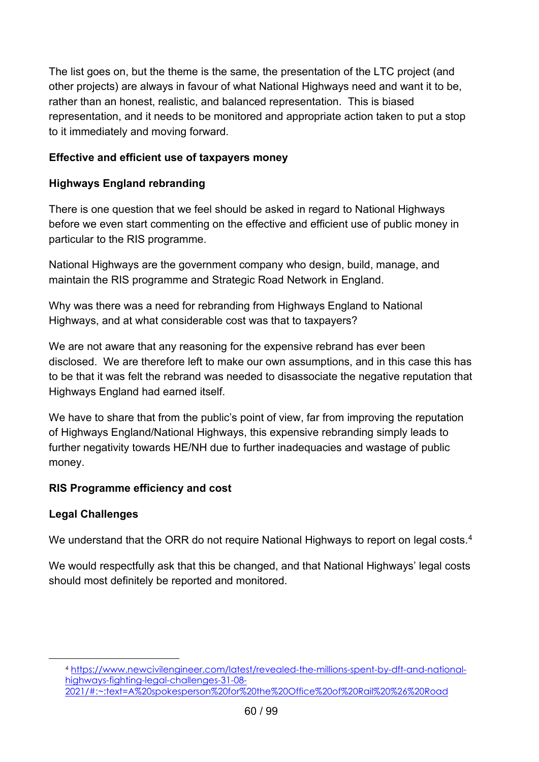The list goes on, but the theme is the same, the presentation of the LTC project (and other projects) are always in favour of what National Highways need and want it to be, rather than an honest, realistic, and balanced representation. This is biased representation, and it needs to be monitored and appropriate action taken to put a stop to it immediately and moving forward.

**Effective and efficient use of taxpayers money**

**Highways England rebranding**

There is one question that we feel should be asked in regard to National Highways before we even start commenting on the effective and efficient use of public money in particular to the RIS programme.

National Highways are the government company who design, build, manage, and maintain the RIS programme and Strategic Road Network in England.

Why was there was a need for rebranding from Highways England to National Highways, and at what considerable cost was that to taxpayers?

We are not aware that any reasoning for the expensive rebrand has ever been disclosed. We are therefore left to make our own assumptions, and in this case this has to be that it was felt the rebrand was needed to disassociate the negative reputation that Highways England had earned itself.

We have to share that from the public's point of view, far from improving the reputation of Highways England/National Highways, this expensive rebranding simply leads to further negativity towards HE/NH due to further inadequacies and wastage of public money.

**RIS Programme efficiency and cost**

**Legal Challenges**

We understand that the ORR do not require National Highways to report on legal costs.[4]

We would respectfully ask that this be changed, and that National Highways' legal costs should most definitely be reported and monitored.

[4] https://www.newcivilengineer.com/latest/revealed-the-millions-spent-by-dft-and-national-highways-fighting-legal-challenges-31-08-2021/#:~:text=A%20spokesperson%20for%20the%20Office%20of%20Rail%20%26%20Road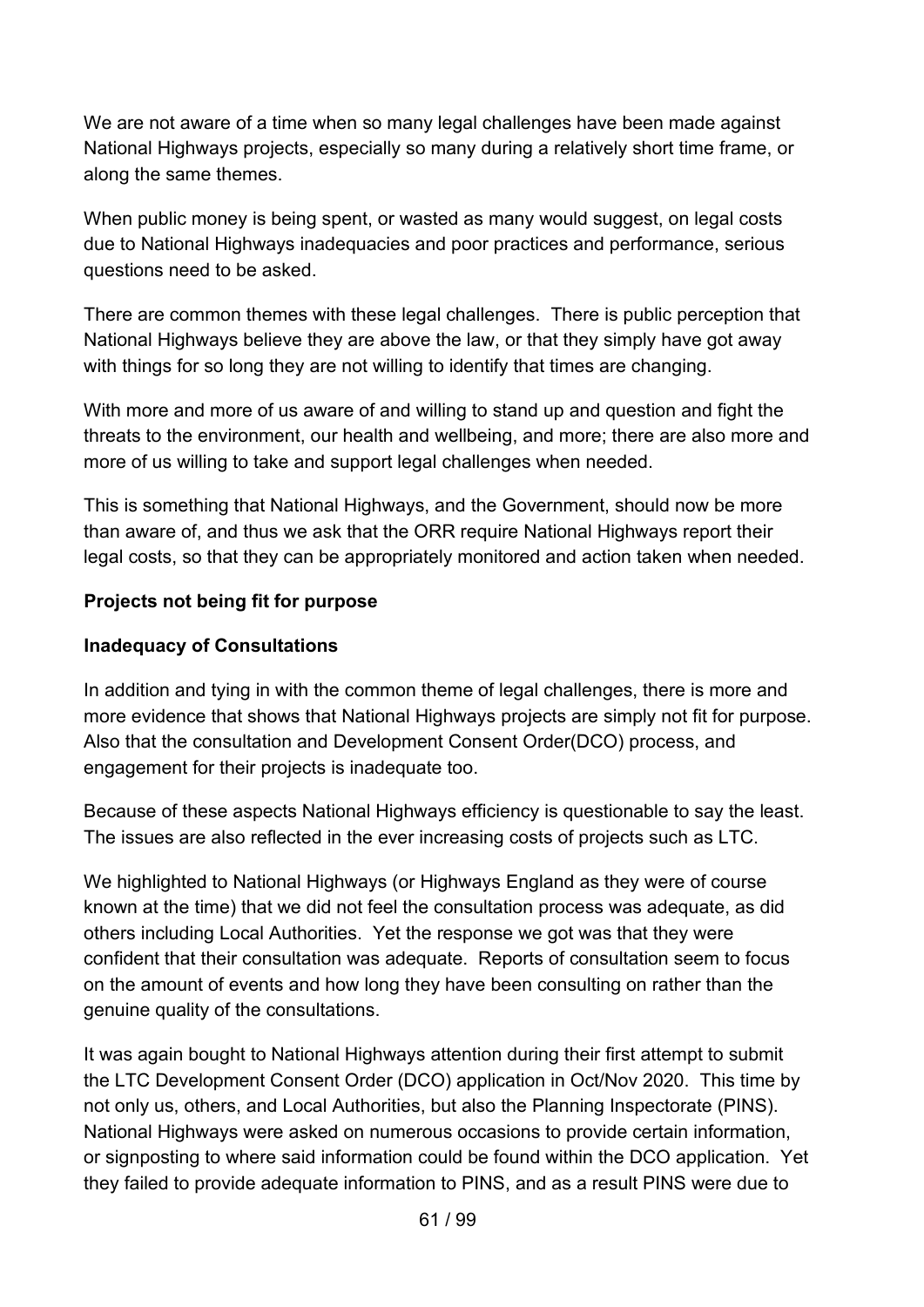We are not aware of a time when so many legal challenges have been made against National Highways projects, especially so many during a relatively short time frame, or along the same themes.

When public money is being spent, or wasted as many would suggest, on legal costs due to National Highways inadequacies and poor practices and performance, serious questions need to be asked.

There are common themes with these legal challenges. There is public perception that National Highways believe they are above the law, or that they simply have got away with things for so long they are not willing to identify that times are changing.

With more and more of us aware of and willing to stand up and question and fight the threats to the environment, our health and wellbeing, and more; there are also more and more of us willing to take and support legal challenges when needed.

This is something that National Highways, and the Government, should now be more than aware of, and thus we ask that the ORR require National Highways report their legal costs, so that they can be appropriately monitored and action taken when needed.

**Projects not being fit for purpose**

**Inadequacy of Consultations**

In addition and tying in with the common theme of legal challenges, there is more and more evidence that shows that National Highways projects are simply not fit for purpose. Also that the consultation and Development Consent Order(DCO) process, and engagement for their projects is inadequate too.

Because of these aspects National Highways efficiency is questionable to say the least. The issues are also reflected in the ever increasing costs of projects such as LTC.

We highlighted to National Highways (or Highways England as they were of course known at the time) that we did not feel the consultation process was adequate, as did others including Local Authorities. Yet the response we got was that they were confident that their consultation was adequate. Reports of consultation seem to focus on the amount of events and how long they have been consulting on rather than the genuine quality of the consultations.

It was again bought to National Highways attention during their first attempt to submit the LTC Development Consent Order (DCO) application in Oct/Nov 2020. This time by not only us, others, and Local Authorities, but also the Planning Inspectorate (PINS). National Highways were asked on numerous occasions to provide certain information, or signposting to where said information could be found within the DCO application. Yet they failed to provide adequate information to PINS, and as a result PINS were due to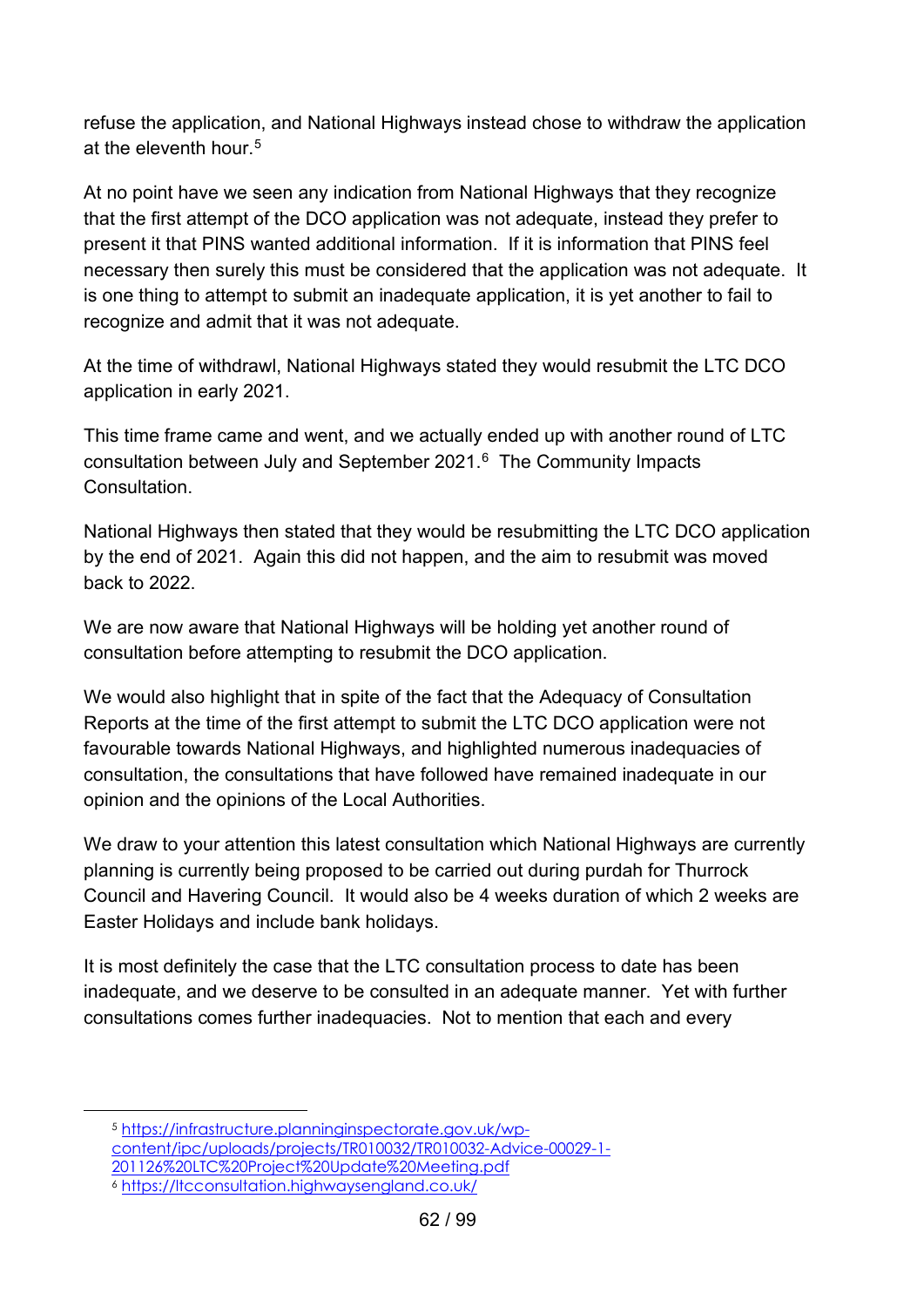refuse the application, and National Highways instead chose to withdraw the application at the eleventh hour.[5]

At no point have we seen any indication from National Highways that they recognize that the first attempt of the DCO application was not adequate, instead they prefer to present it that PINS wanted additional information. If it is information that PINS feel necessary then surely this must be considered that the application was not adequate. It is one thing to attempt to submit an inadequate application, it is yet another to fail to recognize and admit that it was not adequate.

At the time of withdrawl, National Highways stated they would resubmit the LTC DCO application in early 2021.

This time frame came and went, and we actually ended up with another round of LTC consultation between July and September 2021.[6] The Community Impacts Consultation.

National Highways then stated that they would be resubmitting the LTC DCO application by the end of 2021. Again this did not happen, and the aim to resubmit was moved back to 2022.

We are now aware that National Highways will be holding yet another round of consultation before attempting to resubmit the DCO application.

We would also highlight that in spite of the fact that the Adequacy of Consultation Reports at the time of the first attempt to submit the LTC DCO application were not favourable towards National Highways, and highlighted numerous inadequacies of consultation, the consultations that have followed have remained inadequate in our opinion and the opinions of the Local Authorities.

We draw to your attention this latest consultation which National Highways are currently planning is currently being proposed to be carried out during purdah for Thurrock Council and Havering Council. It would also be 4 weeks duration of which 2 weeks are Easter Holidays and include bank holidays.

It is most definitely the case that the LTC consultation process to date has been inadequate, and we deserve to be consulted in an adequate manner. Yet with further consultations comes further inadequacies. Not to mention that each and every

---

[5] https://infrastructure.planninginspectorate.gov.uk/wp-content/ipc/uploads/projects/TR010032/TR010032-Advice-00029-1-201126%20LTC%20Project%20Update%20Meeting.pdf

[6] https://ltcconsultation.highwaysengland.co.uk/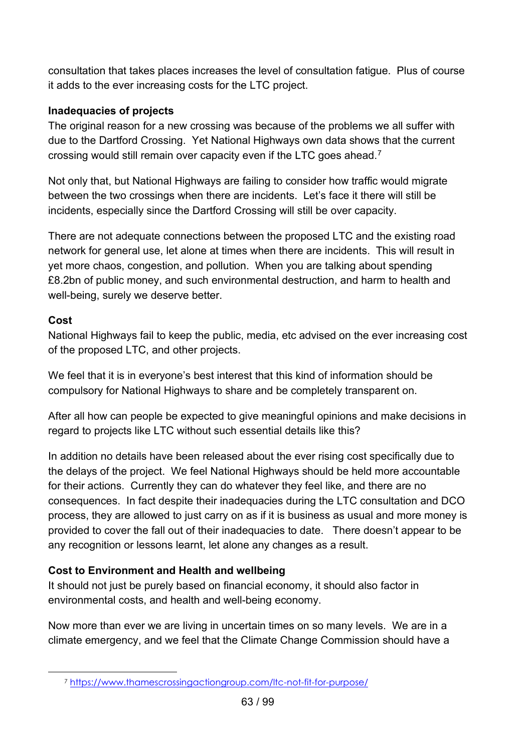consultation that takes places increases the level of consultation fatigue. Plus of course it adds to the ever increasing costs for the LTC project.

**Inadequacies of projects**

The original reason for a new crossing was because of the problems we all suffer with due to the Dartford Crossing. Yet National Highways own data shows that the current crossing would still remain over capacity even if the LTC goes ahead.[7]

Not only that, but National Highways are failing to consider how traffic would migrate between the two crossings when there are incidents. Let's face it there will still be incidents, especially since the Dartford Crossing will still be over capacity.

There are not adequate connections between the proposed LTC and the existing road network for general use, let alone at times when there are incidents. This will result in yet more chaos, congestion, and pollution. When you are talking about spending £8.2bn of public money, and such environmental destruction, and harm to health and well-being, surely we deserve better.

**Cost**

National Highways fail to keep the public, media, etc advised on the ever increasing cost of the proposed LTC, and other projects.

We feel that it is in everyone's best interest that this kind of information should be compulsory for National Highways to share and be completely transparent on.

After all how can people be expected to give meaningful opinions and make decisions in regard to projects like LTC without such essential details like this?

In addition no details have been released about the ever rising cost specifically due to the delays of the project. We feel National Highways should be held more accountable for their actions. Currently they can do whatever they feel like, and there are no consequences. In fact despite their inadequacies during the LTC consultation and DCO process, they are allowed to just carry on as if it is business as usual and more money is provided to cover the fall out of their inadequacies to date. There doesn't appear to be any recognition or lessons learnt, let alone any changes as a result.

**Cost to Environment and Health and wellbeing**

It should not just be purely based on financial economy, it should also factor in environmental costs, and health and well-being economy.

Now more than ever we are living in uncertain times on so many levels. We are in a climate emergency, and we feel that the Climate Change Commission should have a

[7] https://www.thamescrossingactiongroup.com/ltc-not-fit-for-purpose/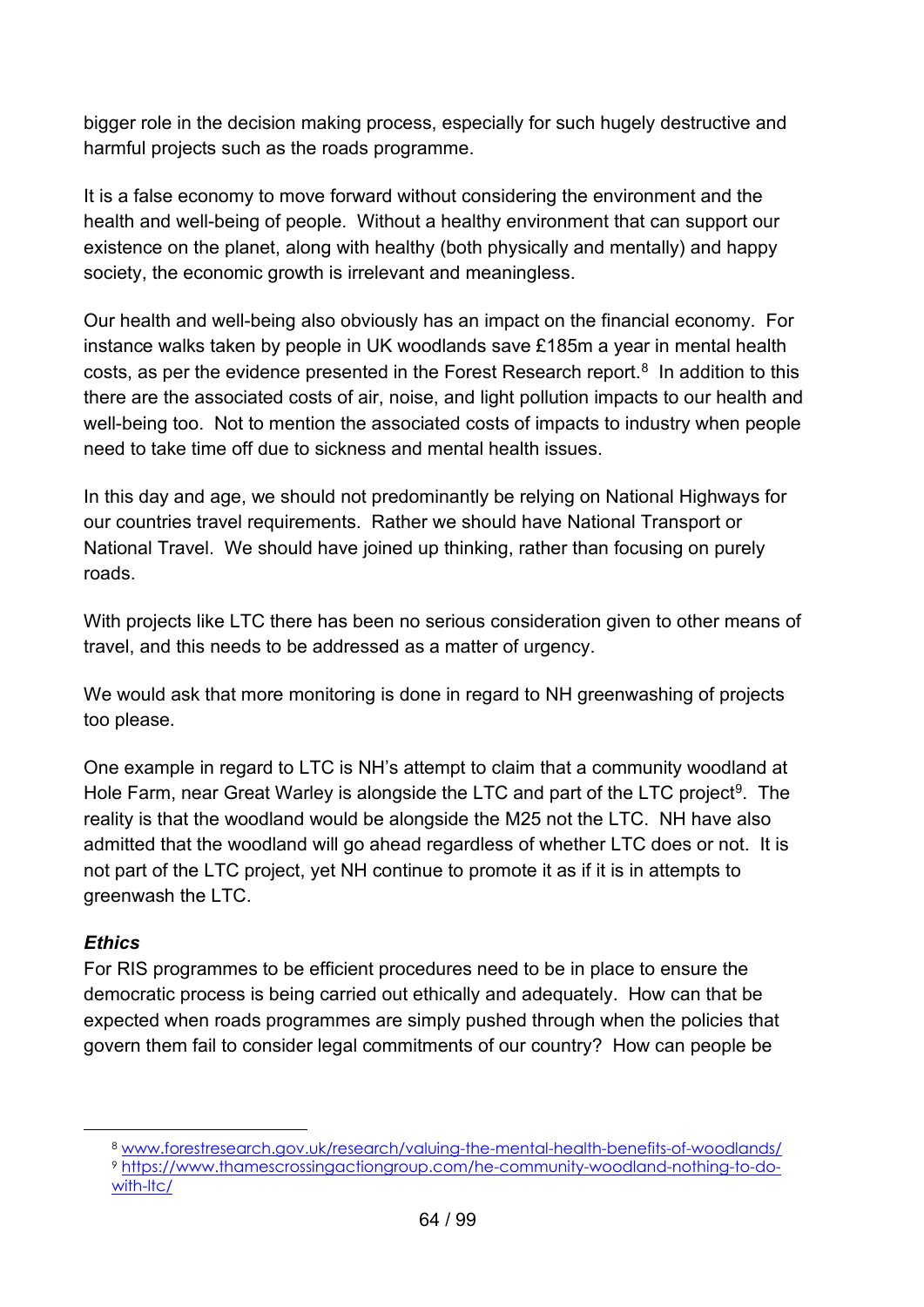bigger role in the decision making process, especially for such hugely destructive and harmful projects such as the roads programme.

It is a false economy to move forward without considering the environment and the health and well-being of people. Without a healthy environment that can support our existence on the planet, along with healthy (both physically and mentally) and happy society, the economic growth is irrelevant and meaningless.

Our health and well-being also obviously has an impact on the financial economy. For instance walks taken by people in UK woodlands save £185m a year in mental health costs, as per the evidence presented in the Forest Research report.[8] In addition to this there are the associated costs of air, noise, and light pollution impacts to our health and well-being too. Not to mention the associated costs of impacts to industry when people need to take time off due to sickness and mental health issues.

In this day and age, we should not predominantly be relying on National Highways for our countries travel requirements. Rather we should have National Transport or National Travel. We should have joined up thinking, rather than focusing on purely roads.

With projects like LTC there has been no serious consideration given to other means of travel, and this needs to be addressed as a matter of urgency.

We would ask that more monitoring is done in regard to NH greenwashing of projects too please.

One example in regard to LTC is NH's attempt to claim that a community woodland at Hole Farm, near Great Warley is alongside the LTC and part of the LTC project[9]. The reality is that the woodland would be alongside the M25 not the LTC. NH have also admitted that the woodland will go ahead regardless of whether LTC does or not. It is not part of the LTC project, yet NH continue to promote it as if it is in attempts to greenwash the LTC.

***Ethics***

For RIS programmes to be efficient procedures need to be in place to ensure the democratic process is being carried out ethically and adequately. How can that be expected when roads programmes are simply pushed through when the policies that govern them fail to consider legal commitments of our country? How can people be

---

[8] www.forestresearch.gov.uk/research/valuing-the-mental-health-benefits-of-woodlands/

[9] https://www.thamescrossingactiongroup.com/he-community-woodland-nothing-to-do-with-ltc/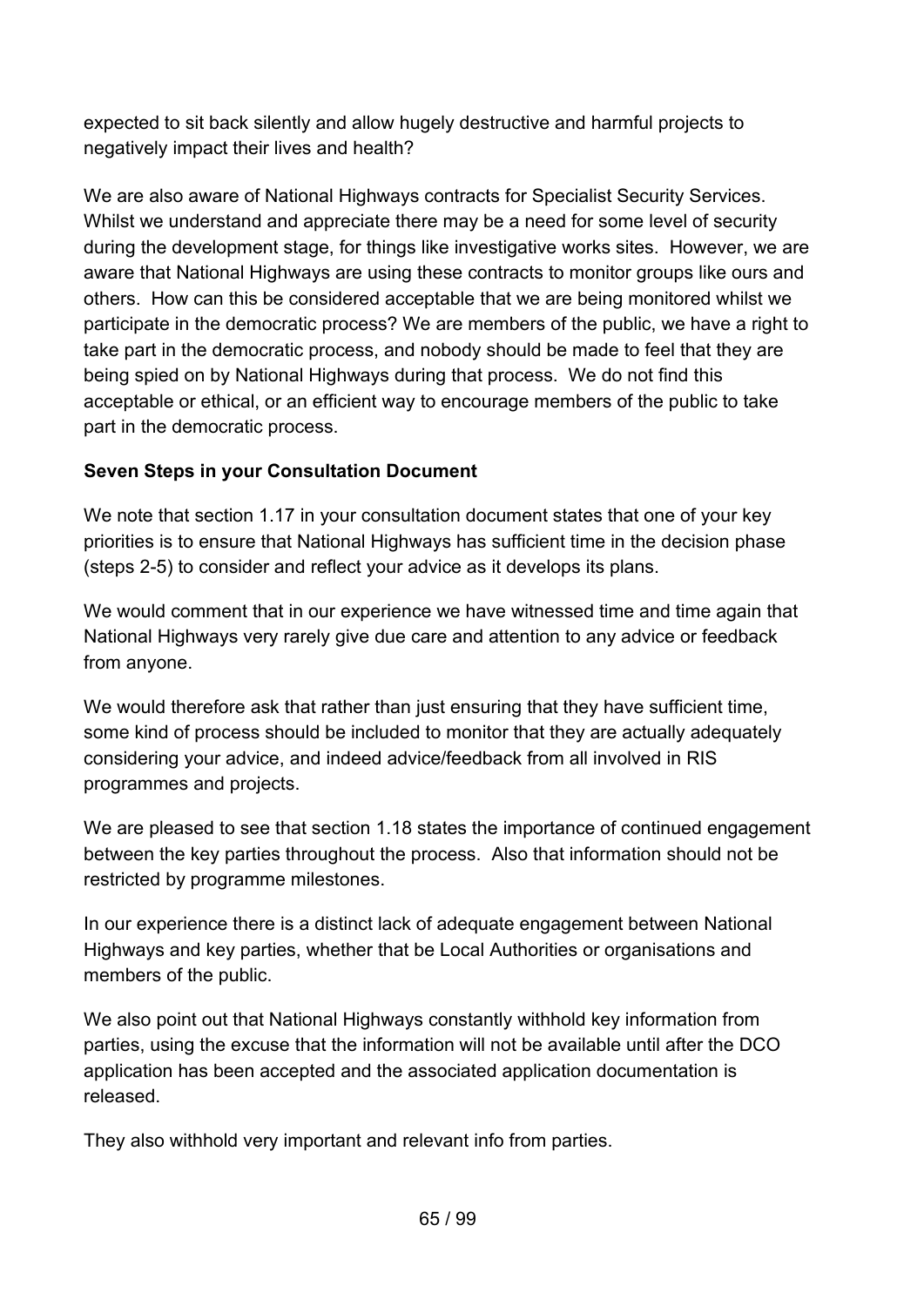expected to sit back silently and allow hugely destructive and harmful projects to negatively impact their lives and health?

We are also aware of National Highways contracts for Specialist Security Services. Whilst we understand and appreciate there may be a need for some level of security during the development stage, for things like investigative works sites. However, we are aware that National Highways are using these contracts to monitor groups like ours and others. How can this be considered acceptable that we are being monitored whilst we participate in the democratic process? We are members of the public, we have a right to take part in the democratic process, and nobody should be made to feel that they are being spied on by National Highways during that process. We do not find this acceptable or ethical, or an efficient way to encourage members of the public to take part in the democratic process.

**Seven Steps in your Consultation Document**

We note that section 1.17 in your consultation document states that one of your key priorities is to ensure that National Highways has sufficient time in the decision phase (steps 2-5) to consider and reflect your advice as it develops its plans.

We would comment that in our experience we have witnessed time and time again that National Highways very rarely give due care and attention to any advice or feedback from anyone.

We would therefore ask that rather than just ensuring that they have sufficient time, some kind of process should be included to monitor that they are actually adequately considering your advice, and indeed advice/feedback from all involved in RIS programmes and projects.

We are pleased to see that section 1.18 states the importance of continued engagement between the key parties throughout the process. Also that information should not be restricted by programme milestones.

In our experience there is a distinct lack of adequate engagement between National Highways and key parties, whether that be Local Authorities or organisations and members of the public.

We also point out that National Highways constantly withhold key information from parties, using the excuse that the information will not be available until after the DCO application has been accepted and the associated application documentation is released.

They also withhold very important and relevant info from parties.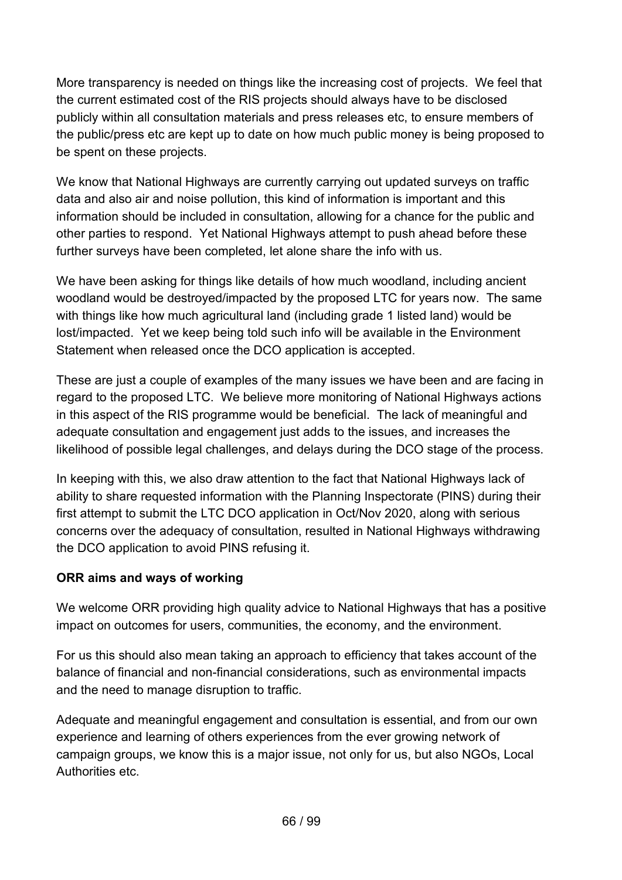More transparency is needed on things like the increasing cost of projects. We feel that the current estimated cost of the RIS projects should always have to be disclosed publicly within all consultation materials and press releases etc, to ensure members of the public/press etc are kept up to date on how much public money is being proposed to be spent on these projects.

We know that National Highways are currently carrying out updated surveys on traffic data and also air and noise pollution, this kind of information is important and this information should be included in consultation, allowing for a chance for the public and other parties to respond. Yet National Highways attempt to push ahead before these further surveys have been completed, let alone share the info with us.

We have been asking for things like details of how much woodland, including ancient woodland would be destroyed/impacted by the proposed LTC for years now. The same with things like how much agricultural land (including grade 1 listed land) would be lost/impacted. Yet we keep being told such info will be available in the Environment Statement when released once the DCO application is accepted.

These are just a couple of examples of the many issues we have been and are facing in regard to the proposed LTC. We believe more monitoring of National Highways actions in this aspect of the RIS programme would be beneficial. The lack of meaningful and adequate consultation and engagement just adds to the issues, and increases the likelihood of possible legal challenges, and delays during the DCO stage of the process.

In keeping with this, we also draw attention to the fact that National Highways lack of ability to share requested information with the Planning Inspectorate (PINS) during their first attempt to submit the LTC DCO application in Oct/Nov 2020, along with serious concerns over the adequacy of consultation, resulted in National Highways withdrawing the DCO application to avoid PINS refusing it.

**ORR aims and ways of working**

We welcome ORR providing high quality advice to National Highways that has a positive impact on outcomes for users, communities, the economy, and the environment.

For us this should also mean taking an approach to efficiency that takes account of the balance of financial and non-financial considerations, such as environmental impacts and the need to manage disruption to traffic.

Adequate and meaningful engagement and consultation is essential, and from our own experience and learning of others experiences from the ever growing network of campaign groups, we know this is a major issue, not only for us, but also NGOs, Local Authorities etc.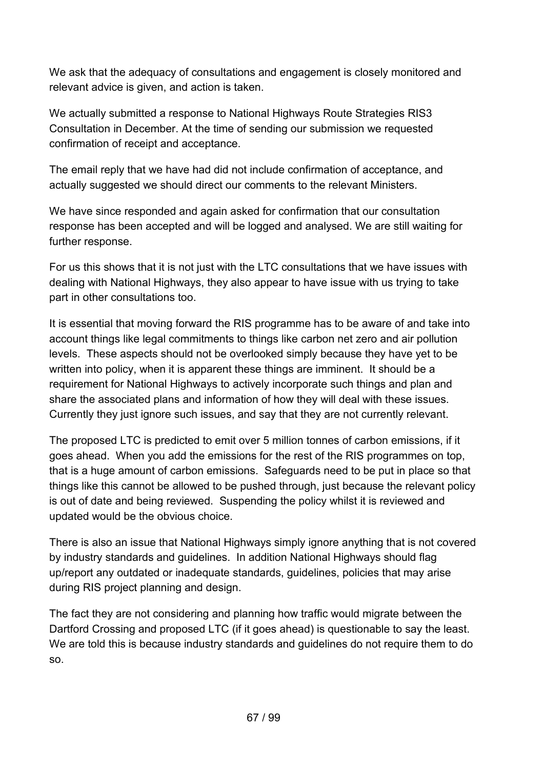We ask that the adequacy of consultations and engagement is closely monitored and relevant advice is given, and action is taken.

We actually submitted a response to National Highways Route Strategies RIS3 Consultation in December. At the time of sending our submission we requested confirmation of receipt and acceptance.

The email reply that we have had did not include confirmation of acceptance, and actually suggested we should direct our comments to the relevant Ministers.

We have since responded and again asked for confirmation that our consultation response has been accepted and will be logged and analysed. We are still waiting for further response.

For us this shows that it is not just with the LTC consultations that we have issues with dealing with National Highways, they also appear to have issue with us trying to take part in other consultations too.

It is essential that moving forward the RIS programme has to be aware of and take into account things like legal commitments to things like carbon net zero and air pollution levels. These aspects should not be overlooked simply because they have yet to be written into policy, when it is apparent these things are imminent. It should be a requirement for National Highways to actively incorporate such things and plan and share the associated plans and information of how they will deal with these issues. Currently they just ignore such issues, and say that they are not currently relevant.

The proposed LTC is predicted to emit over 5 million tonnes of carbon emissions, if it goes ahead. When you add the emissions for the rest of the RIS programmes on top, that is a huge amount of carbon emissions. Safeguards need to be put in place so that things like this cannot be allowed to be pushed through, just because the relevant policy is out of date and being reviewed. Suspending the policy whilst it is reviewed and updated would be the obvious choice.

There is also an issue that National Highways simply ignore anything that is not covered by industry standards and guidelines. In addition National Highways should flag up/report any outdated or inadequate standards, guidelines, policies that may arise during RIS project planning and design.

The fact they are not considering and planning how traffic would migrate between the Dartford Crossing and proposed LTC (if it goes ahead) is questionable to say the least. We are told this is because industry standards and guidelines do not require them to do so.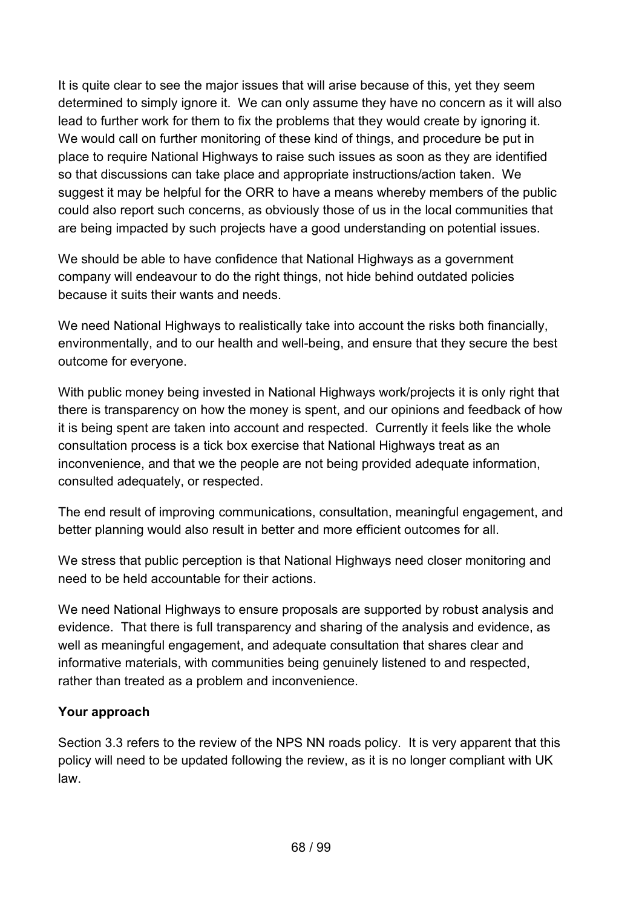It is quite clear to see the major issues that will arise because of this, yet they seem determined to simply ignore it. We can only assume they have no concern as it will also lead to further work for them to fix the problems that they would create by ignoring it. We would call on further monitoring of these kind of things, and procedure be put in place to require National Highways to raise such issues as soon as they are identified so that discussions can take place and appropriate instructions/action taken. We suggest it may be helpful for the ORR to have a means whereby members of the public could also report such concerns, as obviously those of us in the local communities that are being impacted by such projects have a good understanding on potential issues.

We should be able to have confidence that National Highways as a government company will endeavour to do the right things, not hide behind outdated policies because it suits their wants and needs.

We need National Highways to realistically take into account the risks both financially, environmentally, and to our health and well-being, and ensure that they secure the best outcome for everyone.

With public money being invested in National Highways work/projects it is only right that there is transparency on how the money is spent, and our opinions and feedback of how it is being spent are taken into account and respected. Currently it feels like the whole consultation process is a tick box exercise that National Highways treat as an inconvenience, and that we the people are not being provided adequate information, consulted adequately, or respected.

The end result of improving communications, consultation, meaningful engagement, and better planning would also result in better and more efficient outcomes for all.

We stress that public perception is that National Highways need closer monitoring and need to be held accountable for their actions.

We need National Highways to ensure proposals are supported by robust analysis and evidence. That there is full transparency and sharing of the analysis and evidence, as well as meaningful engagement, and adequate consultation that shares clear and informative materials, with communities being genuinely listened to and respected, rather than treated as a problem and inconvenience.

**Your approach**

Section 3.3 refers to the review of the NPS NN roads policy. It is very apparent that this policy will need to be updated following the review, as it is no longer compliant with UK law.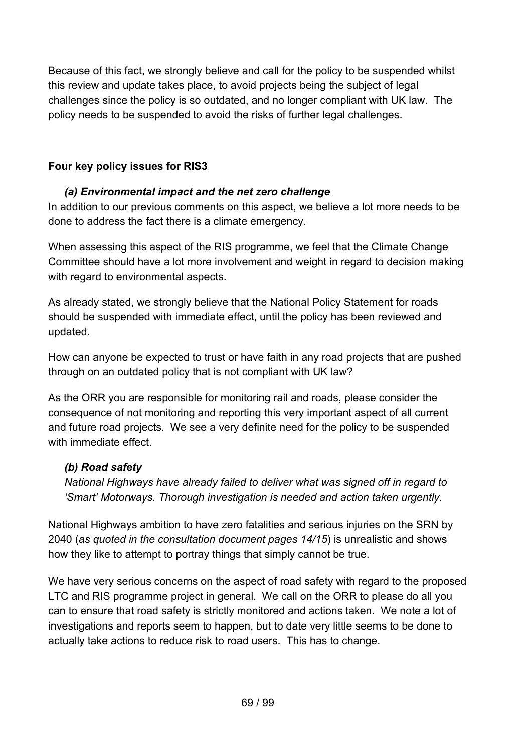Because of this fact, we strongly believe and call for the policy to be suspended whilst this review and update takes place, to avoid projects being the subject of legal challenges since the policy is so outdated, and no longer compliant with UK law. The policy needs to be suspended to avoid the risks of further legal challenges.

**Four key policy issues for RIS3**

***(a) Environmental impact and the net zero challenge***

In addition to our previous comments on this aspect, we believe a lot more needs to be done to address the fact there is a climate emergency.

When assessing this aspect of the RIS programme, we feel that the Climate Change Committee should have a lot more involvement and weight in regard to decision making with regard to environmental aspects.

As already stated, we strongly believe that the National Policy Statement for roads should be suspended with immediate effect, until the policy has been reviewed and updated.

How can anyone be expected to trust or have faith in any road projects that are pushed through on an outdated policy that is not compliant with UK law?

As the ORR you are responsible for monitoring rail and roads, please consider the consequence of not monitoring and reporting this very important aspect of all current and future road projects. We see a very definite need for the policy to be suspended with immediate effect.

***(b) Road safety***

*National Highways have already failed to deliver what was signed off in regard to 'Smart' Motorways. Thorough investigation is needed and action taken urgently.*

National Highways ambition to have zero fatalities and serious injuries on the SRN by 2040 (*as quoted in the consultation document pages 14/15*) is unrealistic and shows how they like to attempt to portray things that simply cannot be true.

We have very serious concerns on the aspect of road safety with regard to the proposed LTC and RIS programme project in general. We call on the ORR to please do all you can to ensure that road safety is strictly monitored and actions taken. We note a lot of investigations and reports seem to happen, but to date very little seems to be done to actually take actions to reduce risk to road users. This has to change.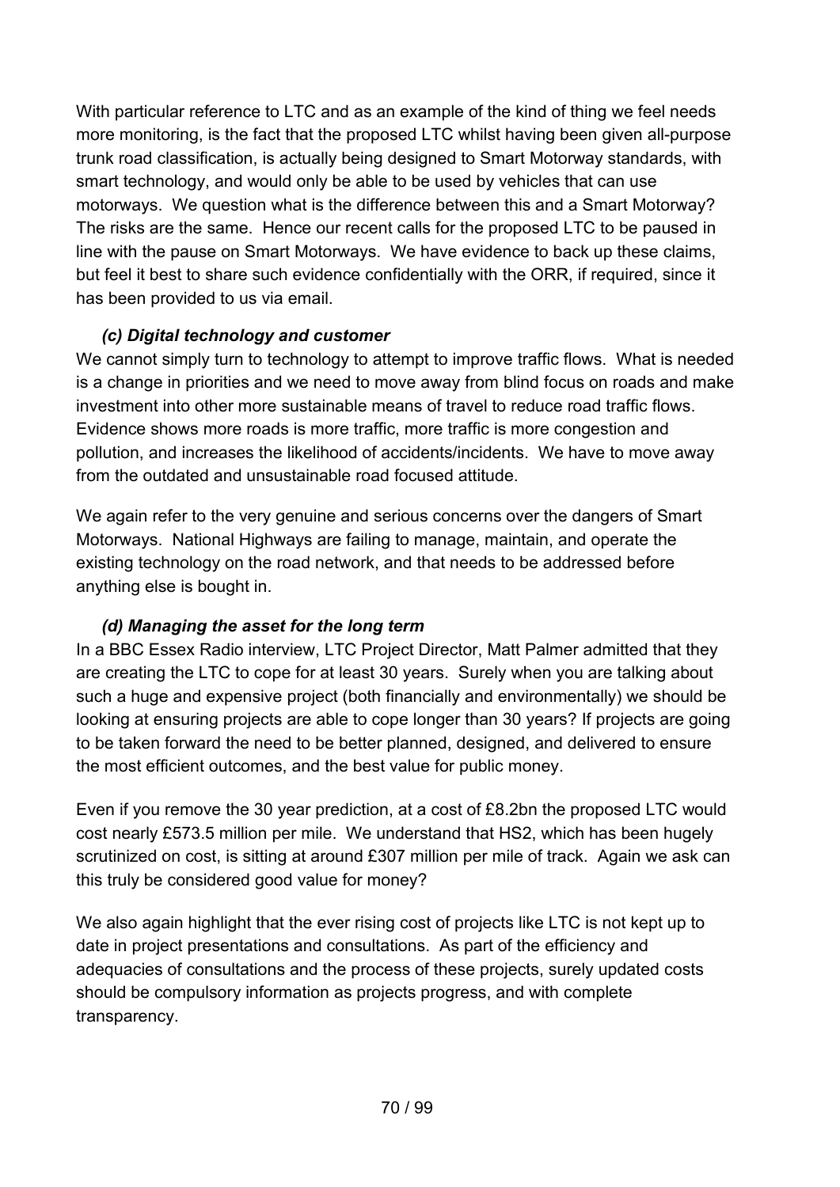With particular reference to LTC and as an example of the kind of thing we feel needs more monitoring, is the fact that the proposed LTC whilst having been given all-purpose trunk road classification, is actually being designed to Smart Motorway standards, with smart technology, and would only be able to be used by vehicles that can use motorways. We question what is the difference between this and a Smart Motorway? The risks are the same. Hence our recent calls for the proposed LTC to be paused in line with the pause on Smart Motorways. We have evidence to back up these claims, but feel it best to share such evidence confidentially with the ORR, if required, since it has been provided to us via email.

### *(c) Digital technology and customer*

We cannot simply turn to technology to attempt to improve traffic flows. What is needed is a change in priorities and we need to move away from blind focus on roads and make investment into other more sustainable means of travel to reduce road traffic flows. Evidence shows more roads is more traffic, more traffic is more congestion and pollution, and increases the likelihood of accidents/incidents. We have to move away from the outdated and unsustainable road focused attitude.

We again refer to the very genuine and serious concerns over the dangers of Smart Motorways. National Highways are failing to manage, maintain, and operate the existing technology on the road network, and that needs to be addressed before anything else is bought in.

### *(d) Managing the asset for the long term*

In a BBC Essex Radio interview, LTC Project Director, Matt Palmer admitted that they are creating the LTC to cope for at least 30 years. Surely when you are talking about such a huge and expensive project (both financially and environmentally) we should be looking at ensuring projects are able to cope longer than 30 years? If projects are going to be taken forward the need to be better planned, designed, and delivered to ensure the most efficient outcomes, and the best value for public money.

Even if you remove the 30 year prediction, at a cost of £8.2bn the proposed LTC would cost nearly £573.5 million per mile. We understand that HS2, which has been hugely scrutinized on cost, is sitting at around £307 million per mile of track. Again we ask can this truly be considered good value for money?

We also again highlight that the ever rising cost of projects like LTC is not kept up to date in project presentations and consultations. As part of the efficiency and adequacies of consultations and the process of these projects, surely updated costs should be compulsory information as projects progress, and with complete transparency.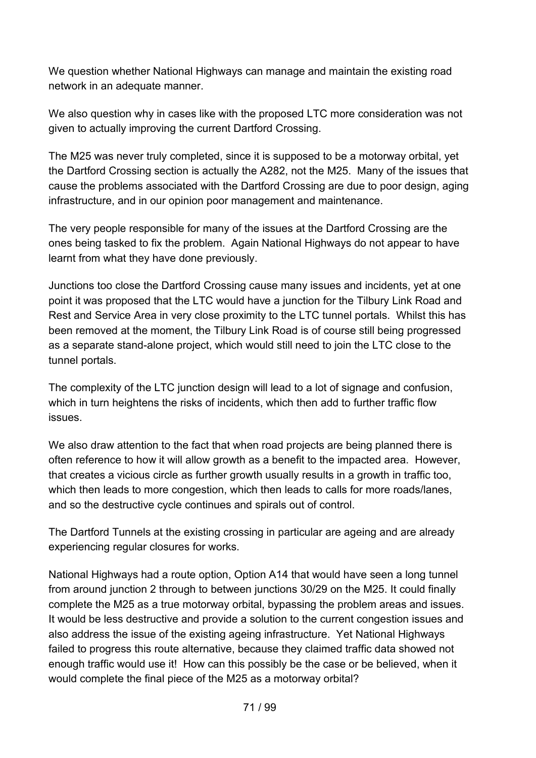We question whether National Highways can manage and maintain the existing road network in an adequate manner.

We also question why in cases like with the proposed LTC more consideration was not given to actually improving the current Dartford Crossing.

The M25 was never truly completed, since it is supposed to be a motorway orbital, yet the Dartford Crossing section is actually the A282, not the M25. Many of the issues that cause the problems associated with the Dartford Crossing are due to poor design, aging infrastructure, and in our opinion poor management and maintenance.

The very people responsible for many of the issues at the Dartford Crossing are the ones being tasked to fix the problem. Again National Highways do not appear to have learnt from what they have done previously.

Junctions too close the Dartford Crossing cause many issues and incidents, yet at one point it was proposed that the LTC would have a junction for the Tilbury Link Road and Rest and Service Area in very close proximity to the LTC tunnel portals. Whilst this has been removed at the moment, the Tilbury Link Road is of course still being progressed as a separate stand-alone project, which would still need to join the LTC close to the tunnel portals.

The complexity of the LTC junction design will lead to a lot of signage and confusion, which in turn heightens the risks of incidents, which then add to further traffic flow issues.

We also draw attention to the fact that when road projects are being planned there is often reference to how it will allow growth as a benefit to the impacted area. However, that creates a vicious circle as further growth usually results in a growth in traffic too, which then leads to more congestion, which then leads to calls for more roads/lanes, and so the destructive cycle continues and spirals out of control.

The Dartford Tunnels at the existing crossing in particular are ageing and are already experiencing regular closures for works.

National Highways had a route option, Option A14 that would have seen a long tunnel from around junction 2 through to between junctions 30/29 on the M25. It could finally complete the M25 as a true motorway orbital, bypassing the problem areas and issues. It would be less destructive and provide a solution to the current congestion issues and also address the issue of the existing ageing infrastructure. Yet National Highways failed to progress this route alternative, because they claimed traffic data showed not enough traffic would use it! How can this possibly be the case or be believed, when it would complete the final piece of the M25 as a motorway orbital?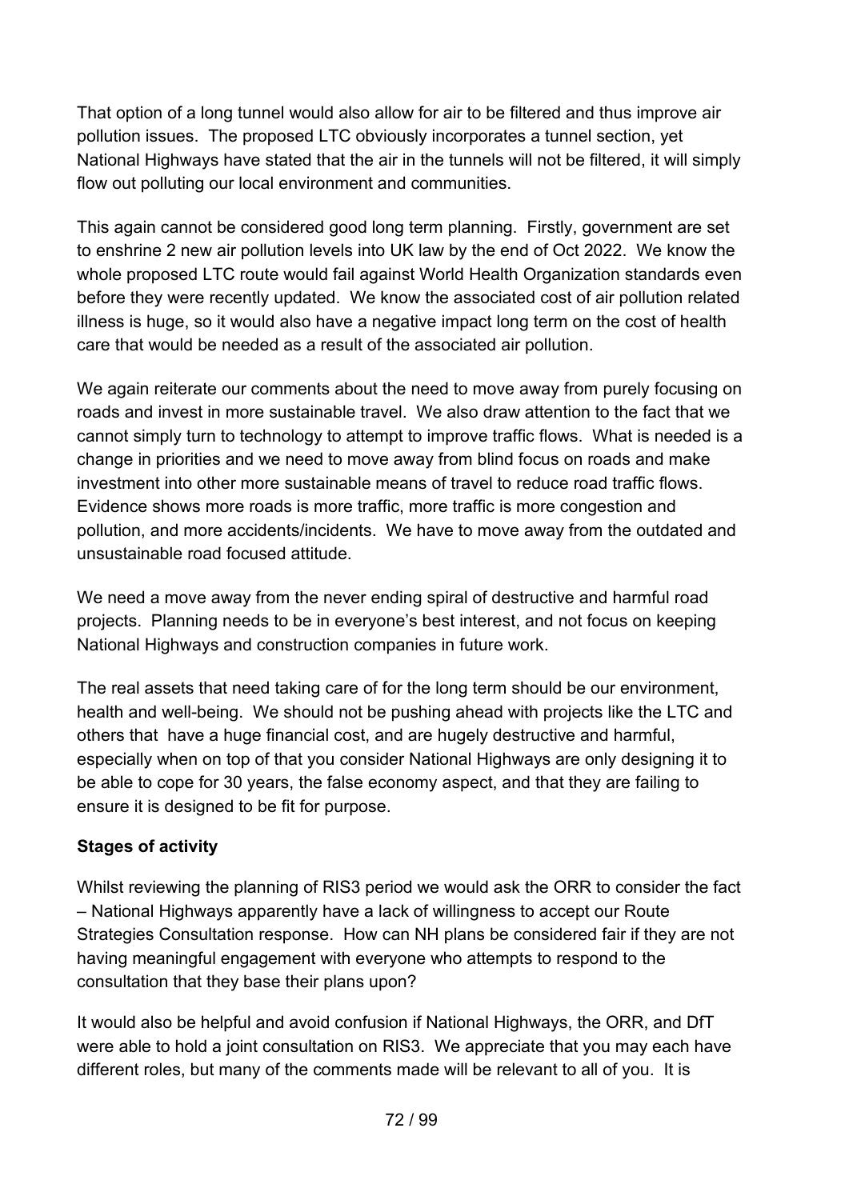That option of a long tunnel would also allow for air to be filtered and thus improve air pollution issues. The proposed LTC obviously incorporates a tunnel section, yet National Highways have stated that the air in the tunnels will not be filtered, it will simply flow out polluting our local environment and communities.

This again cannot be considered good long term planning. Firstly, government are set to enshrine 2 new air pollution levels into UK law by the end of Oct 2022. We know the whole proposed LTC route would fail against World Health Organization standards even before they were recently updated. We know the associated cost of air pollution related illness is huge, so it would also have a negative impact long term on the cost of health care that would be needed as a result of the associated air pollution.

We again reiterate our comments about the need to move away from purely focusing on roads and invest in more sustainable travel. We also draw attention to the fact that we cannot simply turn to technology to attempt to improve traffic flows. What is needed is a change in priorities and we need to move away from blind focus on roads and make investment into other more sustainable means of travel to reduce road traffic flows. Evidence shows more roads is more traffic, more traffic is more congestion and pollution, and more accidents/incidents. We have to move away from the outdated and unsustainable road focused attitude.

We need a move away from the never ending spiral of destructive and harmful road projects. Planning needs to be in everyone's best interest, and not focus on keeping National Highways and construction companies in future work.

The real assets that need taking care of for the long term should be our environment, health and well-being. We should not be pushing ahead with projects like the LTC and others that have a huge financial cost, and are hugely destructive and harmful, especially when on top of that you consider National Highways are only designing it to be able to cope for 30 years, the false economy aspect, and that they are failing to ensure it is designed to be fit for purpose.

**Stages of activity**

Whilst reviewing the planning of RIS3 period we would ask the ORR to consider the fact – National Highways apparently have a lack of willingness to accept our Route Strategies Consultation response. How can NH plans be considered fair if they are not having meaningful engagement with everyone who attempts to respond to the consultation that they base their plans upon?

It would also be helpful and avoid confusion if National Highways, the ORR, and DfT were able to hold a joint consultation on RIS3. We appreciate that you may each have different roles, but many of the comments made will be relevant to all of you. It is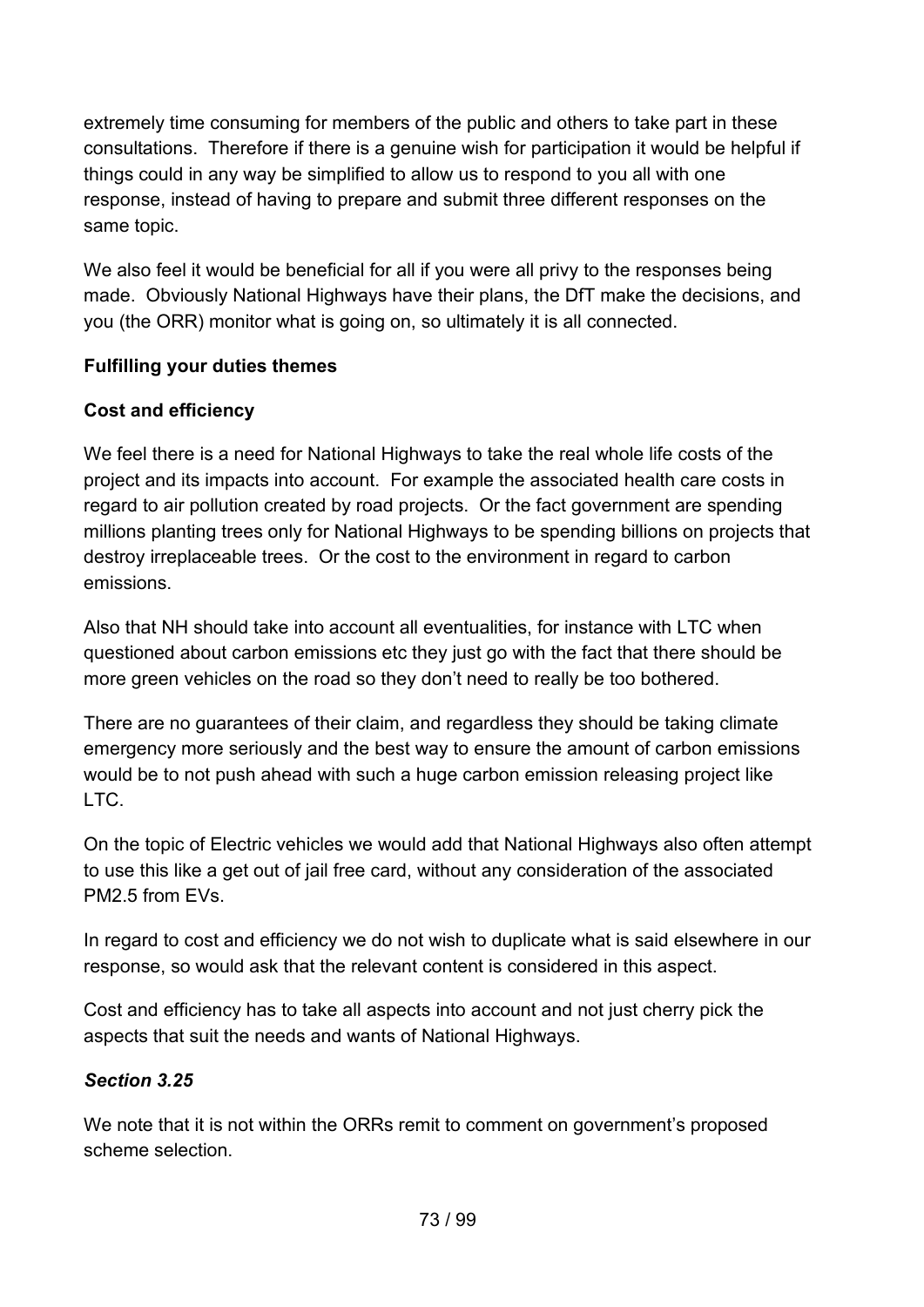extremely time consuming for members of the public and others to take part in these consultations. Therefore if there is a genuine wish for participation it would be helpful if things could in any way be simplified to allow us to respond to you all with one response, instead of having to prepare and submit three different responses on the same topic.

We also feel it would be beneficial for all if you were all privy to the responses being made. Obviously National Highways have their plans, the DfT make the decisions, and you (the ORR) monitor what is going on, so ultimately it is all connected.

**Fulfilling your duties themes**

**Cost and efficiency**

We feel there is a need for National Highways to take the real whole life costs of the project and its impacts into account. For example the associated health care costs in regard to air pollution created by road projects. Or the fact government are spending millions planting trees only for National Highways to be spending billions on projects that destroy irreplaceable trees. Or the cost to the environment in regard to carbon emissions.

Also that NH should take into account all eventualities, for instance with LTC when questioned about carbon emissions etc they just go with the fact that there should be more green vehicles on the road so they don't need to really be too bothered.

There are no guarantees of their claim, and regardless they should be taking climate emergency more seriously and the best way to ensure the amount of carbon emissions would be to not push ahead with such a huge carbon emission releasing project like LTC.

On the topic of Electric vehicles we would add that National Highways also often attempt to use this like a get out of jail free card, without any consideration of the associated PM2.5 from EVs.

In regard to cost and efficiency we do not wish to duplicate what is said elsewhere in our response, so would ask that the relevant content is considered in this aspect.

Cost and efficiency has to take all aspects into account and not just cherry pick the aspects that suit the needs and wants of National Highways.

***Section 3.25***

We note that it is not within the ORRs remit to comment on government's proposed scheme selection.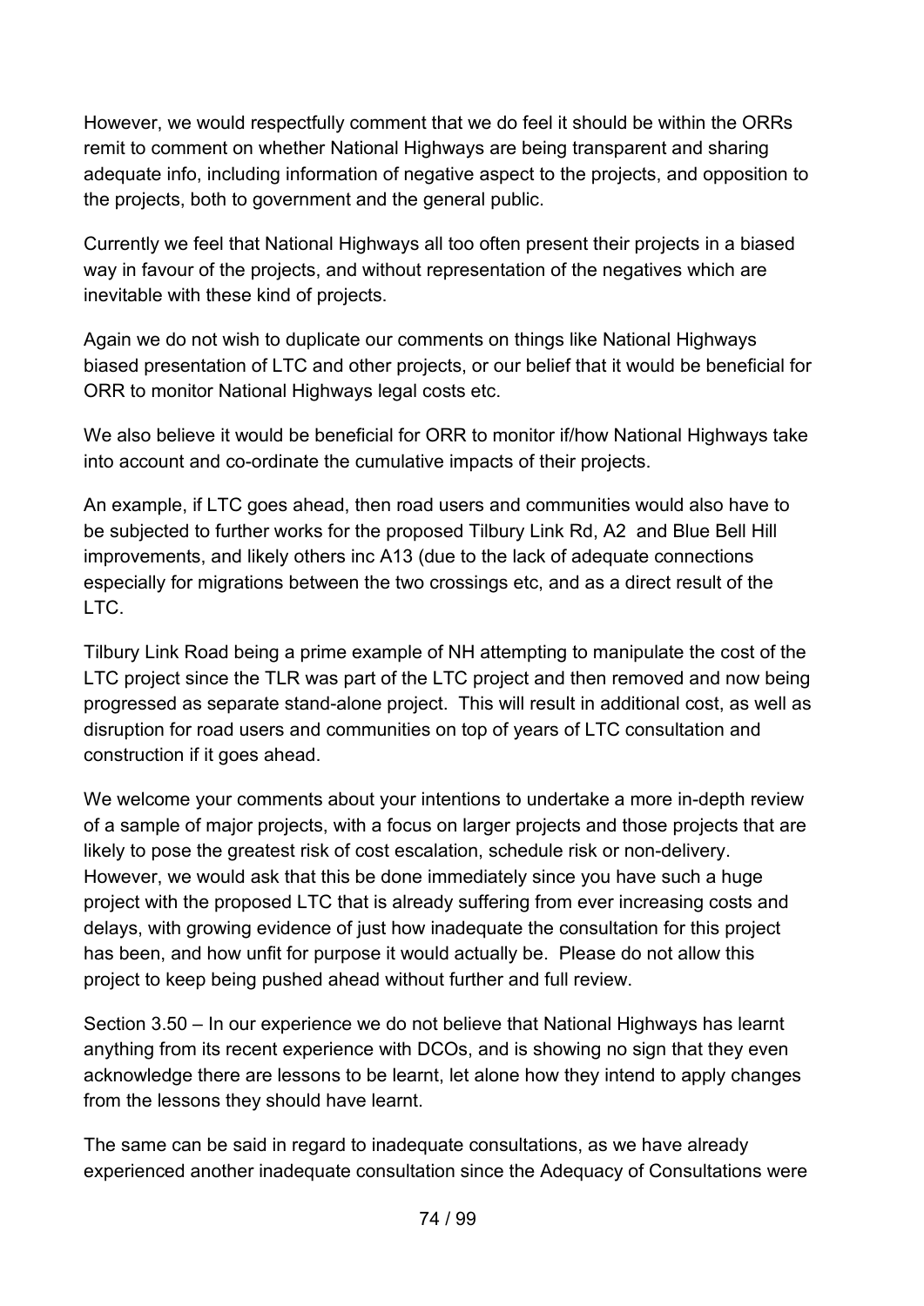However, we would respectfully comment that we do feel it should be within the ORRs remit to comment on whether National Highways are being transparent and sharing adequate info, including information of negative aspect to the projects, and opposition to the projects, both to government and the general public.

Currently we feel that National Highways all too often present their projects in a biased way in favour of the projects, and without representation of the negatives which are inevitable with these kind of projects.

Again we do not wish to duplicate our comments on things like National Highways biased presentation of LTC and other projects, or our belief that it would be beneficial for ORR to monitor National Highways legal costs etc.

We also believe it would be beneficial for ORR to monitor if/how National Highways take into account and co-ordinate the cumulative impacts of their projects.

An example, if LTC goes ahead, then road users and communities would also have to be subjected to further works for the proposed Tilbury Link Rd, A2 and Blue Bell Hill improvements, and likely others inc A13 (due to the lack of adequate connections especially for migrations between the two crossings etc, and as a direct result of the LTC.

Tilbury Link Road being a prime example of NH attempting to manipulate the cost of the LTC project since the TLR was part of the LTC project and then removed and now being progressed as separate stand-alone project. This will result in additional cost, as well as disruption for road users and communities on top of years of LTC consultation and construction if it goes ahead.

We welcome your comments about your intentions to undertake a more in-depth review of a sample of major projects, with a focus on larger projects and those projects that are likely to pose the greatest risk of cost escalation, schedule risk or non-delivery. However, we would ask that this be done immediately since you have such a huge project with the proposed LTC that is already suffering from ever increasing costs and delays, with growing evidence of just how inadequate the consultation for this project has been, and how unfit for purpose it would actually be. Please do not allow this project to keep being pushed ahead without further and full review.

Section 3.50 – In our experience we do not believe that National Highways has learnt anything from its recent experience with DCOs, and is showing no sign that they even acknowledge there are lessons to be learnt, let alone how they intend to apply changes from the lessons they should have learnt.

The same can be said in regard to inadequate consultations, as we have already experienced another inadequate consultation since the Adequacy of Consultations were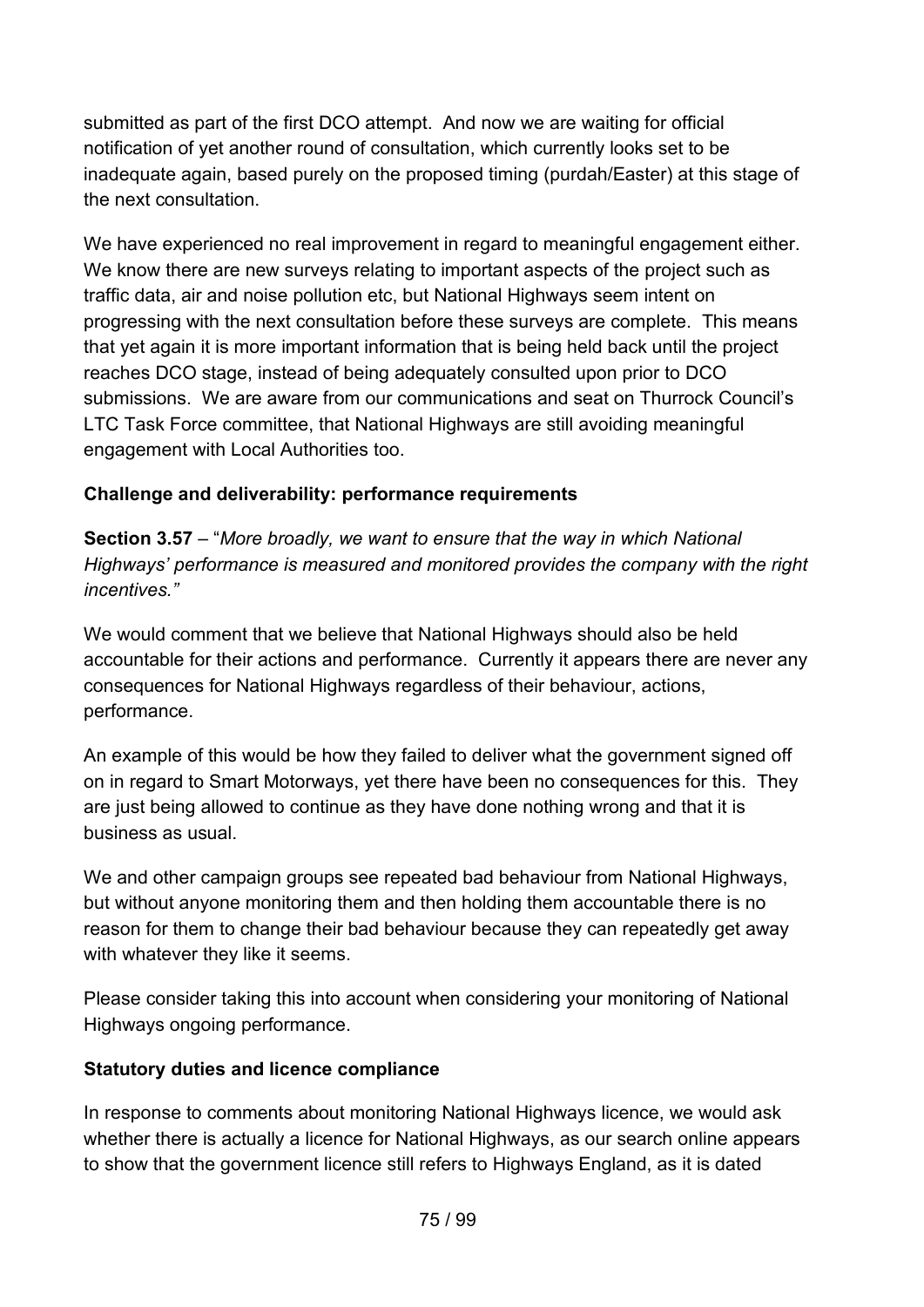submitted as part of the first DCO attempt. And now we are waiting for official notification of yet another round of consultation, which currently looks set to be inadequate again, based purely on the proposed timing (purdah/Easter) at this stage of the next consultation.

We have experienced no real improvement in regard to meaningful engagement either. We know there are new surveys relating to important aspects of the project such as traffic data, air and noise pollution etc, but National Highways seem intent on progressing with the next consultation before these surveys are complete. This means that yet again it is more important information that is being held back until the project reaches DCO stage, instead of being adequately consulted upon prior to DCO submissions. We are aware from our communications and seat on Thurrock Council's LTC Task Force committee, that National Highways are still avoiding meaningful engagement with Local Authorities too.

**Challenge and deliverability: performance requirements**

**Section 3.57** – "*More broadly, we want to ensure that the way in which National Highways' performance is measured and monitored provides the company with the right incentives.*"

We would comment that we believe that National Highways should also be held accountable for their actions and performance. Currently it appears there are never any consequences for National Highways regardless of their behaviour, actions, performance.

An example of this would be how they failed to deliver what the government signed off on in regard to Smart Motorways, yet there have been no consequences for this. They are just being allowed to continue as they have done nothing wrong and that it is business as usual.

We and other campaign groups see repeated bad behaviour from National Highways, but without anyone monitoring them and then holding them accountable there is no reason for them to change their bad behaviour because they can repeatedly get away with whatever they like it seems.

Please consider taking this into account when considering your monitoring of National Highways ongoing performance.

**Statutory duties and licence compliance**

In response to comments about monitoring National Highways licence, we would ask whether there is actually a licence for National Highways, as our search online appears to show that the government licence still refers to Highways England, as it is dated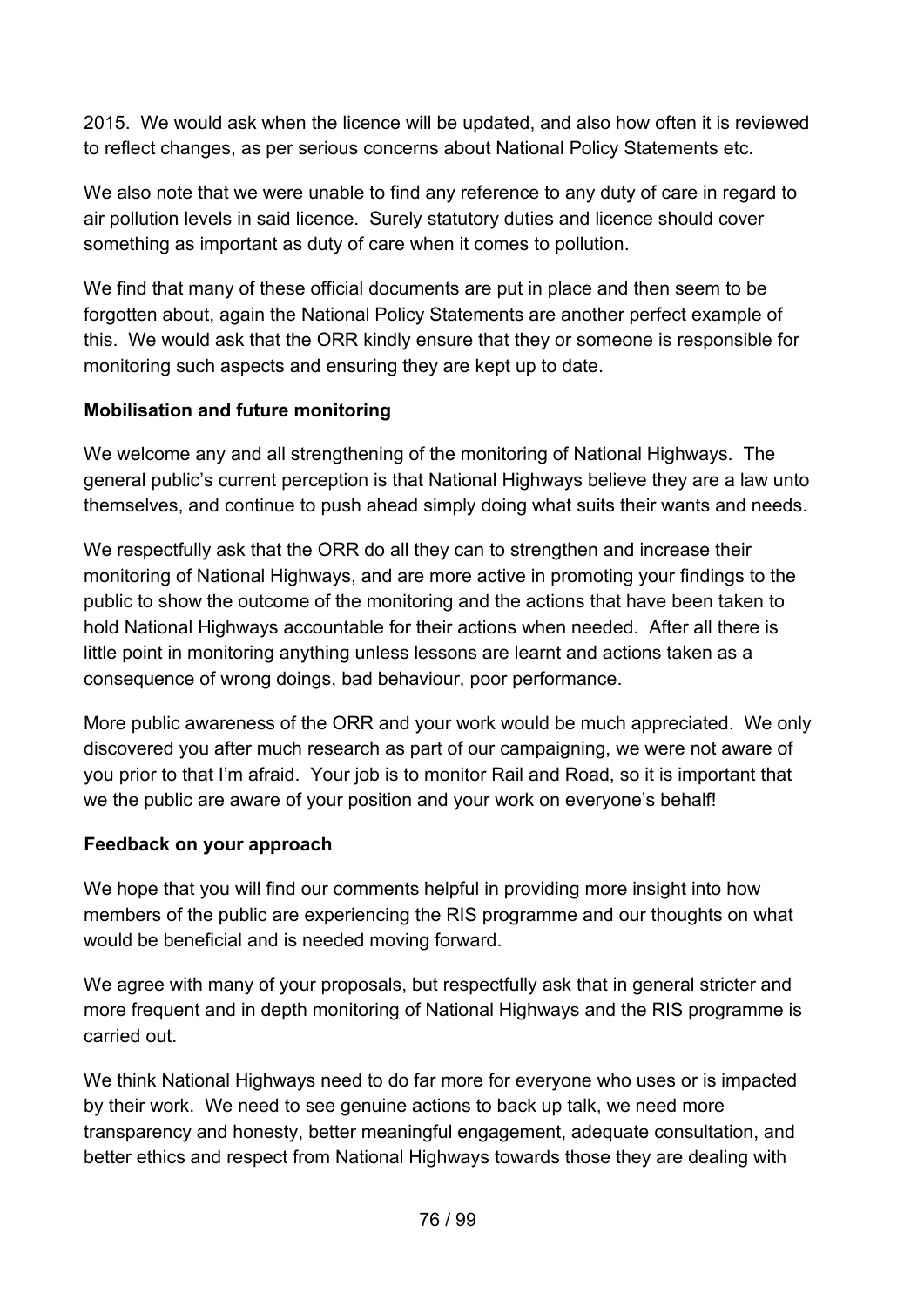2015. We would ask when the licence will be updated, and also how often it is reviewed to reflect changes, as per serious concerns about National Policy Statements etc.

We also note that we were unable to find any reference to any duty of care in regard to air pollution levels in said licence. Surely statutory duties and licence should cover something as important as duty of care when it comes to pollution.

We find that many of these official documents are put in place and then seem to be forgotten about, again the National Policy Statements are another perfect example of this. We would ask that the ORR kindly ensure that they or someone is responsible for monitoring such aspects and ensuring they are kept up to date.

**Mobilisation and future monitoring**

We welcome any and all strengthening of the monitoring of National Highways. The general public's current perception is that National Highways believe they are a law unto themselves, and continue to push ahead simply doing what suits their wants and needs.

We respectfully ask that the ORR do all they can to strengthen and increase their monitoring of National Highways, and are more active in promoting your findings to the public to show the outcome of the monitoring and the actions that have been taken to hold National Highways accountable for their actions when needed. After all there is little point in monitoring anything unless lessons are learnt and actions taken as a consequence of wrong doings, bad behaviour, poor performance.

More public awareness of the ORR and your work would be much appreciated. We only discovered you after much research as part of our campaigning, we were not aware of you prior to that I'm afraid. Your job is to monitor Rail and Road, so it is important that we the public are aware of your position and your work on everyone's behalf!

**Feedback on your approach**

We hope that you will find our comments helpful in providing more insight into how members of the public are experiencing the RIS programme and our thoughts on what would be beneficial and is needed moving forward.

We agree with many of your proposals, but respectfully ask that in general stricter and more frequent and in depth monitoring of National Highways and the RIS programme is carried out.

We think National Highways need to do far more for everyone who uses or is impacted by their work. We need to see genuine actions to back up talk, we need more transparency and honesty, better meaningful engagement, adequate consultation, and better ethics and respect from National Highways towards those they are dealing with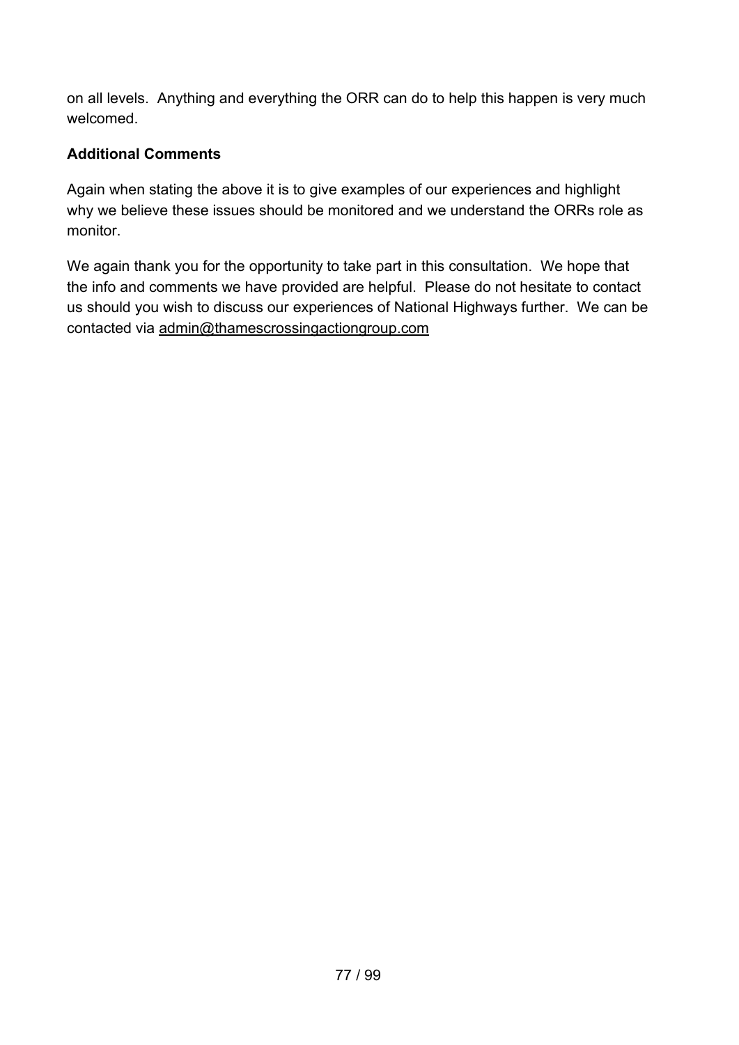on all levels. Anything and everything the ORR can do to help this happen is very much welcomed.

**Additional Comments**

Again when stating the above it is to give examples of our experiences and highlight why we believe these issues should be monitored and we understand the ORRs role as monitor.

We again thank you for the opportunity to take part in this consultation. We hope that the info and comments we have provided are helpful. Please do not hesitate to contact us should you wish to discuss our experiences of National Highways further. We can be contacted via admin@thamescrossingactiongroup.com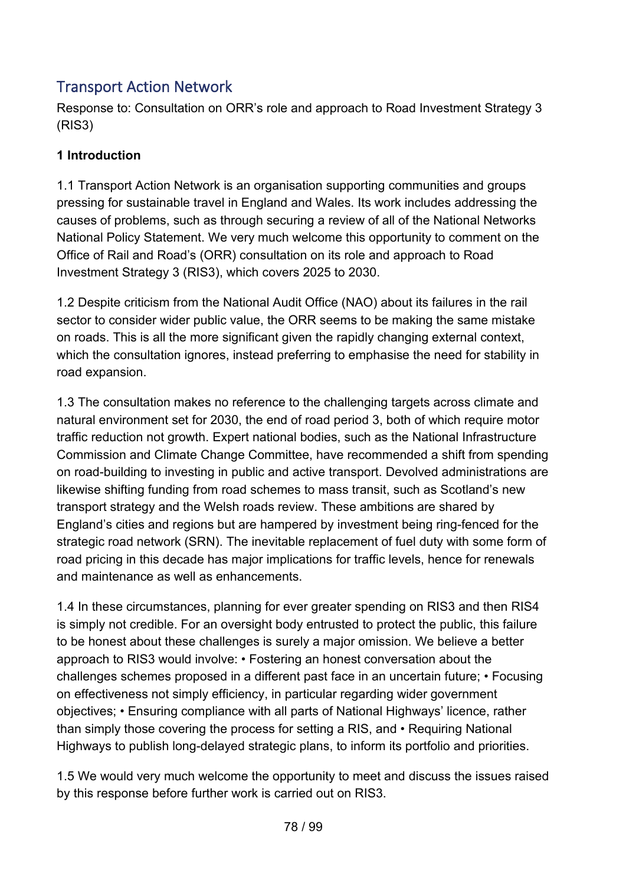## Transport Action Network

Response to: Consultation on ORR's role and approach to Road Investment Strategy 3 (RIS3)

**1 Introduction**

1.1 Transport Action Network is an organisation supporting communities and groups pressing for sustainable travel in England and Wales. Its work includes addressing the causes of problems, such as through securing a review of all of the National Networks National Policy Statement. We very much welcome this opportunity to comment on the Office of Rail and Road's (ORR) consultation on its role and approach to Road Investment Strategy 3 (RIS3), which covers 2025 to 2030.

1.2 Despite criticism from the National Audit Office (NAO) about its failures in the rail sector to consider wider public value, the ORR seems to be making the same mistake on roads. This is all the more significant given the rapidly changing external context, which the consultation ignores, instead preferring to emphasise the need for stability in road expansion.

1.3 The consultation makes no reference to the challenging targets across climate and natural environment set for 2030, the end of road period 3, both of which require motor traffic reduction not growth. Expert national bodies, such as the National Infrastructure Commission and Climate Change Committee, have recommended a shift from spending on road-building to investing in public and active transport. Devolved administrations are likewise shifting funding from road schemes to mass transit, such as Scotland's new transport strategy and the Welsh roads review. These ambitions are shared by England's cities and regions but are hampered by investment being ring-fenced for the strategic road network (SRN). The inevitable replacement of fuel duty with some form of road pricing in this decade has major implications for traffic levels, hence for renewals and maintenance as well as enhancements.

1.4 In these circumstances, planning for ever greater spending on RIS3 and then RIS4 is simply not credible. For an oversight body entrusted to protect the public, this failure to be honest about these challenges is surely a major omission. We believe a better approach to RIS3 would involve: • Fostering an honest conversation about the challenges schemes proposed in a different past face in an uncertain future; • Focusing on effectiveness not simply efficiency, in particular regarding wider government objectives; • Ensuring compliance with all parts of National Highways' licence, rather than simply those covering the process for setting a RIS, and • Requiring National Highways to publish long-delayed strategic plans, to inform its portfolio and priorities.

1.5 We would very much welcome the opportunity to meet and discuss the issues raised by this response before further work is carried out on RIS3.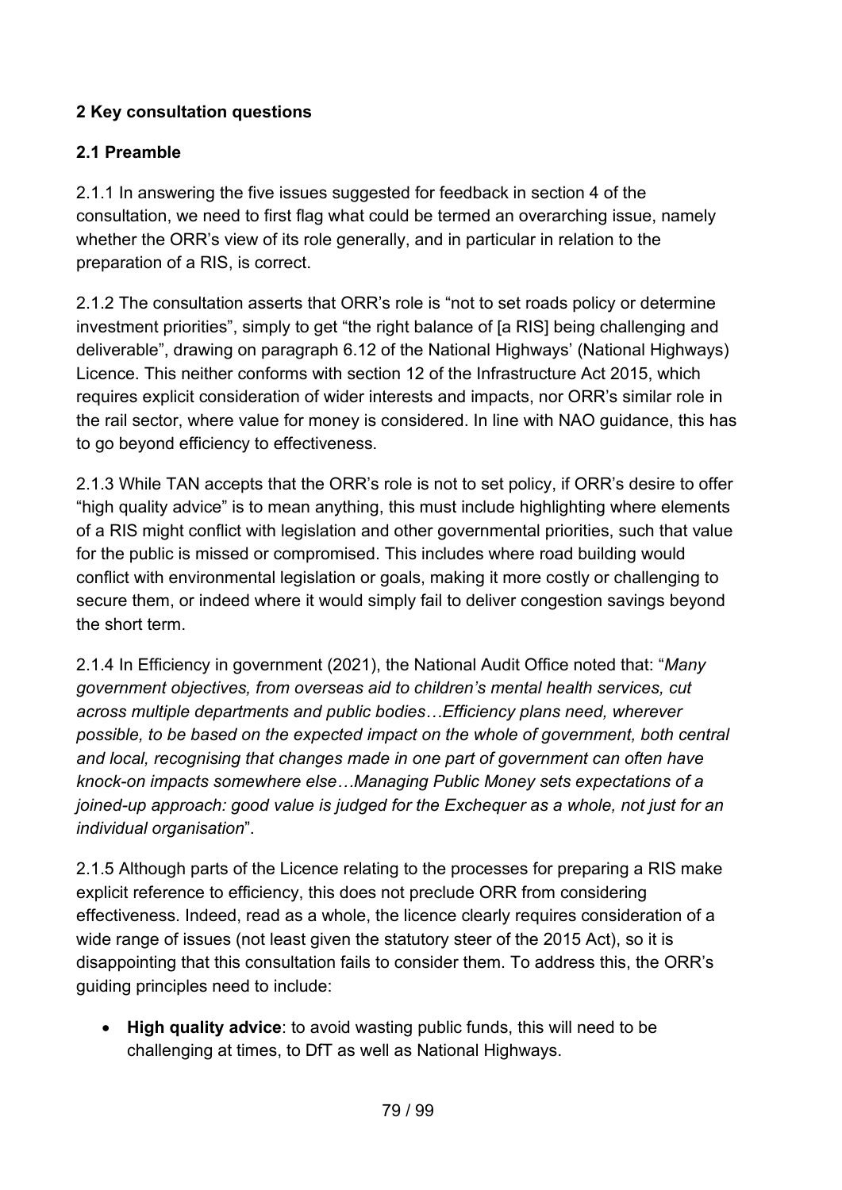**2 Key consultation questions**

**2.1 Preamble**

2.1.1 In answering the five issues suggested for feedback in section 4 of the consultation, we need to first flag what could be termed an overarching issue, namely whether the ORR's view of its role generally, and in particular in relation to the preparation of a RIS, is correct.

2.1.2 The consultation asserts that ORR's role is "not to set roads policy or determine investment priorities", simply to get "the right balance of [a RIS] being challenging and deliverable", drawing on paragraph 6.12 of the National Highways' (National Highways) Licence. This neither conforms with section 12 of the Infrastructure Act 2015, which requires explicit consideration of wider interests and impacts, nor ORR's similar role in the rail sector, where value for money is considered. In line with NAO guidance, this has to go beyond efficiency to effectiveness.

2.1.3 While TAN accepts that the ORR's role is not to set policy, if ORR's desire to offer "high quality advice" is to mean anything, this must include highlighting where elements of a RIS might conflict with legislation and other governmental priorities, such that value for the public is missed or compromised. This includes where road building would conflict with environmental legislation or goals, making it more costly or challenging to secure them, or indeed where it would simply fail to deliver congestion savings beyond the short term.

2.1.4 In Efficiency in government (2021), the National Audit Office noted that: "*Many government objectives, from overseas aid to children's mental health services, cut across multiple departments and public bodies…Efficiency plans need, wherever possible, to be based on the expected impact on the whole of government, both central and local, recognising that changes made in one part of government can often have knock-on impacts somewhere else…Managing Public Money sets expectations of a joined-up approach: good value is judged for the Exchequer as a whole, not just for an individual organisation*".

2.1.5 Although parts of the Licence relating to the processes for preparing a RIS make explicit reference to efficiency, this does not preclude ORR from considering effectiveness. Indeed, read as a whole, the licence clearly requires consideration of a wide range of issues (not least given the statutory steer of the 2015 Act), so it is disappointing that this consultation fails to consider them. To address this, the ORR's guiding principles need to include:

- **High quality advice**: to avoid wasting public funds, this will need to be challenging at times, to DfT as well as National Highways.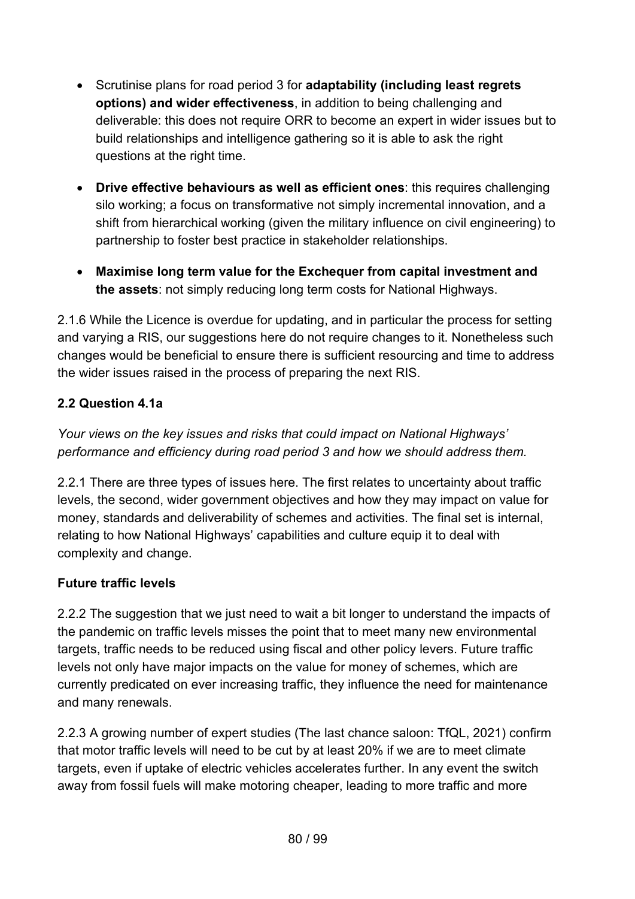- Scrutinise plans for road period 3 for **adaptability (including least regrets options) and wider effectiveness**, in addition to being challenging and deliverable: this does not require ORR to become an expert in wider issues but to build relationships and intelligence gathering so it is able to ask the right questions at the right time.

- **Drive effective behaviours as well as efficient ones**: this requires challenging silo working; a focus on transformative not simply incremental innovation, and a shift from hierarchical working (given the military influence on civil engineering) to partnership to foster best practice in stakeholder relationships.

- **Maximise long term value for the Exchequer from capital investment and the assets**: not simply reducing long term costs for National Highways.

2.1.6 While the Licence is overdue for updating, and in particular the process for setting and varying a RIS, our suggestions here do not require changes to it. Nonetheless such changes would be beneficial to ensure there is sufficient resourcing and time to address the wider issues raised in the process of preparing the next RIS.

### 2.2 Question 4.1a

*Your views on the key issues and risks that could impact on National Highways' performance and efficiency during road period 3 and how we should address them.*

2.2.1 There are three types of issues here. The first relates to uncertainty about traffic levels, the second, wider government objectives and how they may impact on value for money, standards and deliverability of schemes and activities. The final set is internal, relating to how National Highways' capabilities and culture equip it to deal with complexity and change.

#### Future traffic levels

2.2.2 The suggestion that we just need to wait a bit longer to understand the impacts of the pandemic on traffic levels misses the point that to meet many new environmental targets, traffic needs to be reduced using fiscal and other policy levers. Future traffic levels not only have major impacts on the value for money of schemes, which are currently predicated on ever increasing traffic, they influence the need for maintenance and many renewals.

2.2.3 A growing number of expert studies (The last chance saloon: TfQL, 2021) confirm that motor traffic levels will need to be cut by at least 20% if we are to meet climate targets, even if uptake of electric vehicles accelerates further. In any event the switch away from fossil fuels will make motoring cheaper, leading to more traffic and more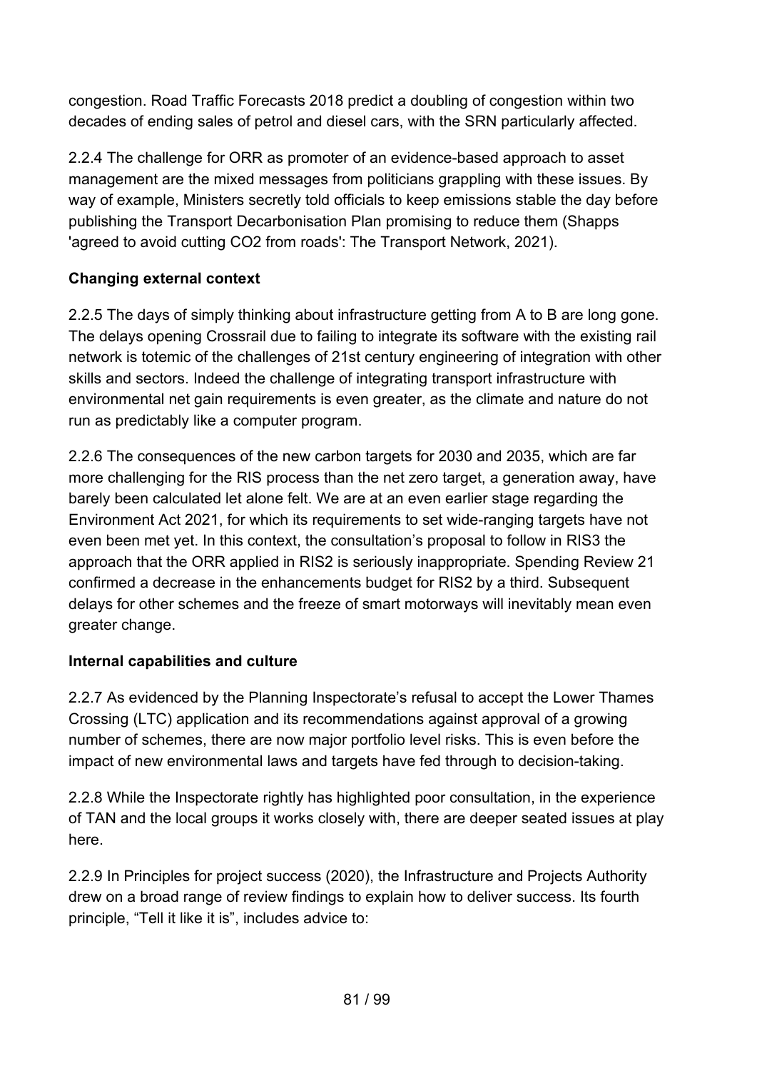congestion. Road Traffic Forecasts 2018 predict a doubling of congestion within two decades of ending sales of petrol and diesel cars, with the SRN particularly affected.

2.2.4 The challenge for ORR as promoter of an evidence-based approach to asset management are the mixed messages from politicians grappling with these issues. By way of example, Ministers secretly told officials to keep emissions stable the day before publishing the Transport Decarbonisation Plan promising to reduce them (Shapps 'agreed to avoid cutting CO2 from roads': The Transport Network, 2021).

**Changing external context**

2.2.5 The days of simply thinking about infrastructure getting from A to B are long gone. The delays opening Crossrail due to failing to integrate its software with the existing rail network is totemic of the challenges of 21st century engineering of integration with other skills and sectors. Indeed the challenge of integrating transport infrastructure with environmental net gain requirements is even greater, as the climate and nature do not run as predictably like a computer program.

2.2.6 The consequences of the new carbon targets for 2030 and 2035, which are far more challenging for the RIS process than the net zero target, a generation away, have barely been calculated let alone felt. We are at an even earlier stage regarding the Environment Act 2021, for which its requirements to set wide-ranging targets have not even been met yet. In this context, the consultation's proposal to follow in RIS3 the approach that the ORR applied in RIS2 is seriously inappropriate. Spending Review 21 confirmed a decrease in the enhancements budget for RIS2 by a third. Subsequent delays for other schemes and the freeze of smart motorways will inevitably mean even greater change.

**Internal capabilities and culture**

2.2.7 As evidenced by the Planning Inspectorate's refusal to accept the Lower Thames Crossing (LTC) application and its recommendations against approval of a growing number of schemes, there are now major portfolio level risks. This is even before the impact of new environmental laws and targets have fed through to decision-taking.

2.2.8 While the Inspectorate rightly has highlighted poor consultation, in the experience of TAN and the local groups it works closely with, there are deeper seated issues at play here.

2.2.9 In Principles for project success (2020), the Infrastructure and Projects Authority drew on a broad range of review findings to explain how to deliver success. Its fourth principle, "Tell it like it is", includes advice to: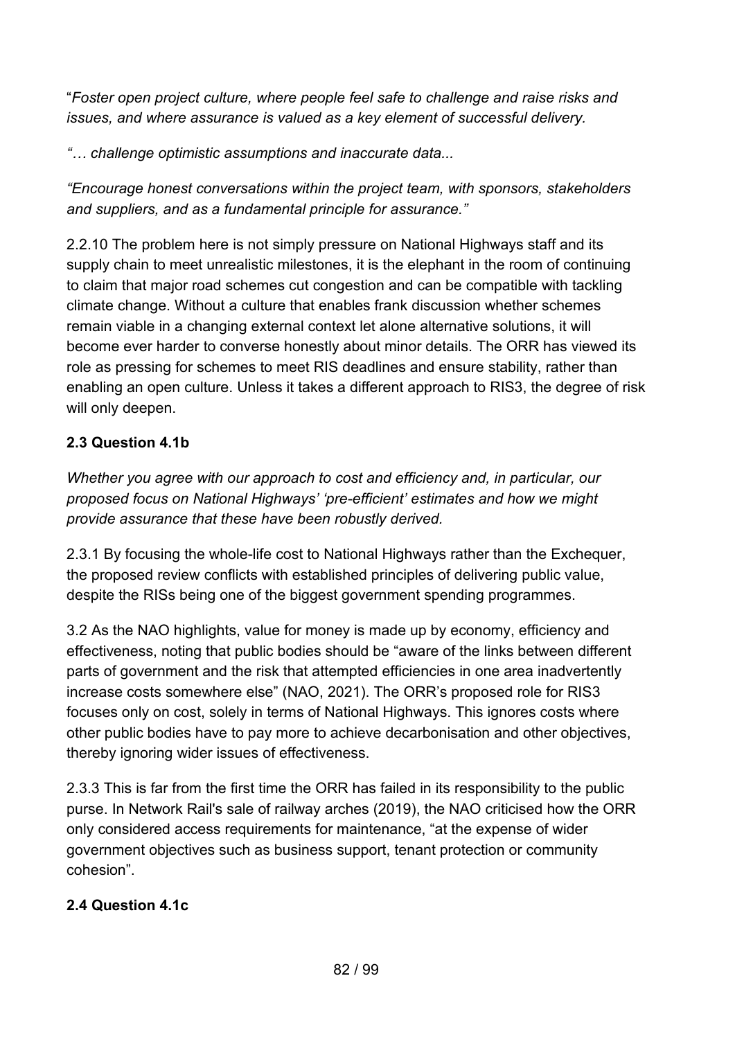"*Foster open project culture, where people feel safe to challenge and raise risks and issues, and where assurance is valued as a key element of successful delivery.*

*"… challenge optimistic assumptions and inaccurate data...*

*"Encourage honest conversations within the project team, with sponsors, stakeholders and suppliers, and as a fundamental principle for assurance."*

2.2.10 The problem here is not simply pressure on National Highways staff and its supply chain to meet unrealistic milestones, it is the elephant in the room of continuing to claim that major road schemes cut congestion and can be compatible with tackling climate change. Without a culture that enables frank discussion whether schemes remain viable in a changing external context let alone alternative solutions, it will become ever harder to converse honestly about minor details. The ORR has viewed its role as pressing for schemes to meet RIS deadlines and ensure stability, rather than enabling an open culture. Unless it takes a different approach to RIS3, the degree of risk will only deepen.

**2.3 Question 4.1b**

*Whether you agree with our approach to cost and efficiency and, in particular, our proposed focus on National Highways' 'pre-efficient' estimates and how we might provide assurance that these have been robustly derived.*

2.3.1 By focusing the whole-life cost to National Highways rather than the Exchequer, the proposed review conflicts with established principles of delivering public value, despite the RISs being one of the biggest government spending programmes.

3.2 As the NAO highlights, value for money is made up by economy, efficiency and effectiveness, noting that public bodies should be "aware of the links between different parts of government and the risk that attempted efficiencies in one area inadvertently increase costs somewhere else" (NAO, 2021). The ORR's proposed role for RIS3 focuses only on cost, solely in terms of National Highways. This ignores costs where other public bodies have to pay more to achieve decarbonisation and other objectives, thereby ignoring wider issues of effectiveness.

2.3.3 This is far from the first time the ORR has failed in its responsibility to the public purse. In Network Rail's sale of railway arches (2019), the NAO criticised how the ORR only considered access requirements for maintenance, "at the expense of wider government objectives such as business support, tenant protection or community cohesion".

**2.4 Question 4.1c**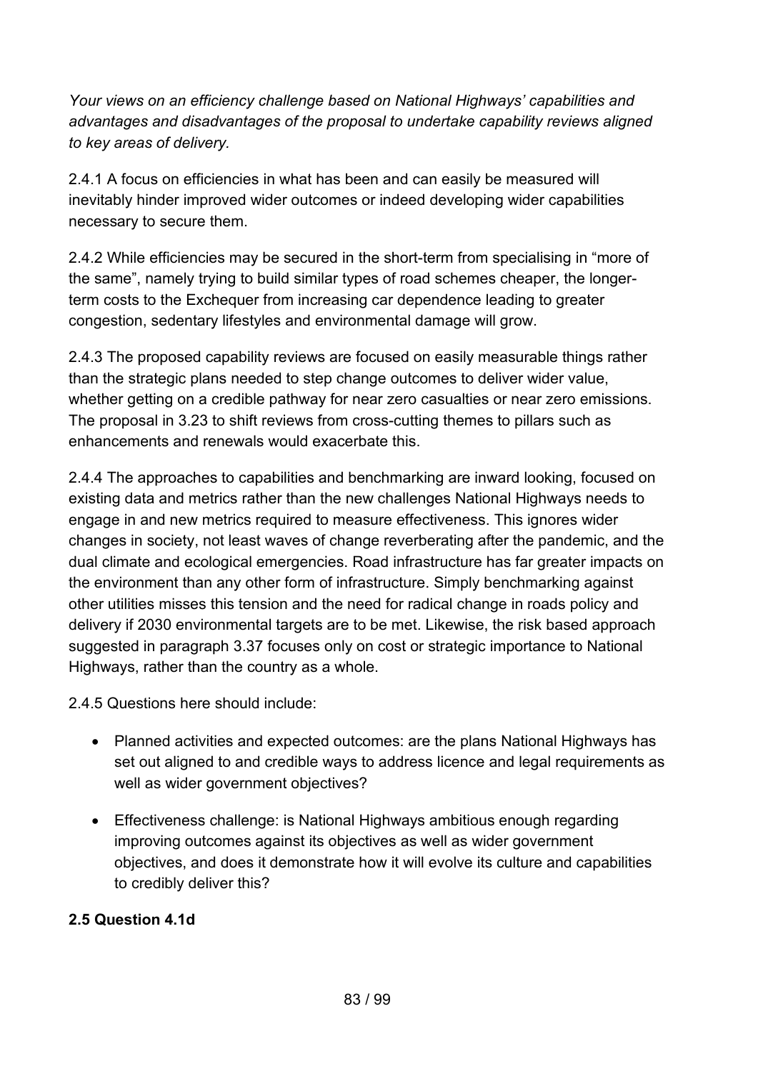*Your views on an efficiency challenge based on National Highways' capabilities and advantages and disadvantages of the proposal to undertake capability reviews aligned to key areas of delivery.*

2.4.1 A focus on efficiencies in what has been and can easily be measured will inevitably hinder improved wider outcomes or indeed developing wider capabilities necessary to secure them.

2.4.2 While efficiencies may be secured in the short-term from specialising in "more of the same", namely trying to build similar types of road schemes cheaper, the longer-term costs to the Exchequer from increasing car dependence leading to greater congestion, sedentary lifestyles and environmental damage will grow.

2.4.3 The proposed capability reviews are focused on easily measurable things rather than the strategic plans needed to step change outcomes to deliver wider value, whether getting on a credible pathway for near zero casualties or near zero emissions. The proposal in 3.23 to shift reviews from cross-cutting themes to pillars such as enhancements and renewals would exacerbate this.

2.4.4 The approaches to capabilities and benchmarking are inward looking, focused on existing data and metrics rather than the new challenges National Highways needs to engage in and new metrics required to measure effectiveness. This ignores wider changes in society, not least waves of change reverberating after the pandemic, and the dual climate and ecological emergencies. Road infrastructure has far greater impacts on the environment than any other form of infrastructure. Simply benchmarking against other utilities misses this tension and the need for radical change in roads policy and delivery if 2030 environmental targets are to be met. Likewise, the risk based approach suggested in paragraph 3.37 focuses only on cost or strategic importance to National Highways, rather than the country as a whole.

2.4.5 Questions here should include:

- Planned activities and expected outcomes: are the plans National Highways has set out aligned to and credible ways to address licence and legal requirements as well as wider government objectives?
- Effectiveness challenge: is National Highways ambitious enough regarding improving outcomes against its objectives as well as wider government objectives, and does it demonstrate how it will evolve its culture and capabilities to credibly deliver this?

**2.5 Question 4.1d**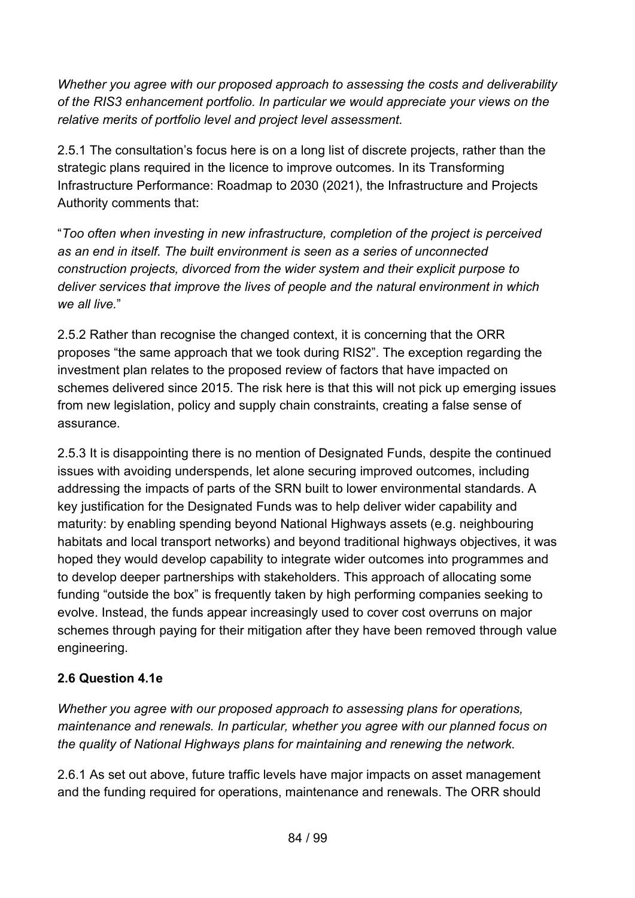*Whether you agree with our proposed approach to assessing the costs and deliverability of the RIS3 enhancement portfolio. In particular we would appreciate your views on the relative merits of portfolio level and project level assessment.*

2.5.1 The consultation's focus here is on a long list of discrete projects, rather than the strategic plans required in the licence to improve outcomes. In its Transforming Infrastructure Performance: Roadmap to 2030 (2021), the Infrastructure and Projects Authority comments that:

"*Too often when investing in new infrastructure, completion of the project is perceived as an end in itself. The built environment is seen as a series of unconnected construction projects, divorced from the wider system and their explicit purpose to deliver services that improve the lives of people and the natural environment in which we all live.*"

2.5.2 Rather than recognise the changed context, it is concerning that the ORR proposes "the same approach that we took during RIS2". The exception regarding the investment plan relates to the proposed review of factors that have impacted on schemes delivered since 2015. The risk here is that this will not pick up emerging issues from new legislation, policy and supply chain constraints, creating a false sense of assurance.

2.5.3 It is disappointing there is no mention of Designated Funds, despite the continued issues with avoiding underspends, let alone securing improved outcomes, including addressing the impacts of parts of the SRN built to lower environmental standards. A key justification for the Designated Funds was to help deliver wider capability and maturity: by enabling spending beyond National Highways assets (e.g. neighbouring habitats and local transport networks) and beyond traditional highways objectives, it was hoped they would develop capability to integrate wider outcomes into programmes and to develop deeper partnerships with stakeholders. This approach of allocating some funding "outside the box" is frequently taken by high performing companies seeking to evolve. Instead, the funds appear increasingly used to cover cost overruns on major schemes through paying for their mitigation after they have been removed through value engineering.

**2.6 Question 4.1e**

*Whether you agree with our proposed approach to assessing plans for operations, maintenance and renewals. In particular, whether you agree with our planned focus on the quality of National Highways plans for maintaining and renewing the network.*

2.6.1 As set out above, future traffic levels have major impacts on asset management and the funding required for operations, maintenance and renewals. The ORR should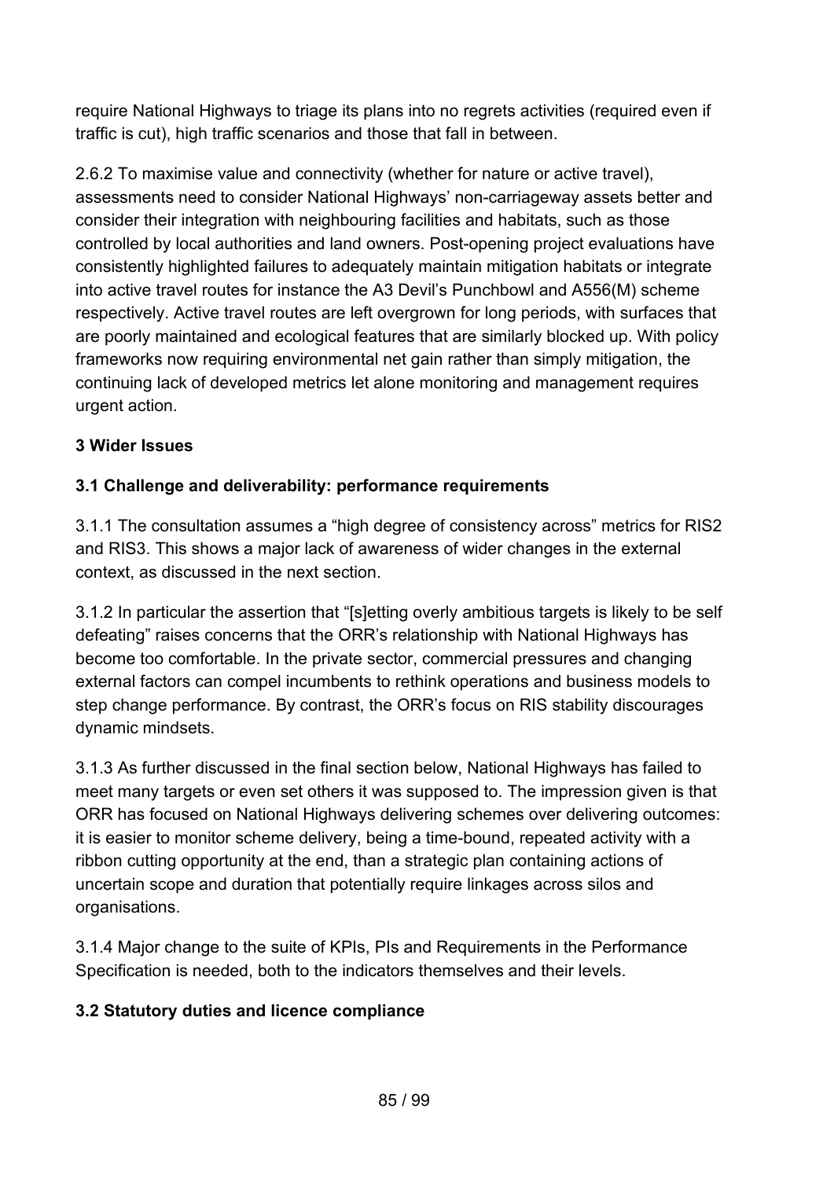require National Highways to triage its plans into no regrets activities (required even if traffic is cut), high traffic scenarios and those that fall in between.

2.6.2 To maximise value and connectivity (whether for nature or active travel), assessments need to consider National Highways' non-carriageway assets better and consider their integration with neighbouring facilities and habitats, such as those controlled by local authorities and land owners. Post-opening project evaluations have consistently highlighted failures to adequately maintain mitigation habitats or integrate into active travel routes for instance the A3 Devil's Punchbowl and A556(M) scheme respectively. Active travel routes are left overgrown for long periods, with surfaces that are poorly maintained and ecological features that are similarly blocked up. With policy frameworks now requiring environmental net gain rather than simply mitigation, the continuing lack of developed metrics let alone monitoring and management requires urgent action.

## 3 Wider Issues

### 3.1 Challenge and deliverability: performance requirements

3.1.1 The consultation assumes a "high degree of consistency across" metrics for RIS2 and RIS3. This shows a major lack of awareness of wider changes in the external context, as discussed in the next section.

3.1.2 In particular the assertion that "[s]etting overly ambitious targets is likely to be self defeating" raises concerns that the ORR's relationship with National Highways has become too comfortable. In the private sector, commercial pressures and changing external factors can compel incumbents to rethink operations and business models to step change performance. By contrast, the ORR's focus on RIS stability discourages dynamic mindsets.

3.1.3 As further discussed in the final section below, National Highways has failed to meet many targets or even set others it was supposed to. The impression given is that ORR has focused on National Highways delivering schemes over delivering outcomes: it is easier to monitor scheme delivery, being a time-bound, repeated activity with a ribbon cutting opportunity at the end, than a strategic plan containing actions of uncertain scope and duration that potentially require linkages across silos and organisations.

3.1.4 Major change to the suite of KPIs, PIs and Requirements in the Performance Specification is needed, both to the indicators themselves and their levels.

### 3.2 Statutory duties and licence compliance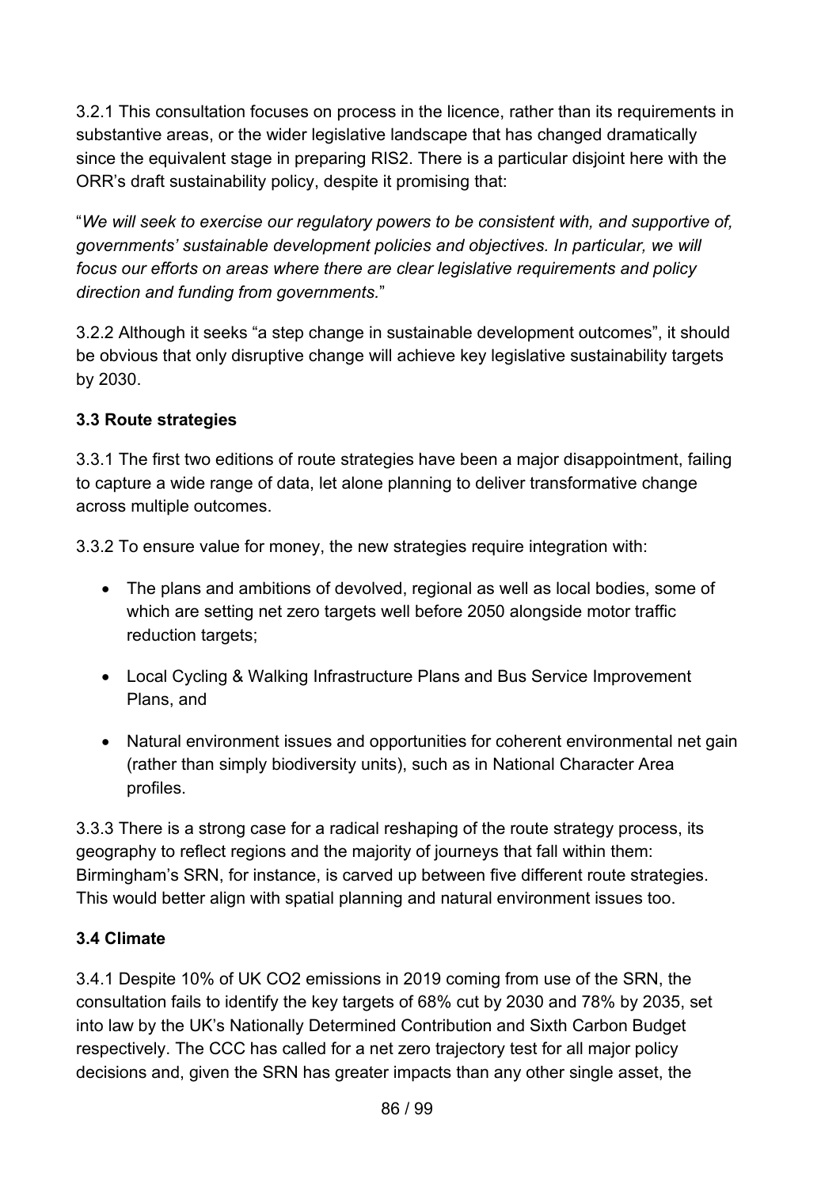3.2.1 This consultation focuses on process in the licence, rather than its requirements in substantive areas, or the wider legislative landscape that has changed dramatically since the equivalent stage in preparing RIS2. There is a particular disjoint here with the ORR's draft sustainability policy, despite it promising that:

"*We will seek to exercise our regulatory powers to be consistent with, and supportive of, governments' sustainable development policies and objectives. In particular, we will focus our efforts on areas where there are clear legislative requirements and policy direction and funding from governments.*"

3.2.2 Although it seeks "a step change in sustainable development outcomes", it should be obvious that only disruptive change will achieve key legislative sustainability targets by 2030.

**3.3 Route strategies**

3.3.1 The first two editions of route strategies have been a major disappointment, failing to capture a wide range of data, let alone planning to deliver transformative change across multiple outcomes.

3.3.2 To ensure value for money, the new strategies require integration with:

- The plans and ambitions of devolved, regional as well as local bodies, some of which are setting net zero targets well before 2050 alongside motor traffic reduction targets;
- Local Cycling & Walking Infrastructure Plans and Bus Service Improvement Plans, and
- Natural environment issues and opportunities for coherent environmental net gain (rather than simply biodiversity units), such as in National Character Area profiles.

3.3.3 There is a strong case for a radical reshaping of the route strategy process, its geography to reflect regions and the majority of journeys that fall within them: Birmingham's SRN, for instance, is carved up between five different route strategies. This would better align with spatial planning and natural environment issues too.

**3.4 Climate**

3.4.1 Despite 10% of UK $CO_2$ emissions in 2019 coming from use of the SRN, the consultation fails to identify the key targets of 68% cut by 2030 and 78% by 2035, set into law by the UK's Nationally Determined Contribution and Sixth Carbon Budget respectively. The CCC has called for a net zero trajectory test for all major policy decisions and, given the SRN has greater impacts than any other single asset, the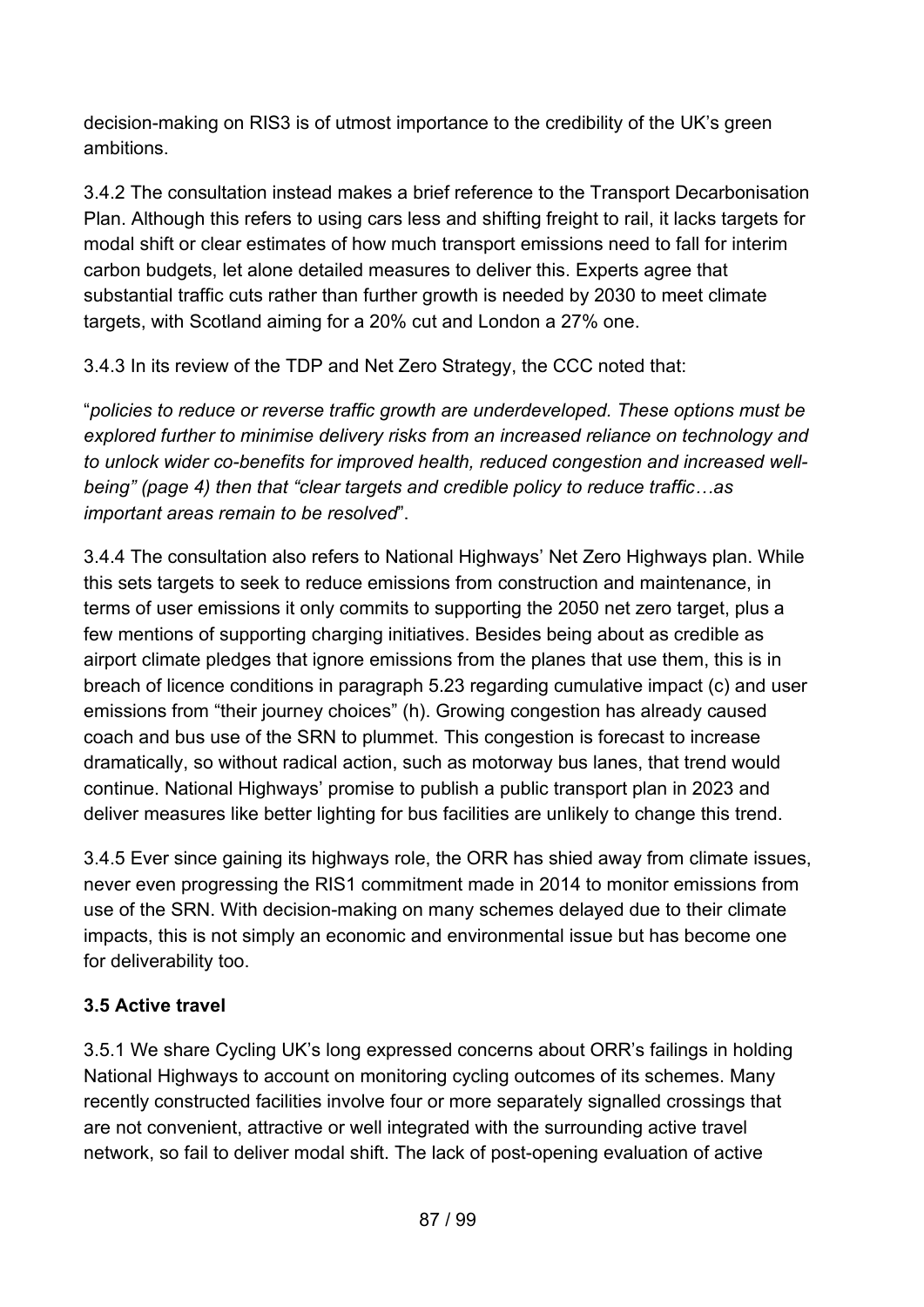decision-making on RIS3 is of utmost importance to the credibility of the UK's green ambitions.

3.4.2 The consultation instead makes a brief reference to the Transport Decarbonisation Plan. Although this refers to using cars less and shifting freight to rail, it lacks targets for modal shift or clear estimates of how much transport emissions need to fall for interim carbon budgets, let alone detailed measures to deliver this. Experts agree that substantial traffic cuts rather than further growth is needed by 2030 to meet climate targets, with Scotland aiming for a 20% cut and London a 27% one.

3.4.3 In its review of the TDP and Net Zero Strategy, the CCC noted that:

"*policies to reduce or reverse traffic growth are underdeveloped. These options must be explored further to minimise delivery risks from an increased reliance on technology and to unlock wider co-benefits for improved health, reduced congestion and increased well-being" (page 4) then that "clear targets and credible policy to reduce traffic…as important areas remain to be resolved*".

3.4.4 The consultation also refers to National Highways' Net Zero Highways plan. While this sets targets to seek to reduce emissions from construction and maintenance, in terms of user emissions it only commits to supporting the 2050 net zero target, plus a few mentions of supporting charging initiatives. Besides being about as credible as airport climate pledges that ignore emissions from the planes that use them, this is in breach of licence conditions in paragraph 5.23 regarding cumulative impact (c) and user emissions from "their journey choices" (h). Growing congestion has already caused coach and bus use of the SRN to plummet. This congestion is forecast to increase dramatically, so without radical action, such as motorway bus lanes, that trend would continue. National Highways' promise to publish a public transport plan in 2023 and deliver measures like better lighting for bus facilities are unlikely to change this trend.

3.4.5 Ever since gaining its highways role, the ORR has shied away from climate issues, never even progressing the RIS1 commitment made in 2014 to monitor emissions from use of the SRN. With decision-making on many schemes delayed due to their climate impacts, this is not simply an economic and environmental issue but has become one for deliverability too.

### 3.5 Active travel

3.5.1 We share Cycling UK's long expressed concerns about ORR's failings in holding National Highways to account on monitoring cycling outcomes of its schemes. Many recently constructed facilities involve four or more separately signalled crossings that are not convenient, attractive or well integrated with the surrounding active travel network, so fail to deliver modal shift. The lack of post-opening evaluation of active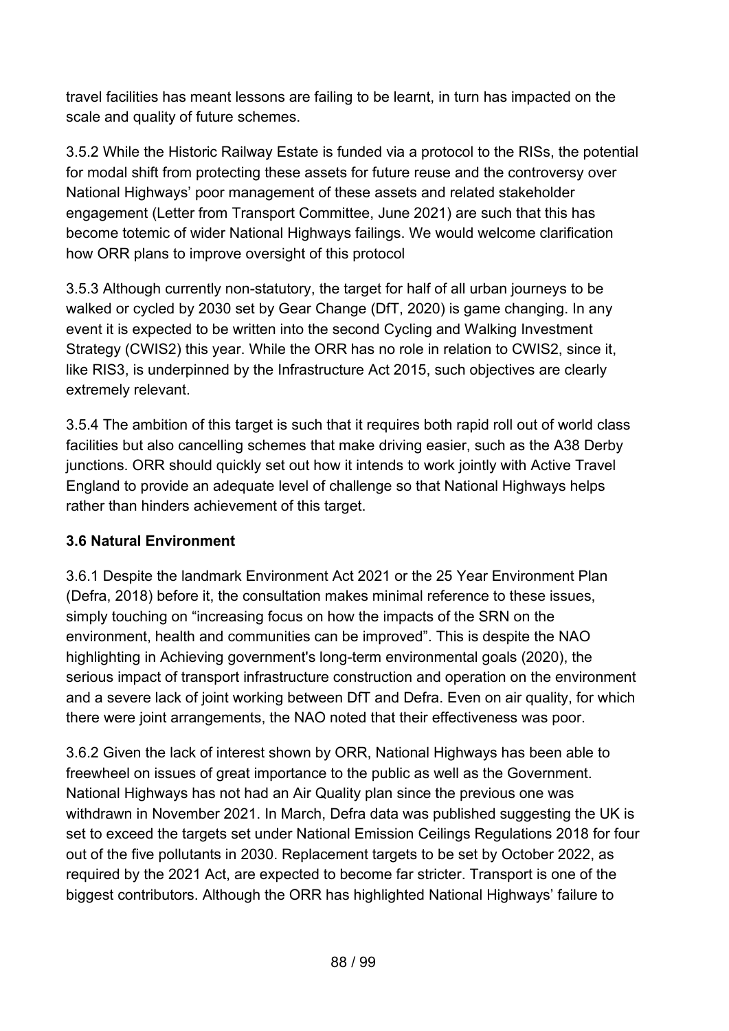travel facilities has meant lessons are failing to be learnt, in turn has impacted on the scale and quality of future schemes.

3.5.2 While the Historic Railway Estate is funded via a protocol to the RISs, the potential for modal shift from protecting these assets for future reuse and the controversy over National Highways' poor management of these assets and related stakeholder engagement (Letter from Transport Committee, June 2021) are such that this has become totemic of wider National Highways failings. We would welcome clarification how ORR plans to improve oversight of this protocol

3.5.3 Although currently non-statutory, the target for half of all urban journeys to be walked or cycled by 2030 set by Gear Change (DfT, 2020) is game changing. In any event it is expected to be written into the second Cycling and Walking Investment Strategy (CWIS2) this year. While the ORR has no role in relation to CWIS2, since it, like RIS3, is underpinned by the Infrastructure Act 2015, such objectives are clearly extremely relevant.

3.5.4 The ambition of this target is such that it requires both rapid roll out of world class facilities but also cancelling schemes that make driving easier, such as the A38 Derby junctions. ORR should quickly set out how it intends to work jointly with Active Travel England to provide an adequate level of challenge so that National Highways helps rather than hinders achievement of this target.

### 3.6 Natural Environment

3.6.1 Despite the landmark Environment Act 2021 or the 25 Year Environment Plan (Defra, 2018) before it, the consultation makes minimal reference to these issues, simply touching on "increasing focus on how the impacts of the SRN on the environment, health and communities can be improved". This is despite the NAO highlighting in Achieving government's long-term environmental goals (2020), the serious impact of transport infrastructure construction and operation on the environment and a severe lack of joint working between DfT and Defra. Even on air quality, for which there were joint arrangements, the NAO noted that their effectiveness was poor.

3.6.2 Given the lack of interest shown by ORR, National Highways has been able to freewheel on issues of great importance to the public as well as the Government. National Highways has not had an Air Quality plan since the previous one was withdrawn in November 2021. In March, Defra data was published suggesting the UK is set to exceed the targets set under National Emission Ceilings Regulations 2018 for four out of the five pollutants in 2030. Replacement targets to be set by October 2022, as required by the 2021 Act, are expected to become far stricter. Transport is one of the biggest contributors. Although the ORR has highlighted National Highways' failure to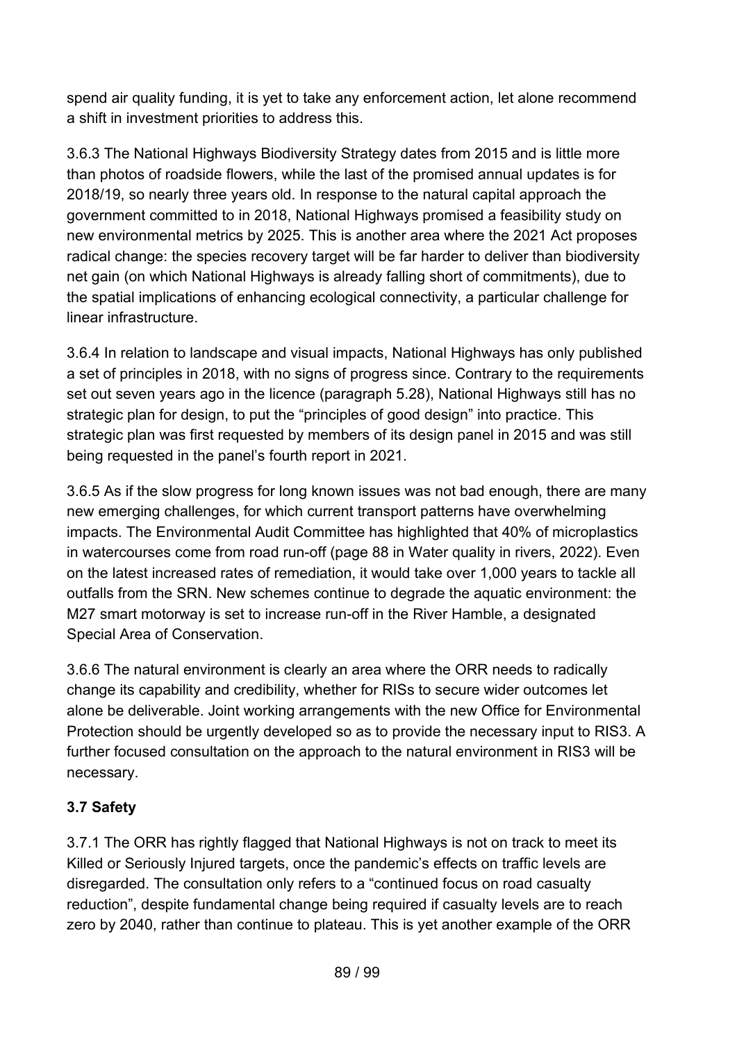spend air quality funding, it is yet to take any enforcement action, let alone recommend a shift in investment priorities to address this.

3.6.3 The National Highways Biodiversity Strategy dates from 2015 and is little more than photos of roadside flowers, while the last of the promised annual updates is for 2018/19, so nearly three years old. In response to the natural capital approach the government committed to in 2018, National Highways promised a feasibility study on new environmental metrics by 2025. This is another area where the 2021 Act proposes radical change: the species recovery target will be far harder to deliver than biodiversity net gain (on which National Highways is already falling short of commitments), due to the spatial implications of enhancing ecological connectivity, a particular challenge for linear infrastructure.

3.6.4 In relation to landscape and visual impacts, National Highways has only published a set of principles in 2018, with no signs of progress since. Contrary to the requirements set out seven years ago in the licence (paragraph 5.28), National Highways still has no strategic plan for design, to put the "principles of good design" into practice. This strategic plan was first requested by members of its design panel in 2015 and was still being requested in the panel's fourth report in 2021.

3.6.5 As if the slow progress for long known issues was not bad enough, there are many new emerging challenges, for which current transport patterns have overwhelming impacts. The Environmental Audit Committee has highlighted that 40% of microplastics in watercourses come from road run-off (page 88 in Water quality in rivers, 2022). Even on the latest increased rates of remediation, it would take over 1,000 years to tackle all outfalls from the SRN. New schemes continue to degrade the aquatic environment: the M27 smart motorway is set to increase run-off in the River Hamble, a designated Special Area of Conservation.

3.6.6 The natural environment is clearly an area where the ORR needs to radically change its capability and credibility, whether for RISs to secure wider outcomes let alone be deliverable. Joint working arrangements with the new Office for Environmental Protection should be urgently developed so as to provide the necessary input to RIS3. A further focused consultation on the approach to the natural environment in RIS3 will be necessary.

### 3.7 Safety

3.7.1 The ORR has rightly flagged that National Highways is not on track to meet its Killed or Seriously Injured targets, once the pandemic's effects on traffic levels are disregarded. The consultation only refers to a "continued focus on road casualty reduction", despite fundamental change being required if casualty levels are to reach zero by 2040, rather than continue to plateau. This is yet another example of the ORR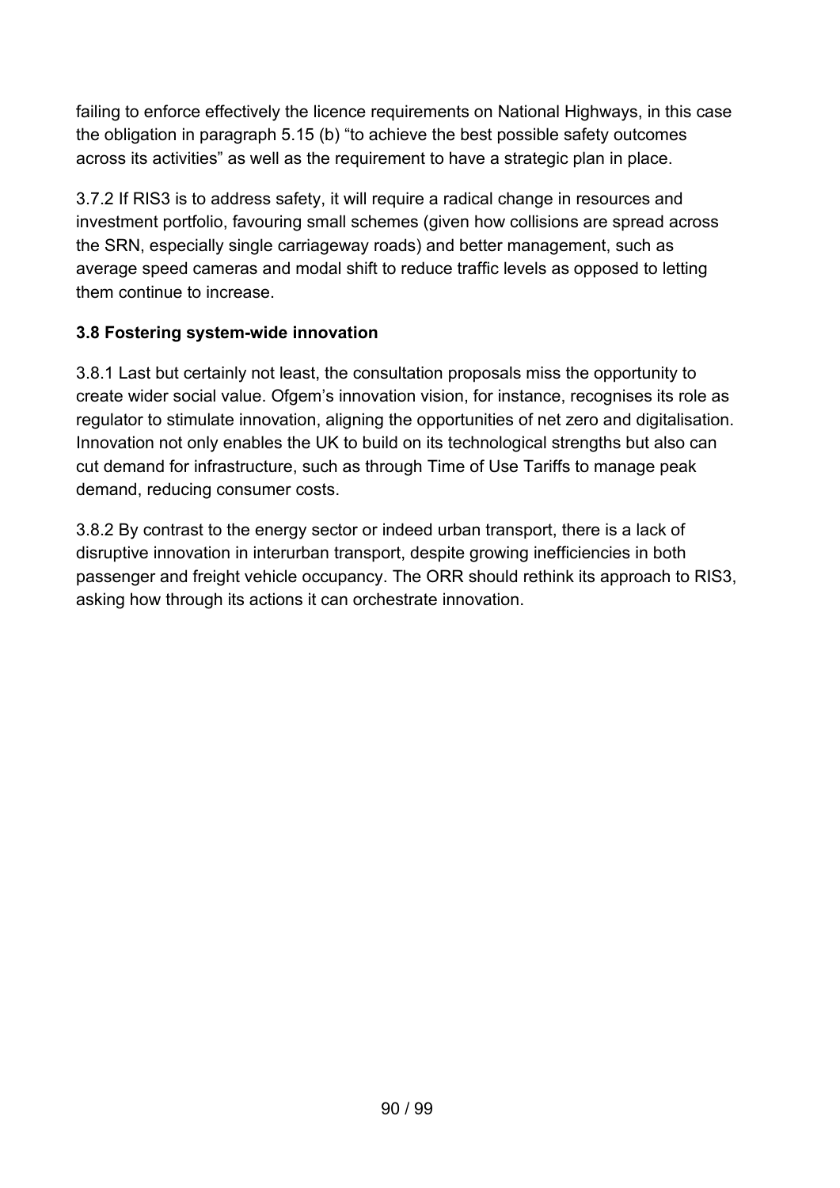failing to enforce effectively the licence requirements on National Highways, in this case the obligation in paragraph 5.15 (b) "to achieve the best possible safety outcomes across its activities" as well as the requirement to have a strategic plan in place.

3.7.2 If RIS3 is to address safety, it will require a radical change in resources and investment portfolio, favouring small schemes (given how collisions are spread across the SRN, especially single carriageway roads) and better management, such as average speed cameras and modal shift to reduce traffic levels as opposed to letting them continue to increase.

### 3.8 Fostering system-wide innovation

3.8.1 Last but certainly not least, the consultation proposals miss the opportunity to create wider social value. Ofgem's innovation vision, for instance, recognises its role as regulator to stimulate innovation, aligning the opportunities of net zero and digitalisation. Innovation not only enables the UK to build on its technological strengths but also can cut demand for infrastructure, such as through Time of Use Tariffs to manage peak demand, reducing consumer costs.

3.8.2 By contrast to the energy sector or indeed urban transport, there is a lack of disruptive innovation in interurban transport, despite growing inefficiencies in both passenger and freight vehicle occupancy. The ORR should rethink its approach to RIS3, asking how through its actions it can orchestrate innovation.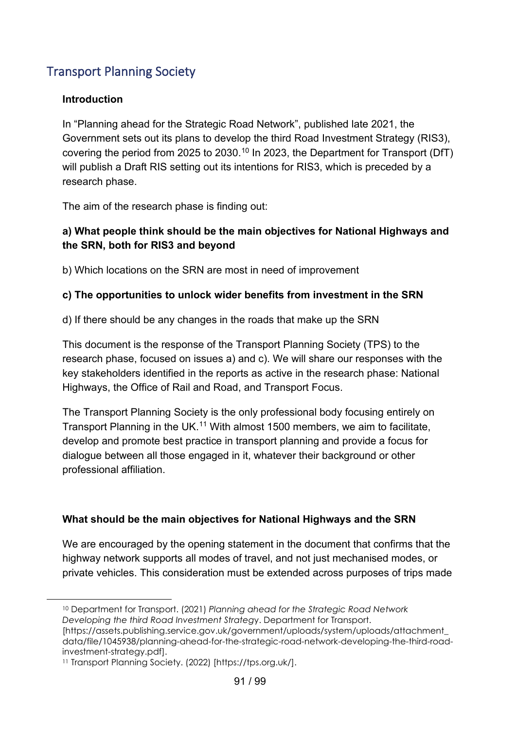## Transport Planning Society

**Introduction**

In "Planning ahead for the Strategic Road Network", published late 2021, the Government sets out its plans to develop the third Road Investment Strategy (RIS3), covering the period from 2025 to 2030.[10] In 2023, the Department for Transport (DfT) will publish a Draft RIS setting out its intentions for RIS3, which is preceded by a research phase.

The aim of the research phase is finding out:

**a) What people think should be the main objectives for National Highways and the SRN, both for RIS3 and beyond**

b) Which locations on the SRN are most in need of improvement

**c) The opportunities to unlock wider benefits from investment in the SRN**

d) If there should be any changes in the roads that make up the SRN

This document is the response of the Transport Planning Society (TPS) to the research phase, focused on issues a) and c). We will share our responses with the key stakeholders identified in the reports as active in the research phase: National Highways, the Office of Rail and Road, and Transport Focus.

The Transport Planning Society is the only professional body focusing entirely on Transport Planning in the UK.[11] With almost 1500 members, we aim to facilitate, develop and promote best practice in transport planning and provide a focus for dialogue between all those engaged in it, whatever their background or other professional affiliation.

**What should be the main objectives for National Highways and the SRN**

We are encouraged by the opening statement in the document that confirms that the highway network supports all modes of travel, and not just mechanised modes, or private vehicles. This consideration must be extended across purposes of trips made

---

[10] Department for Transport. (2021) *Planning ahead for the Strategic Road Network Developing the third Road Investment Strategy*. Department for Transport. [https://assets.publishing.service.gov.uk/government/uploads/system/uploads/attachment_data/file/1045938/planning-ahead-for-the-strategic-road-network-developing-the-third-road-investment-strategy.pdf].

[11] Transport Planning Society. (2022) [https://tps.org.uk/].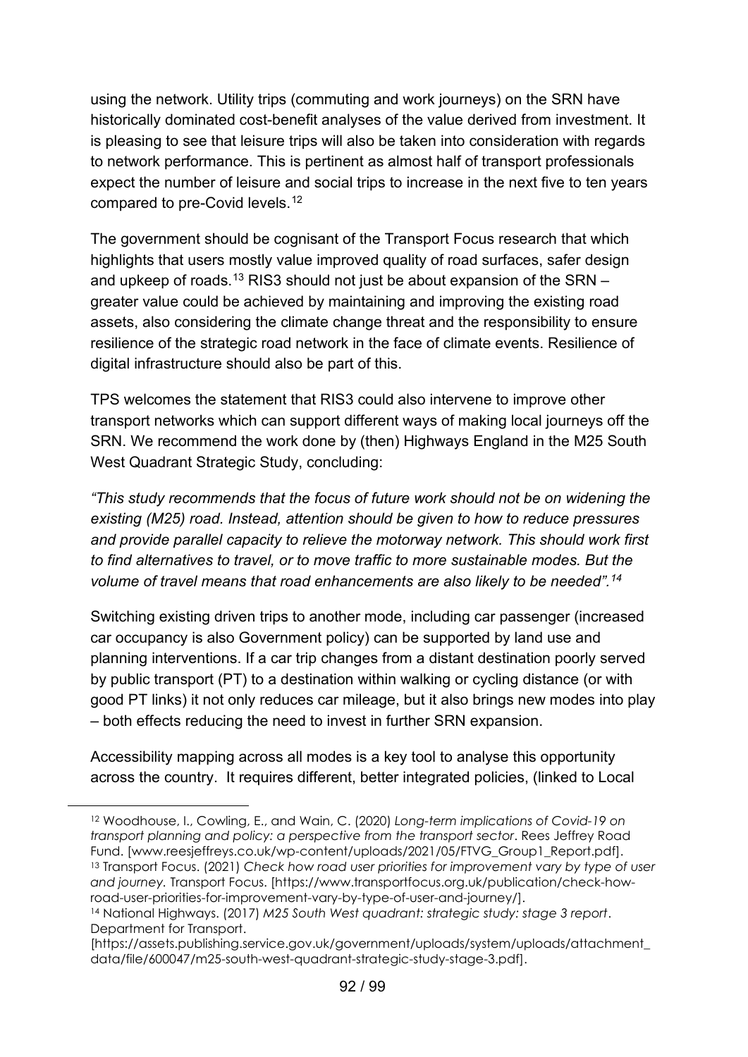using the network. Utility trips (commuting and work journeys) on the SRN have historically dominated cost-benefit analyses of the value derived from investment. It is pleasing to see that leisure trips will also be taken into consideration with regards to network performance. This is pertinent as almost half of transport professionals expect the number of leisure and social trips to increase in the next five to ten years compared to pre-Covid levels.[12]

The government should be cognisant of the Transport Focus research that which highlights that users mostly value improved quality of road surfaces, safer design and upkeep of roads.[13] RIS3 should not just be about expansion of the SRN – greater value could be achieved by maintaining and improving the existing road assets, also considering the climate change threat and the responsibility to ensure resilience of the strategic road network in the face of climate events. Resilience of digital infrastructure should also be part of this.

TPS welcomes the statement that RIS3 could also intervene to improve other transport networks which can support different ways of making local journeys off the SRN. We recommend the work done by (then) Highways England in the M25 South West Quadrant Strategic Study, concluding:

*"This study recommends that the focus of future work should not be on widening the existing (M25) road. Instead, attention should be given to how to reduce pressures and provide parallel capacity to relieve the motorway network. This should work first to find alternatives to travel, or to move traffic to more sustainable modes. But the volume of travel means that road enhancements are also likely to be needed".*[14]

Switching existing driven trips to another mode, including car passenger (increased car occupancy is also Government policy) can be supported by land use and planning interventions. If a car trip changes from a distant destination poorly served by public transport (PT) to a destination within walking or cycling distance (or with good PT links) it not only reduces car mileage, but it also brings new modes into play – both effects reducing the need to invest in further SRN expansion.

Accessibility mapping across all modes is a key tool to analyse this opportunity across the country. It requires different, better integrated policies, (linked to Local

---

[12] Woodhouse, I., Cowling, E., and Wain, C. (2020) *Long-term implications of Covid-19 on transport planning and policy: a perspective from the transport sector*. Rees Jeffrey Road Fund. [www.reesjeffreys.co.uk/wp-content/uploads/2021/05/FTVG_Group1_Report.pdf].

[13] Transport Focus. (2021) *Check how road user priorities for improvement vary by type of user and journey*. Transport Focus. [https://www.transportfocus.org.uk/publication/check-how-road-user-priorities-for-improvement-vary-by-type-of-user-and-journey/].

[14] National Highways. (2017) *M25 South West quadrant: strategic study: stage 3 report*. Department for Transport. [https://assets.publishing.service.gov.uk/government/uploads/system/uploads/attachment_data/file/600047/m25-south-west-quadrant-strategic-study-stage-3.pdf].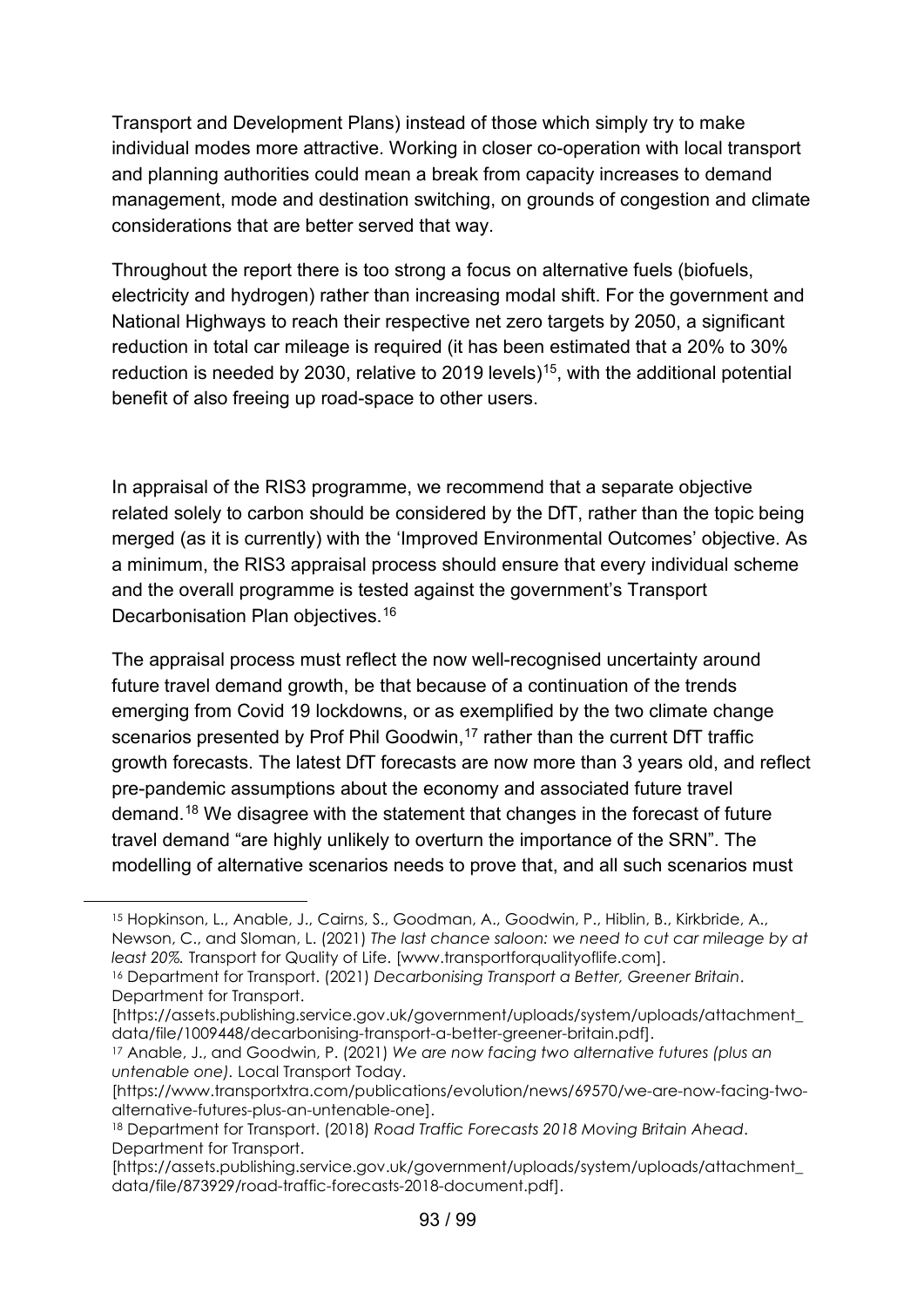Transport and Development Plans) instead of those which simply try to make individual modes more attractive. Working in closer co-operation with local transport and planning authorities could mean a break from capacity increases to demand management, mode and destination switching, on grounds of congestion and climate considerations that are better served that way.

Throughout the report there is too strong a focus on alternative fuels (biofuels, electricity and hydrogen) rather than increasing modal shift. For the government and National Highways to reach their respective net zero targets by 2050, a significant reduction in total car mileage is required (it has been estimated that a 20% to 30% reduction is needed by 2030, relative to 2019 levels)[15], with the additional potential benefit of also freeing up road-space to other users.

In appraisal of the RIS3 programme, we recommend that a separate objective related solely to carbon should be considered by the DfT, rather than the topic being merged (as it is currently) with the 'Improved Environmental Outcomes' objective. As a minimum, the RIS3 appraisal process should ensure that every individual scheme and the overall programme is tested against the government's Transport Decarbonisation Plan objectives.[16]

The appraisal process must reflect the now well-recognised uncertainty around future travel demand growth, be that because of a continuation of the trends emerging from Covid 19 lockdowns, or as exemplified by the two climate change scenarios presented by Prof Phil Goodwin,[17] rather than the current DfT traffic growth forecasts. The latest DfT forecasts are now more than 3 years old, and reflect pre-pandemic assumptions about the economy and associated future travel demand.[18] We disagree with the statement that changes in the forecast of future travel demand "are highly unlikely to overturn the importance of the SRN". The modelling of alternative scenarios needs to prove that, and all such scenarios must

---

[15] Hopkinson, L., Anable, J., Cairns, S., Goodman, A., Goodwin, P., Hiblin, B., Kirkbride, A., Newson, C., and Sloman, L. (2021) *The last chance saloon: we need to cut car mileage by at least 20%.* Transport for Quality of Life. [www.transportforqualityoflife.com].

[16] Department for Transport. (2021) *Decarbonising Transport a Better, Greener Britain*. Department for Transport. [https://assets.publishing.service.gov.uk/government/uploads/system/uploads/attachment_data/file/1009448/decarbonising-transport-a-better-greener-britain.pdf].

[17] Anable, J., and Goodwin, P. (2021) *We are now facing two alternative futures (plus an untenable one)*. Local Transport Today. [https://www.transportxtra.com/publications/evolution/news/69570/we-are-now-facing-two-alternative-futures-plus-an-untenable-one].

[18] Department for Transport. (2018) *Road Traffic Forecasts 2018 Moving Britain Ahead*. Department for Transport. [https://assets.publishing.service.gov.uk/government/uploads/system/uploads/attachment_data/file/873929/road-traffic-forecasts-2018-document.pdf].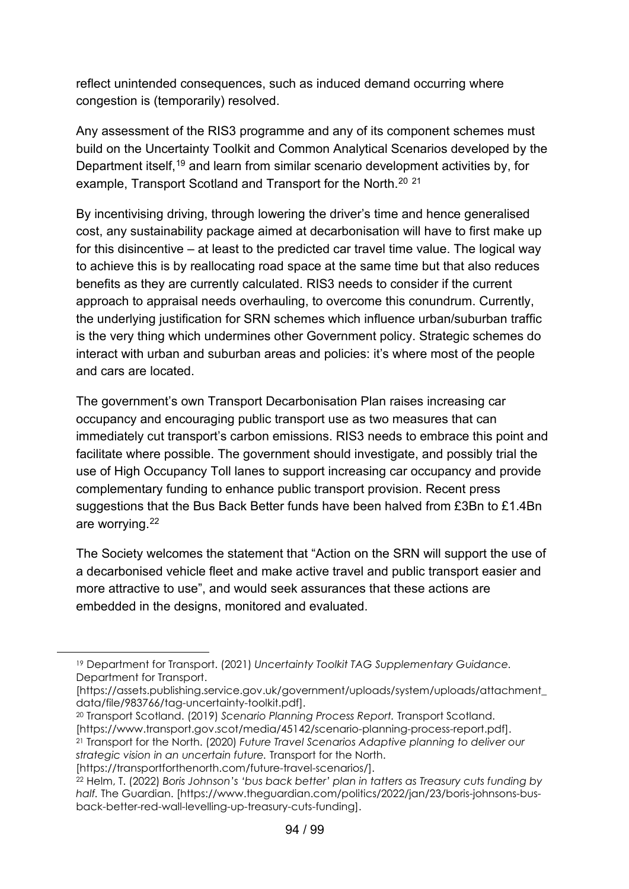reflect unintended consequences, such as induced demand occurring where congestion is (temporarily) resolved.

Any assessment of the RIS3 programme and any of its component schemes must build on the Uncertainty Toolkit and Common Analytical Scenarios developed by the Department itself,[19] and learn from similar scenario development activities by, for example, Transport Scotland and Transport for the North.[20] [21]

By incentivising driving, through lowering the driver's time and hence generalised cost, any sustainability package aimed at decarbonisation will have to first make up for this disincentive – at least to the predicted car travel time value. The logical way to achieve this is by reallocating road space at the same time but that also reduces benefits as they are currently calculated. RIS3 needs to consider if the current approach to appraisal needs overhauling, to overcome this conundrum. Currently, the underlying justification for SRN schemes which influence urban/suburban traffic is the very thing which undermines other Government policy. Strategic schemes do interact with urban and suburban areas and policies: it's where most of the people and cars are located.

The government's own Transport Decarbonisation Plan raises increasing car occupancy and encouraging public transport use as two measures that can immediately cut transport's carbon emissions. RIS3 needs to embrace this point and facilitate where possible. The government should investigate, and possibly trial the use of High Occupancy Toll lanes to support increasing car occupancy and provide complementary funding to enhance public transport provision. Recent press suggestions that the Bus Back Better funds have been halved from £3Bn to £1.4Bn are worrying.[22]

The Society welcomes the statement that "Action on the SRN will support the use of a decarbonised vehicle fleet and make active travel and public transport easier and more attractive to use", and would seek assurances that these actions are embedded in the designs, monitored and evaluated.

---

[19] Department for Transport. (2021) *Uncertainty Toolkit TAG Supplementary Guidance*. Department for Transport. [https://assets.publishing.service.gov.uk/government/uploads/system/uploads/attachment_data/file/983766/tag-uncertainty-toolkit.pdf].

[20] Transport Scotland. (2019) *Scenario Planning Process Report.* Transport Scotland. [https://www.transport.gov.scot/media/45142/scenario-planning-process-report.pdf].

[21] Transport for the North. (2020) *Future Travel Scenarios Adaptive planning to deliver our strategic vision in an uncertain future.* Transport for the North. [https://transportforthenorth.com/future-travel-scenarios/].

[22] Helm, T. (2022) *Boris Johnson's 'bus back better' plan in tatters as Treasury cuts funding by half.* The Guardian. [https://www.theguardian.com/politics/2022/jan/23/boris-johnsons-bus-back-better-red-wall-levelling-up-treasury-cuts-funding].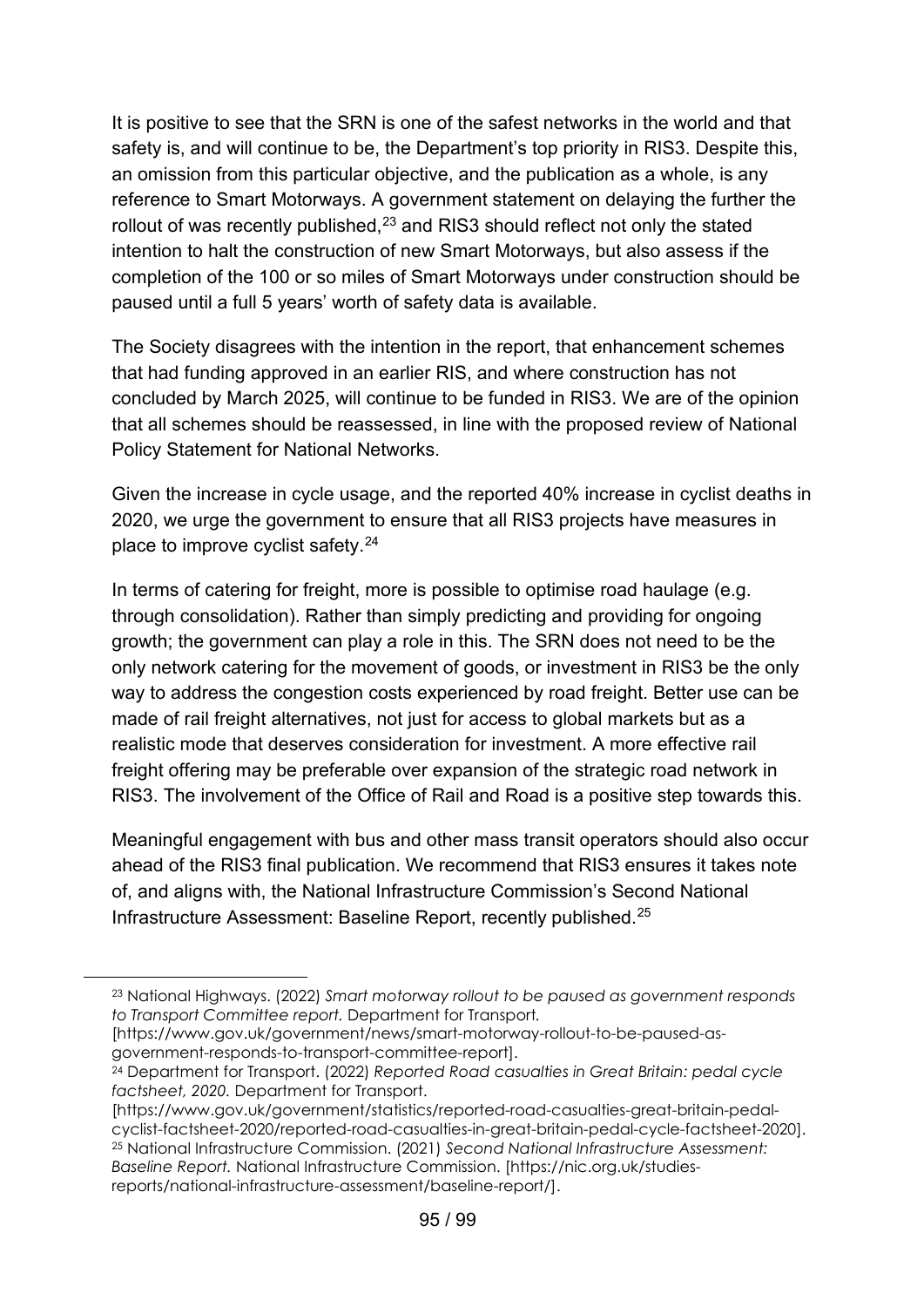It is positive to see that the SRN is one of the safest networks in the world and that safety is, and will continue to be, the Department's top priority in RIS3. Despite this, an omission from this particular objective, and the publication as a whole, is any reference to Smart Motorways. A government statement on delaying the further the rollout of was recently published,[23] and RIS3 should reflect not only the stated intention to halt the construction of new Smart Motorways, but also assess if the completion of the 100 or so miles of Smart Motorways under construction should be paused until a full 5 years' worth of safety data is available.

The Society disagrees with the intention in the report, that enhancement schemes that had funding approved in an earlier RIS, and where construction has not concluded by March 2025, will continue to be funded in RIS3. We are of the opinion that all schemes should be reassessed, in line with the proposed review of National Policy Statement for National Networks.

Given the increase in cycle usage, and the reported 40% increase in cyclist deaths in 2020, we urge the government to ensure that all RIS3 projects have measures in place to improve cyclist safety.[24]

In terms of catering for freight, more is possible to optimise road haulage (e.g. through consolidation). Rather than simply predicting and providing for ongoing growth; the government can play a role in this. The SRN does not need to be the only network catering for the movement of goods, or investment in RIS3 be the only way to address the congestion costs experienced by road freight. Better use can be made of rail freight alternatives, not just for access to global markets but as a realistic mode that deserves consideration for investment. A more effective rail freight offering may be preferable over expansion of the strategic road network in RIS3. The involvement of the Office of Rail and Road is a positive step towards this.

Meaningful engagement with bus and other mass transit operators should also occur ahead of the RIS3 final publication. We recommend that RIS3 ensures it takes note of, and aligns with, the National Infrastructure Commission's Second National Infrastructure Assessment: Baseline Report, recently published.[25]

---

[23] National Highways. (2022) *Smart motorway rollout to be paused as government responds to Transport Committee report.* Department for Transport. [https://www.gov.uk/government/news/smart-motorway-rollout-to-be-paused-as-government-responds-to-transport-committee-report].

[24] Department for Transport. (2022) *Reported Road casualties in Great Britain: pedal cycle factsheet, 2020.* Department for Transport. [https://www.gov.uk/government/statistics/reported-road-casualties-great-britain-pedal-cyclist-factsheet-2020/reported-road-casualties-in-great-britain-pedal-cycle-factsheet-2020].

[25] National Infrastructure Commission. (2021) *Second National Infrastructure Assessment: Baseline Report.* National Infrastructure Commission. [https://nic.org.uk/studies-reports/national-infrastructure-assessment/baseline-report/].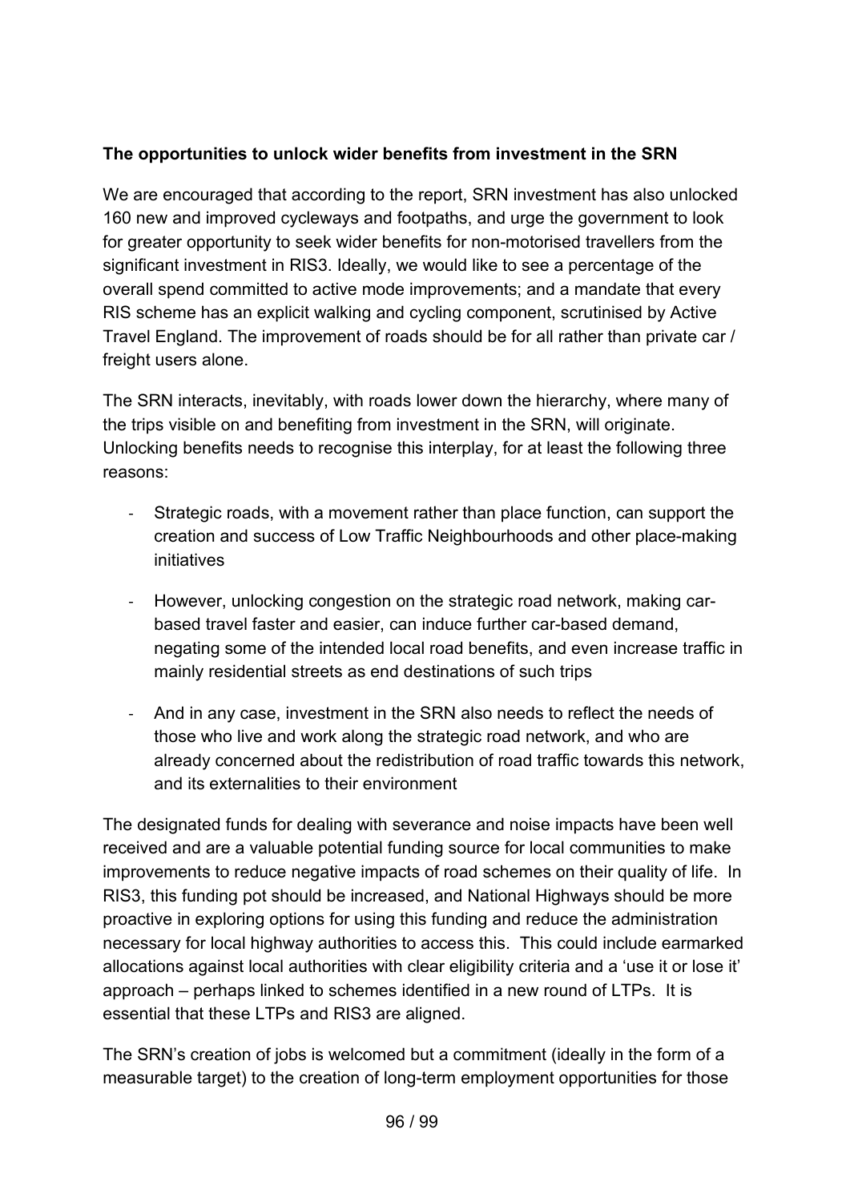**The opportunities to unlock wider benefits from investment in the SRN**

We are encouraged that according to the report, SRN investment has also unlocked 160 new and improved cycleways and footpaths, and urge the government to look for greater opportunity to seek wider benefits for non-motorised travellers from the significant investment in RIS3. Ideally, we would like to see a percentage of the overall spend committed to active mode improvements; and a mandate that every RIS scheme has an explicit walking and cycling component, scrutinised by Active Travel England. The improvement of roads should be for all rather than private car / freight users alone.

The SRN interacts, inevitably, with roads lower down the hierarchy, where many of the trips visible on and benefiting from investment in the SRN, will originate. Unlocking benefits needs to recognise this interplay, for at least the following three reasons:

- Strategic roads, with a movement rather than place function, can support the creation and success of Low Traffic Neighbourhoods and other place-making initiatives
- However, unlocking congestion on the strategic road network, making car-based travel faster and easier, can induce further car-based demand, negating some of the intended local road benefits, and even increase traffic in mainly residential streets as end destinations of such trips
- And in any case, investment in the SRN also needs to reflect the needs of those who live and work along the strategic road network, and who are already concerned about the redistribution of road traffic towards this network, and its externalities to their environment

The designated funds for dealing with severance and noise impacts have been well received and are a valuable potential funding source for local communities to make improvements to reduce negative impacts of road schemes on their quality of life. In RIS3, this funding pot should be increased, and National Highways should be more proactive in exploring options for using this funding and reduce the administration necessary for local highway authorities to access this. This could include earmarked allocations against local authorities with clear eligibility criteria and a 'use it or lose it' approach – perhaps linked to schemes identified in a new round of LTPs. It is essential that these LTPs and RIS3 are aligned.

The SRN's creation of jobs is welcomed but a commitment (ideally in the form of a measurable target) to the creation of long-term employment opportunities for those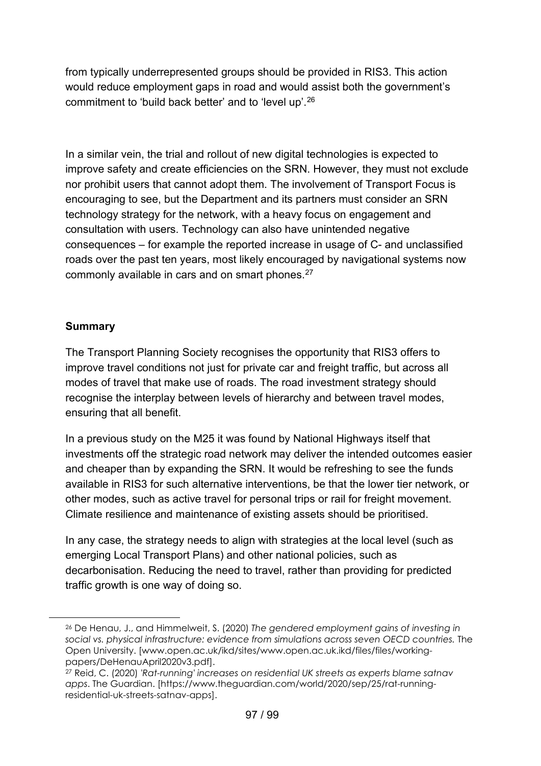from typically underrepresented groups should be provided in RIS3. This action would reduce employment gaps in road and would assist both the government's commitment to 'build back better' and to 'level up'.[26]

In a similar vein, the trial and rollout of new digital technologies is expected to improve safety and create efficiencies on the SRN. However, they must not exclude nor prohibit users that cannot adopt them. The involvement of Transport Focus is encouraging to see, but the Department and its partners must consider an SRN technology strategy for the network, with a heavy focus on engagement and consultation with users. Technology can also have unintended negative consequences – for example the reported increase in usage of C- and unclassified roads over the past ten years, most likely encouraged by navigational systems now commonly available in cars and on smart phones.[27]

**Summary**

The Transport Planning Society recognises the opportunity that RIS3 offers to improve travel conditions not just for private car and freight traffic, but across all modes of travel that make use of roads. The road investment strategy should recognise the interplay between levels of hierarchy and between travel modes, ensuring that all benefit.

In a previous study on the M25 it was found by National Highways itself that investments off the strategic road network may deliver the intended outcomes easier and cheaper than by expanding the SRN. It would be refreshing to see the funds available in RIS3 for such alternative interventions, be that the lower tier network, or other modes, such as active travel for personal trips or rail for freight movement. Climate resilience and maintenance of existing assets should be prioritised.

In any case, the strategy needs to align with strategies at the local level (such as emerging Local Transport Plans) and other national policies, such as decarbonisation. Reducing the need to travel, rather than providing for predicted traffic growth is one way of doing so.

---

[26] De Henau, J., and Himmelweit, S. (2020) *The gendered employment gains of investing in social vs. physical infrastructure: evidence from simulations across seven OECD countries.* The Open University. [www.open.ac.uk/ikd/sites/www.open.ac.uk.ikd/files/files/working-papers/DeHenauApril2020v3.pdf].

[27] Reid, C. (2020) *'Rat-running' increases on residential UK streets as experts blame satnav apps*. The Guardian. [https://www.theguardian.com/world/2020/sep/25/rat-running-residential-uk-streets-satnav-apps].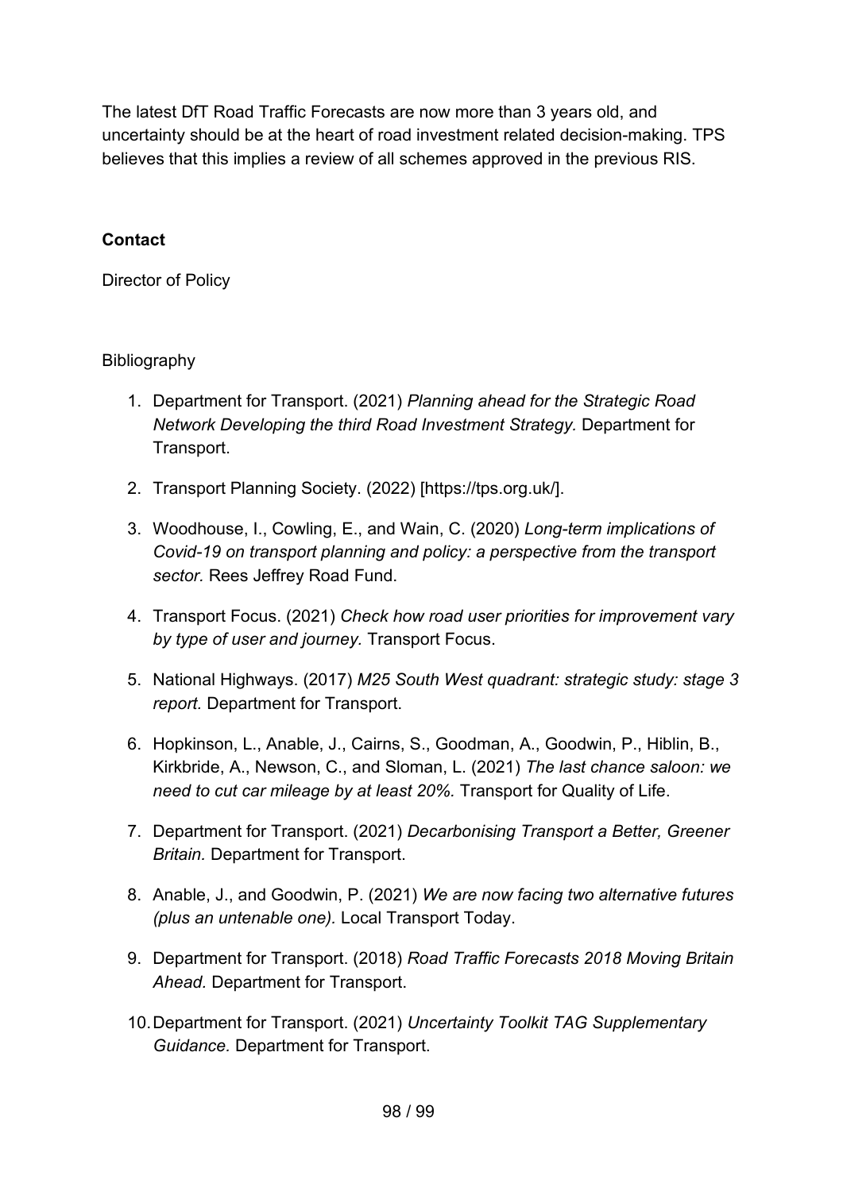The latest DfT Road Traffic Forecasts are now more than 3 years old, and uncertainty should be at the heart of road investment related decision-making. TPS believes that this implies a review of all schemes approved in the previous RIS.

**Contact**

Director of Policy

Bibliography

1. Department for Transport. (2021) *Planning ahead for the Strategic Road Network Developing the third Road Investment Strategy.* Department for Transport.
2. Transport Planning Society. (2022) [https://tps.org.uk/].
3. Woodhouse, I., Cowling, E., and Wain, C. (2020) *Long-term implications of Covid-19 on transport planning and policy: a perspective from the transport sector.* Rees Jeffrey Road Fund.
4. Transport Focus. (2021) *Check how road user priorities for improvement vary by type of user and journey.* Transport Focus.
5. National Highways. (2017) *M25 South West quadrant: strategic study: stage 3 report.* Department for Transport.
6. Hopkinson, L., Anable, J., Cairns, S., Goodman, A., Goodwin, P., Hiblin, B., Kirkbride, A., Newson, C., and Sloman, L. (2021) *The last chance saloon: we need to cut car mileage by at least 20%.* Transport for Quality of Life.
7. Department for Transport. (2021) *Decarbonising Transport a Better, Greener Britain.* Department for Transport.
8. Anable, J., and Goodwin, P. (2021) *We are now facing two alternative futures (plus an untenable one).* Local Transport Today.
9. Department for Transport. (2018) *Road Traffic Forecasts 2018 Moving Britain Ahead.* Department for Transport.
10. Department for Transport. (2021) *Uncertainty Toolkit TAG Supplementary Guidance.* Department for Transport.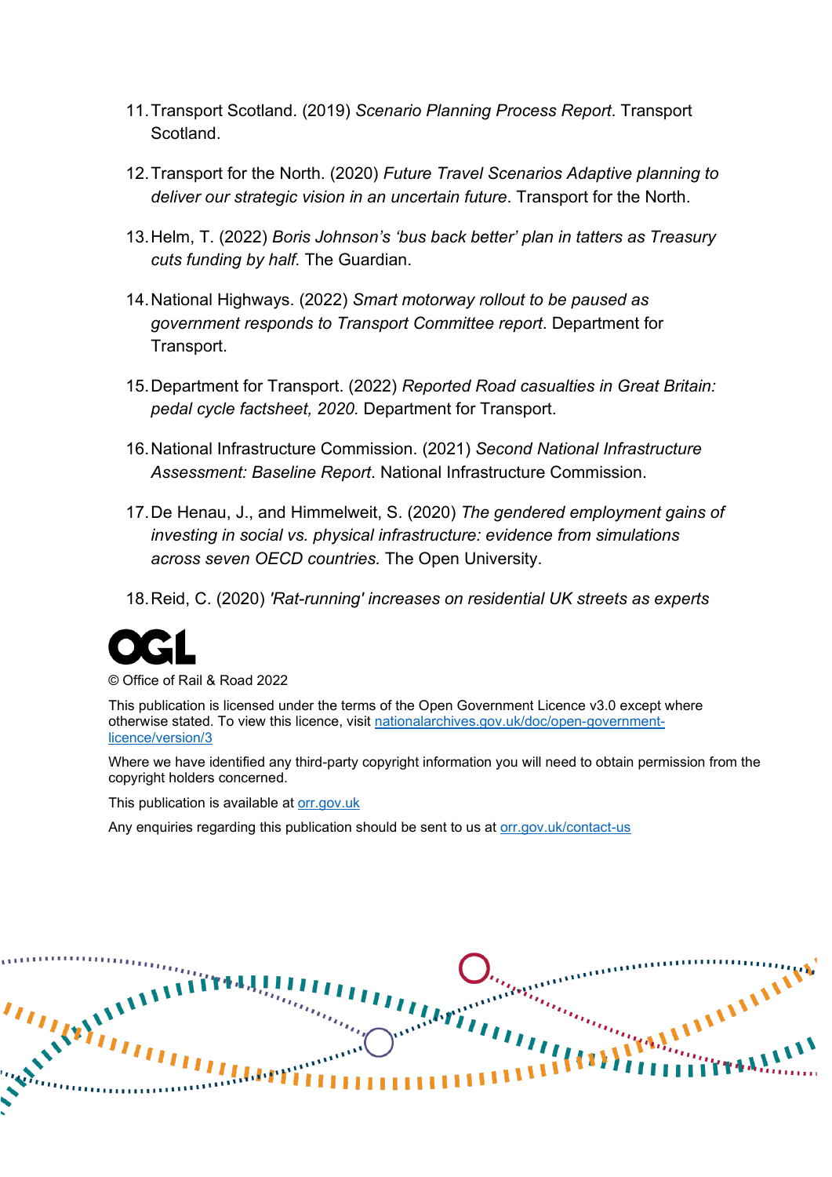11. Transport Scotland. (2019) *Scenario Planning Process Report*. Transport Scotland.

12. Transport for the North. (2020) *Future Travel Scenarios Adaptive planning to deliver our strategic vision in an uncertain future*. Transport for the North.

13. Helm, T. (2022) *Boris Johnson's 'bus back better' plan in tatters as Treasury cuts funding by half.* The Guardian.

14. National Highways. (2022) *Smart motorway rollout to be paused as government responds to Transport Committee report*. Department for Transport.

15. Department for Transport. (2022) *Reported Road casualties in Great Britain: pedal cycle factsheet, 2020*. Department for Transport.

16. National Infrastructure Commission. (2021) *Second National Infrastructure Assessment: Baseline Report*. National Infrastructure Commission.

17. De Henau, J., and Himmelweit, S. (2020) *The gendered employment gains of investing in social vs. physical infrastructure: evidence from simulations across seven OECD countries.* The Open University.

18. Reid, C. (2020) *'Rat-running' increases on residential UK streets as experts*

OGL

© Office of Rail & Road 2022

This publication is licensed under the terms of the Open Government Licence v3.0 except where otherwise stated. To view this licence, visit nationalarchives.gov.uk/doc/open-government-licence/version/3

Where we have identified any third-party copyright information you will need to obtain permission from the copyright holders concerned.

This publication is available at orr.gov.uk

Any enquiries regarding this publication should be sent to us at orr.gov.uk/contact-us